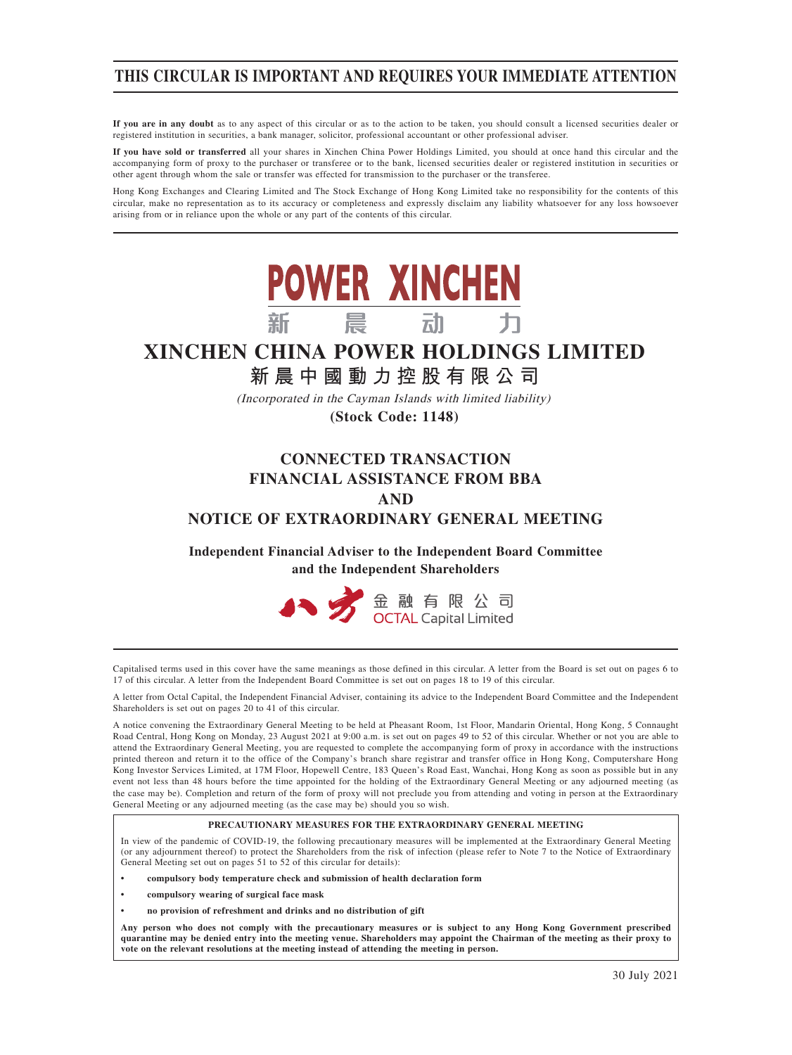# THIS CIRCULAR IS IMPORTANT AND REQUIRES YOUR IMMEDIATE ATTENTION

**If you are in any doubt** as to any aspect of this circular or as to the action to be taken, you should consult a licensed securities dealer or registered institution in securities, a bank manager, solicitor, professional accountant or other professional adviser.

**If you have sold or transferred** all your shares in Xinchen China Power Holdings Limited, you should at once hand this circular and the accompanying form of proxy to the purchaser or transferee or to the bank, licensed securities dealer or registered institution in securities or other agent through whom the sale or transfer was effected for transmission to the purchaser or the transferee.

Hong Kong Exchanges and Clearing Limited and The Stock Exchange of Hong Kong Limited take no responsibility for the contents of this circular, make no representation as to its accuracy or completeness and expressly disclaim any liability whatsoever for any loss howsoever arising from or in reliance upon the whole or any part of the contents of this circular.

POWER XINCHEN
新 晨 动 力

# XINCHEN CHINA POWER HOLDINGS LIMITED
# 新晨中國動力控股有限公司

*(Incorporated in the Cayman Islands with limited liability)*

**(Stock Code: 1148)**

## CONNECTED TRANSACTION
## FINANCIAL ASSISTANCE FROM BBA
## AND
## NOTICE OF EXTRAORDINARY GENERAL MEETING

**Independent Financial Adviser to the Independent Board Committee and the Independent Shareholders**

八方 金融有限公司
OCTAL Capital Limited

Capitalised terms used in this cover have the same meanings as those defined in this circular. A letter from the Board is set out on pages 6 to 17 of this circular. A letter from the Independent Board Committee is set out on pages 18 to 19 of this circular.

A letter from Octal Capital, the Independent Financial Adviser, containing its advice to the Independent Board Committee and the Independent Shareholders is set out on pages 20 to 41 of this circular.

A notice convening the Extraordinary General Meeting to be held at Pheasant Room, 1st Floor, Mandarin Oriental, Hong Kong, 5 Connaught Road Central, Hong Kong on Monday, 23 August 2021 at 9:00 a.m. is set out on pages 49 to 52 of this circular. Whether or not you are able to attend the Extraordinary General Meeting, you are requested to complete the accompanying form of proxy in accordance with the instructions printed thereon and return it to the office of the Company's branch share registrar and transfer office in Hong Kong, Computershare Hong Kong Investor Services Limited, at 17M Floor, Hopewell Centre, 183 Queen's Road East, Wanchai, Hong Kong as soon as possible but in any event not less than 48 hours before the time appointed for the holding of the Extraordinary General Meeting or any adjourned meeting (as the case may be). Completion and return of the form of proxy will not preclude you from attending and voting in person at the Extraordinary General Meeting or any adjourned meeting (as the case may be) should you so wish.

**PRECAUTIONARY MEASURES FOR THE EXTRAORDINARY GENERAL MEETING**

In view of the pandemic of COVID-19, the following precautionary measures will be implemented at the Extraordinary General Meeting (or any adjournment thereof) to protect the Shareholders from the risk of infection (please refer to Note 7 to the Notice of Extraordinary General Meeting set out on pages 51 to 52 of this circular for details):

- **compulsory body temperature check and submission of health declaration form**
- **compulsory wearing of surgical face mask**
- **no provision of refreshment and drinks and no distribution of gift**

**Any person who does not comply with the precautionary measures or is subject to any Hong Kong Government prescribed quarantine may be denied entry into the meeting venue. Shareholders may appoint the Chairman of the meeting as their proxy to vote on the relevant resolutions at the meeting instead of attending the meeting in person.**

30 July 2021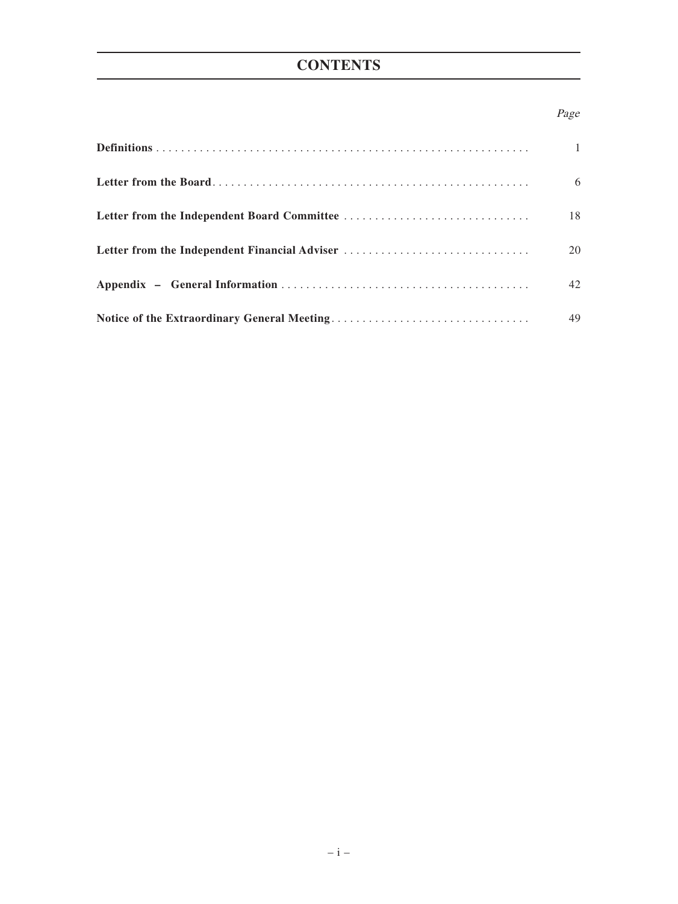# CONTENTS

| | Page |
|---|---|
| **Definitions** | 1 |
| **Letter from the Board** | 6 |
| **Letter from the Independent Board Committee** | 18 |
| **Letter from the Independent Financial Adviser** | 20 |
| **Appendix – General Information** | 42 |
| **Notice of the Extraordinary General Meeting** | 49 |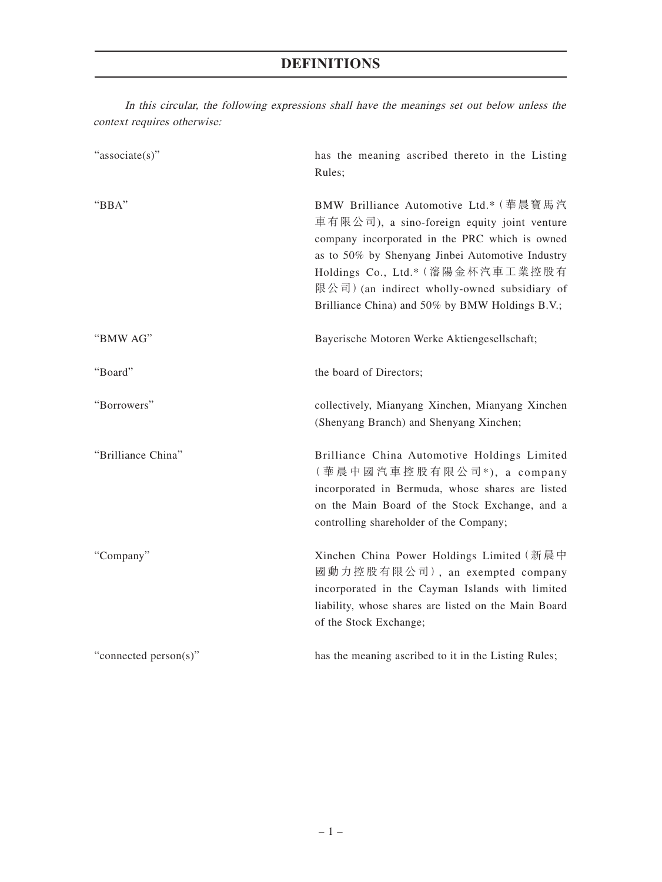# DEFINITIONS

*In this circular, the following expressions shall have the meanings set out below unless the context requires otherwise:*

| | |
|---|---|
| "associate(s)" | has the meaning ascribed thereto in the Listing Rules; |
| "BBA" | BMW Brilliance Automotive Ltd.*(華晨寶馬汽車有限公司), a sino-foreign equity joint venture company incorporated in the PRC which is owned as to 50% by Shenyang Jinbei Automotive Industry Holdings Co., Ltd.*(瀋陽金杯汽車工業控股有限公司)(an indirect wholly-owned subsidiary of Brilliance China) and 50% by BMW Holdings B.V.; |
| "BMW AG" | Bayerische Motoren Werke Aktiengesellschaft; |
| "Board" | the board of Directors; |
| "Borrowers" | collectively, Mianyang Xinchen, Mianyang Xinchen (Shenyang Branch) and Shenyang Xinchen; |
| "Brilliance China" | Brilliance China Automotive Holdings Limited (華晨中國汽車控股有限公司*), a company incorporated in Bermuda, whose shares are listed on the Main Board of the Stock Exchange, and a controlling shareholder of the Company; |
| "Company" | Xinchen China Power Holdings Limited (新晨中國動力控股有限公司), an exempted company incorporated in the Cayman Islands with limited liability, whose shares are listed on the Main Board of the Stock Exchange; |
| "connected person(s)" | has the meaning ascribed to it in the Listing Rules; |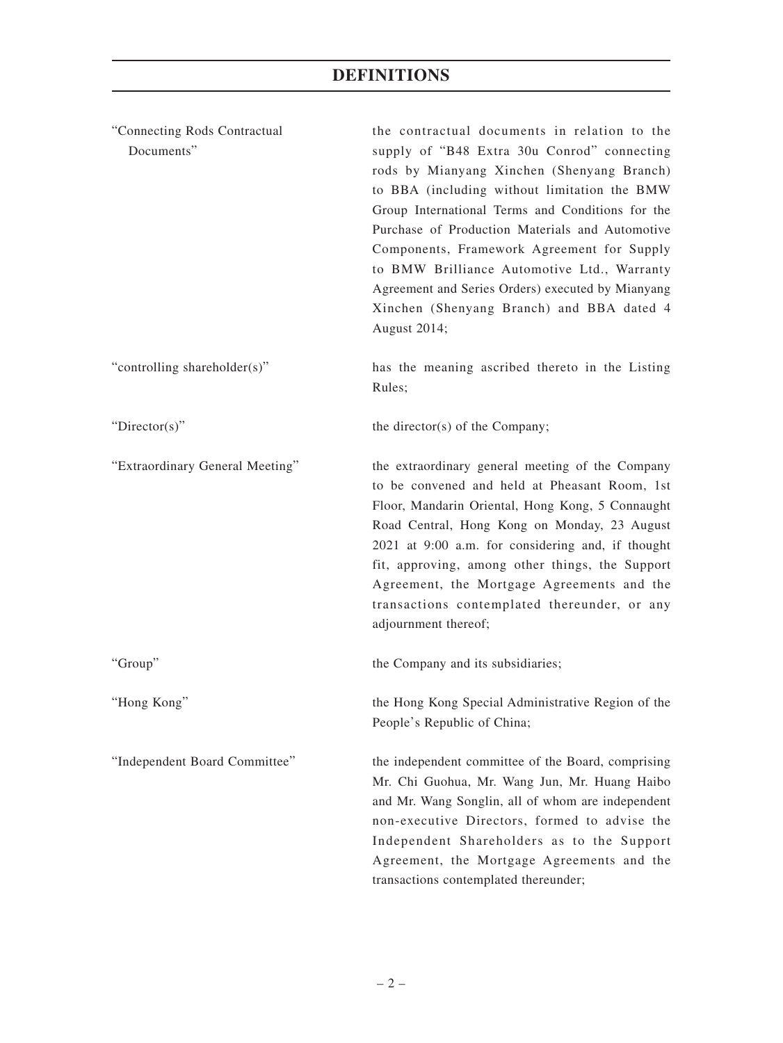# DEFINITIONS

| | |
|---|---|
| "Connecting Rods Contractual Documents" | the contractual documents in relation to the supply of "B48 Extra 30u Conrod" connecting rods by Mianyang Xinchen (Shenyang Branch) to BBA (including without limitation the BMW Group International Terms and Conditions for the Purchase of Production Materials and Automotive Components, Framework Agreement for Supply to BMW Brilliance Automotive Ltd., Warranty Agreement and Series Orders) executed by Mianyang Xinchen (Shenyang Branch) and BBA dated 4 August 2014; |
| "controlling shareholder(s)" | has the meaning ascribed thereto in the Listing Rules; |
| "Director(s)" | the director(s) of the Company; |
| "Extraordinary General Meeting" | the extraordinary general meeting of the Company to be convened and held at Pheasant Room, 1st Floor, Mandarin Oriental, Hong Kong, 5 Connaught Road Central, Hong Kong on Monday, 23 August 2021 at 9:00 a.m. for considering and, if thought fit, approving, among other things, the Support Agreement, the Mortgage Agreements and the transactions contemplated thereunder, or any adjournment thereof; |
| "Group" | the Company and its subsidiaries; |
| "Hong Kong" | the Hong Kong Special Administrative Region of the People's Republic of China; |
| "Independent Board Committee" | the independent committee of the Board, comprising Mr. Chi Guohua, Mr. Wang Jun, Mr. Huang Haibo and Mr. Wang Songlin, all of whom are independent non-executive Directors, formed to advise the Independent Shareholders as to the Support Agreement, the Mortgage Agreements and the transactions contemplated thereunder; |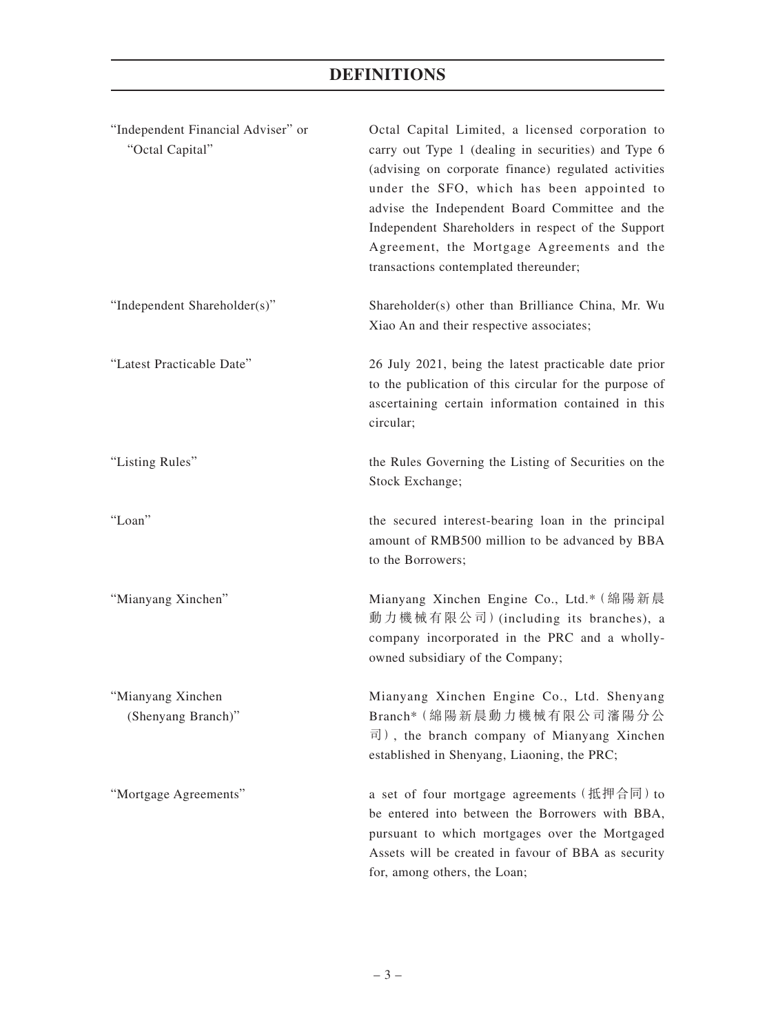# DEFINITIONS

| | |
|---|---|
| "Independent Financial Adviser" or "Octal Capital" | Octal Capital Limited, a licensed corporation to carry out Type 1 (dealing in securities) and Type 6 (advising on corporate finance) regulated activities under the SFO, which has been appointed to advise the Independent Board Committee and the Independent Shareholders in respect of the Support Agreement, the Mortgage Agreements and the transactions contemplated thereunder; |
| "Independent Shareholder(s)" | Shareholder(s) other than Brilliance China, Mr. Wu Xiao An and their respective associates; |
| "Latest Practicable Date" | 26 July 2021, being the latest practicable date prior to the publication of this circular for the purpose of ascertaining certain information contained in this circular; |
| "Listing Rules" | the Rules Governing the Listing of Securities on the Stock Exchange; |
| "Loan" | the secured interest-bearing loan in the principal amount of RMB500 million to be advanced by BBA to the Borrowers; |
| "Mianyang Xinchen" | Mianyang Xinchen Engine Co., Ltd.*（綿陽新晨動力機械有限公司）(including its branches), a company incorporated in the PRC and a wholly-owned subsidiary of the Company; |
| "Mianyang Xinchen (Shenyang Branch)" | Mianyang Xinchen Engine Co., Ltd. Shenyang Branch*（綿陽新晨動力機械有限公司瀋陽分公司）, the branch company of Mianyang Xinchen established in Shenyang, Liaoning, the PRC; |
| "Mortgage Agreements" | a set of four mortgage agreements（抵押合同）to be entered into between the Borrowers with BBA, pursuant to which mortgages over the Mortgaged Assets will be created in favour of BBA as security for, among others, the Loan; |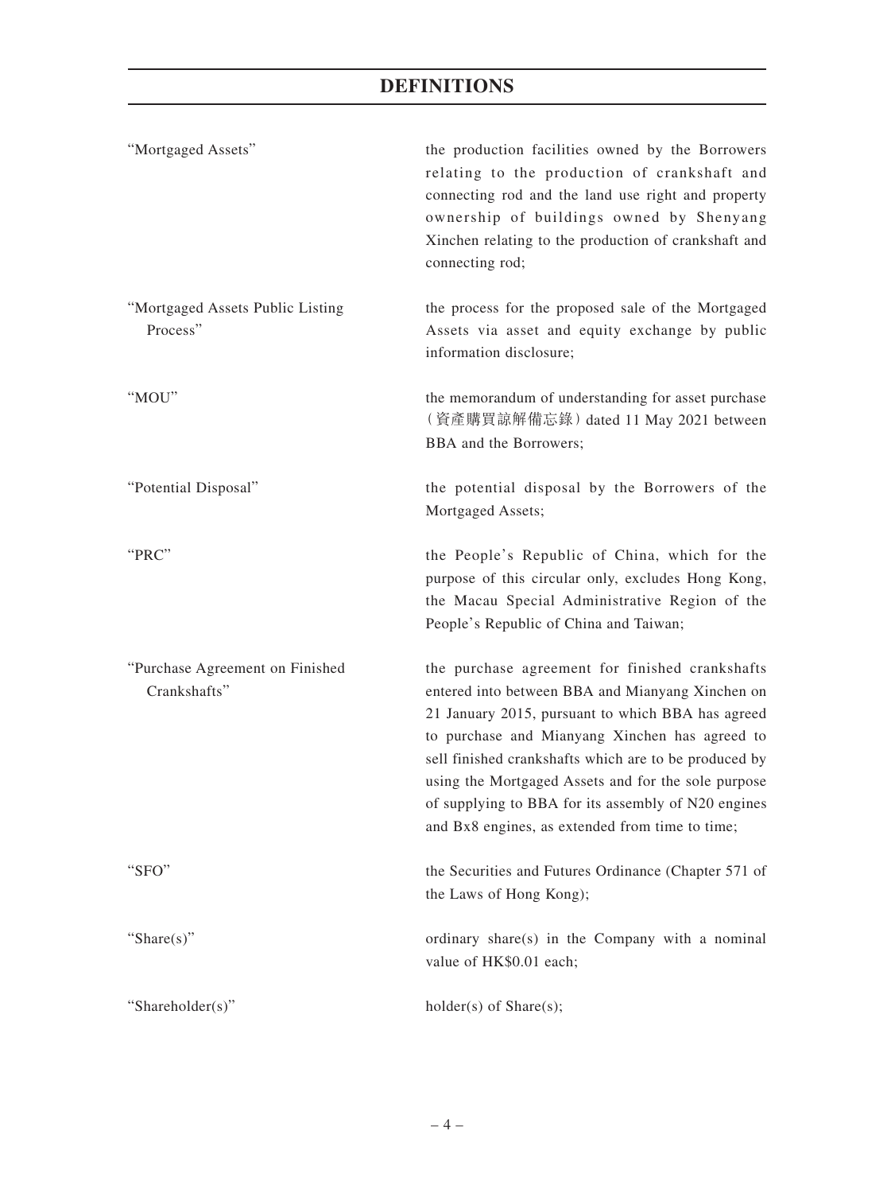# DEFINITIONS

| | |
|---|---|
| "Mortgaged Assets" | the production facilities owned by the Borrowers relating to the production of crankshaft and connecting rod and the land use right and property ownership of buildings owned by Shenyang Xinchen relating to the production of crankshaft and connecting rod; |
| "Mortgaged Assets Public Listing Process" | the process for the proposed sale of the Mortgaged Assets via asset and equity exchange by public information disclosure; |
| "MOU" | the memorandum of understanding for asset purchase (資產購買諒解備忘錄) dated 11 May 2021 between BBA and the Borrowers; |
| "Potential Disposal" | the potential disposal by the Borrowers of the Mortgaged Assets; |
| "PRC" | the People's Republic of China, which for the purpose of this circular only, excludes Hong Kong, the Macau Special Administrative Region of the People's Republic of China and Taiwan; |
| "Purchase Agreement on Finished Crankshafts" | the purchase agreement for finished crankshafts entered into between BBA and Mianyang Xinchen on 21 January 2015, pursuant to which BBA has agreed to purchase and Mianyang Xinchen has agreed to sell finished crankshafts which are to be produced by using the Mortgaged Assets and for the sole purpose of supplying to BBA for its assembly of N20 engines and Bx8 engines, as extended from time to time; |
| "SFO" | the Securities and Futures Ordinance (Chapter 571 of the Laws of Hong Kong); |
| "Share(s)" | ordinary share(s) in the Company with a nominal value of HK$0.01 each; |
| "Shareholder(s)" | holder(s) of Share(s); |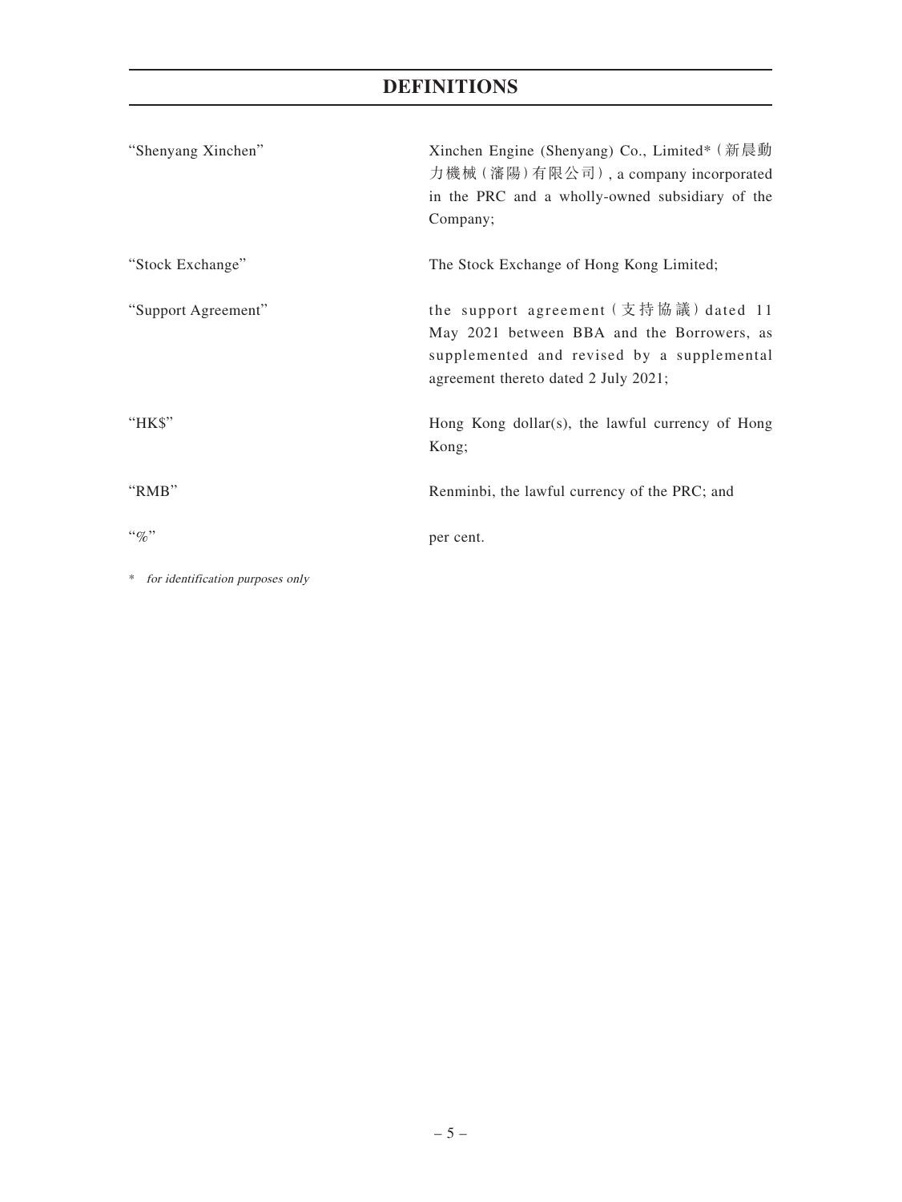# DEFINITIONS

| | |
|---|---|
| "Shenyang Xinchen" | Xinchen Engine (Shenyang) Co., Limited*（新晨動力機械（瀋陽）有限公司）, a company incorporated in the PRC and a wholly-owned subsidiary of the Company; |
| "Stock Exchange" | The Stock Exchange of Hong Kong Limited; |
| "Support Agreement" | the support agreement（支持協議）dated 11 May 2021 between BBA and the Borrowers, as supplemented and revised by a supplemental agreement thereto dated 2 July 2021; |
| "HK$" | Hong Kong dollar(s), the lawful currency of Hong Kong; |
| "RMB" | Renminbi, the lawful currency of the PRC; and |
| "%" | per cent. |

\* *for identification purposes only*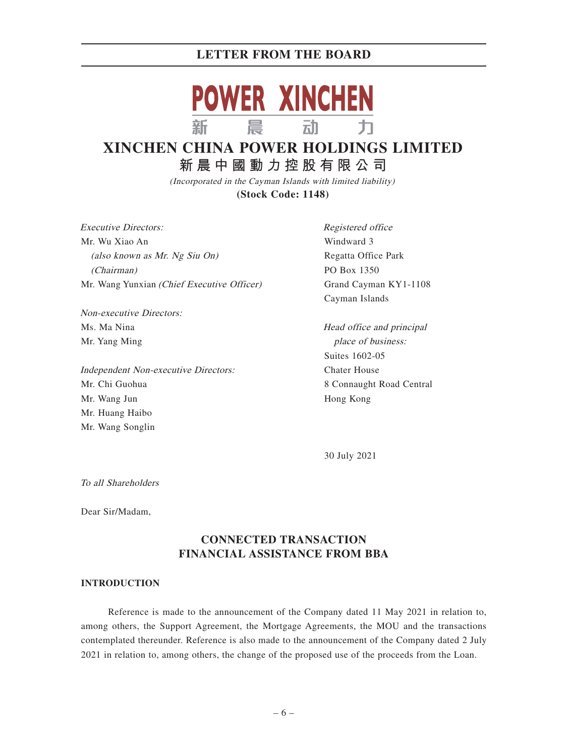POWER XINCHEN

新 晨 动 力

# XINCHEN CHINA POWER HOLDINGS LIMITED

**新晨中國動力控股有限公司**

*(Incorporated in the Cayman Islands with limited liability)*

**(Stock Code: 1148)**

*Executive Directors:*
Mr. Wu Xiao An
*(also known as Mr. Ng Siu On)*
*(Chairman)*
Mr. Wang Yunxian *(Chief Executive Officer)*

*Non-executive Directors:*
Ms. Ma Nina
Mr. Yang Ming

*Independent Non-executive Directors:*
Mr. Chi Guohua
Mr. Wang Jun
Mr. Huang Haibo
Mr. Wang Songlin

*Registered office*
Windward 3
Regatta Office Park
PO Box 1350
Grand Cayman KY1-1108
Cayman Islands

*Head office and principal place of business:*
Suites 1602-05
Chater House
8 Connaught Road Central
Hong Kong

30 July 2021

*To all Shareholders*

Dear Sir/Madam,

## CONNECTED TRANSACTION
## FINANCIAL ASSISTANCE FROM BBA

### INTRODUCTION

Reference is made to the announcement of the Company dated 11 May 2021 in relation to, among others, the Support Agreement, the Mortgage Agreements, the MOU and the transactions contemplated thereunder. Reference is also made to the announcement of the Company dated 2 July 2021 in relation to, among others, the change of the proposed use of the proceeds from the Loan.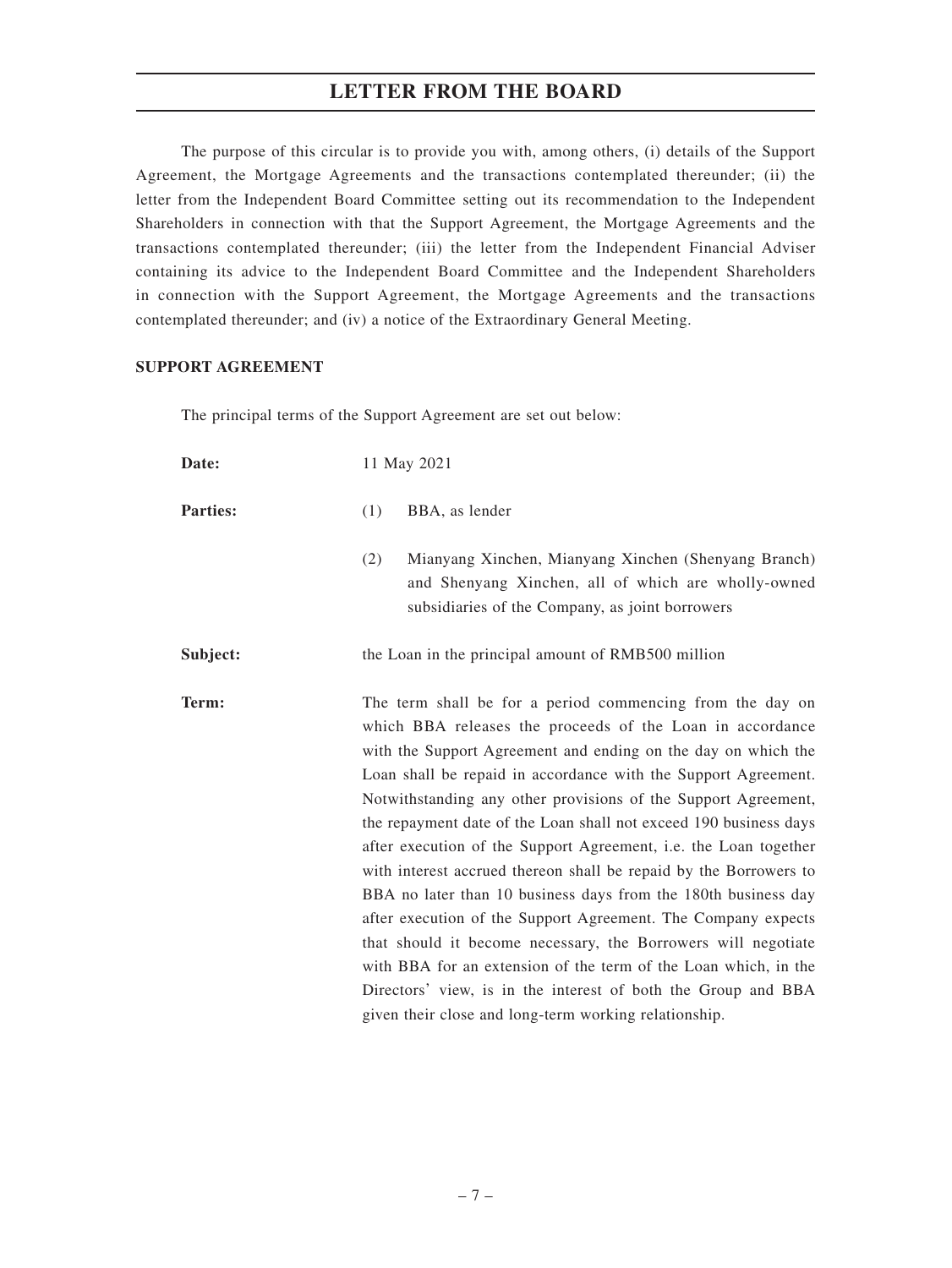The purpose of this circular is to provide you with, among others, (i) details of the Support Agreement, the Mortgage Agreements and the transactions contemplated thereunder; (ii) the letter from the Independent Board Committee setting out its recommendation to the Independent Shareholders in connection with that the Support Agreement, the Mortgage Agreements and the transactions contemplated thereunder; (iii) the letter from the Independent Financial Adviser containing its advice to the Independent Board Committee and the Independent Shareholders in connection with the Support Agreement, the Mortgage Agreements and the transactions contemplated thereunder; and (iv) a notice of the Extraordinary General Meeting.

## SUPPORT AGREEMENT

The principal terms of the Support Agreement are set out below:

**Date:** 11 May 2021

**Parties:**

(1) BBA, as lender

(2) Mianyang Xinchen, Mianyang Xinchen (Shenyang Branch) and Shenyang Xinchen, all of which are wholly-owned subsidiaries of the Company, as joint borrowers

**Subject:** the Loan in the principal amount of RMB500 million

**Term:** The term shall be for a period commencing from the day on which BBA releases the proceeds of the Loan in accordance with the Support Agreement and ending on the day on which the Loan shall be repaid in accordance with the Support Agreement. Notwithstanding any other provisions of the Support Agreement, the repayment date of the Loan shall not exceed 190 business days after execution of the Support Agreement, i.e. the Loan together with interest accrued thereon shall be repaid by the Borrowers to BBA no later than 10 business days from the 180th business day after execution of the Support Agreement. The Company expects that should it become necessary, the Borrowers will negotiate with BBA for an extension of the term of the Loan which, in the Directors' view, is in the interest of both the Group and BBA given their close and long-term working relationship.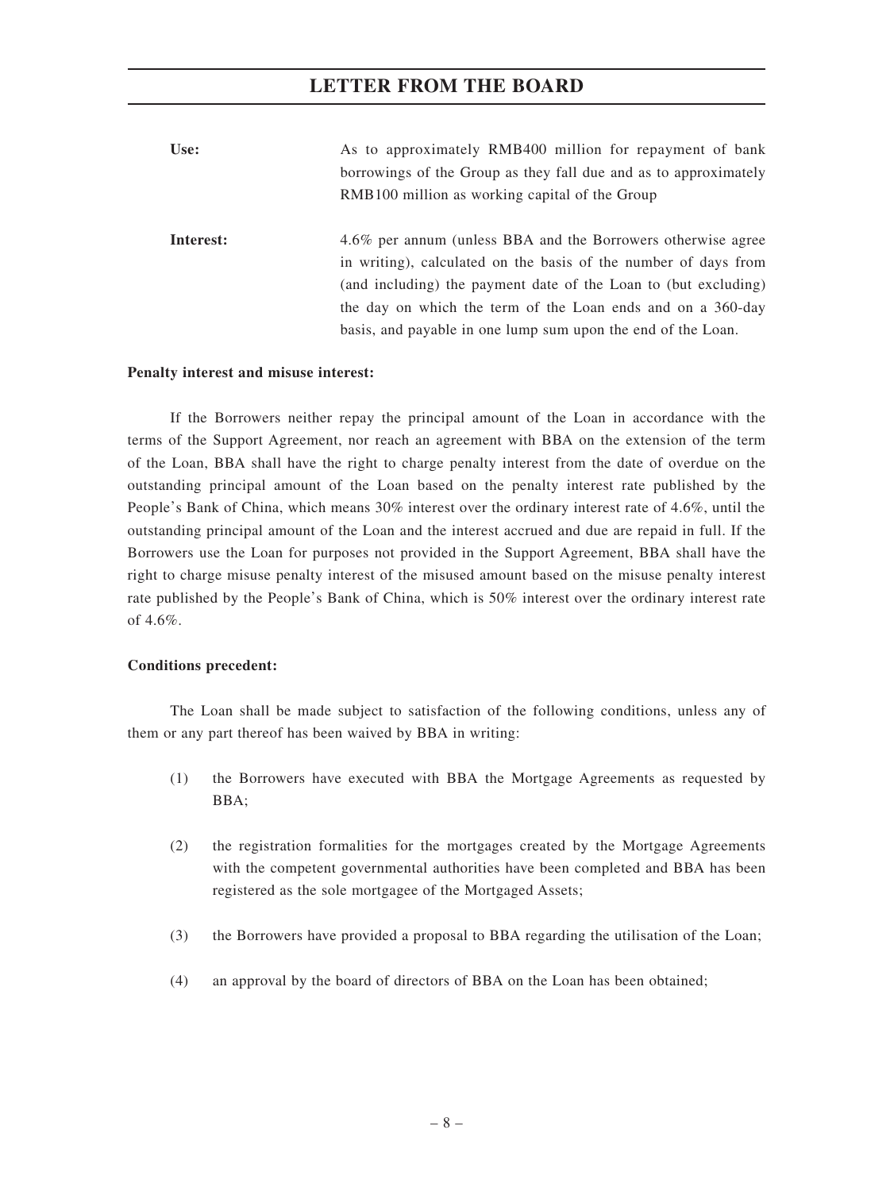| | |
|---|---|
| **Use:** | As to approximately RMB400 million for repayment of bank borrowings of the Group as they fall due and as to approximately RMB100 million as working capital of the Group |
| **Interest:** | 4.6% per annum (unless BBA and the Borrowers otherwise agree in writing), calculated on the basis of the number of days from (and including) the payment date of the Loan to (but excluding) the day on which the term of the Loan ends and on a 360-day basis, and payable in one lump sum upon the end of the Loan. |

**Penalty interest and misuse interest:**

If the Borrowers neither repay the principal amount of the Loan in accordance with the terms of the Support Agreement, nor reach an agreement with BBA on the extension of the term of the Loan, BBA shall have the right to charge penalty interest from the date of overdue on the outstanding principal amount of the Loan based on the penalty interest rate published by the People's Bank of China, which means 30% interest over the ordinary interest rate of 4.6%, until the outstanding principal amount of the Loan and the interest accrued and due are repaid in full. If the Borrowers use the Loan for purposes not provided in the Support Agreement, BBA shall have the right to charge misuse penalty interest of the misused amount based on the misuse penalty interest rate published by the People's Bank of China, which is 50% interest over the ordinary interest rate of 4.6%.

**Conditions precedent:**

The Loan shall be made subject to satisfaction of the following conditions, unless any of them or any part thereof has been waived by BBA in writing:

(1) the Borrowers have executed with BBA the Mortgage Agreements as requested by BBA;

(2) the registration formalities for the mortgages created by the Mortgage Agreements with the competent governmental authorities have been completed and BBA has been registered as the sole mortgagee of the Mortgaged Assets;

(3) the Borrowers have provided a proposal to BBA regarding the utilisation of the Loan;

(4) an approval by the board of directors of BBA on the Loan has been obtained;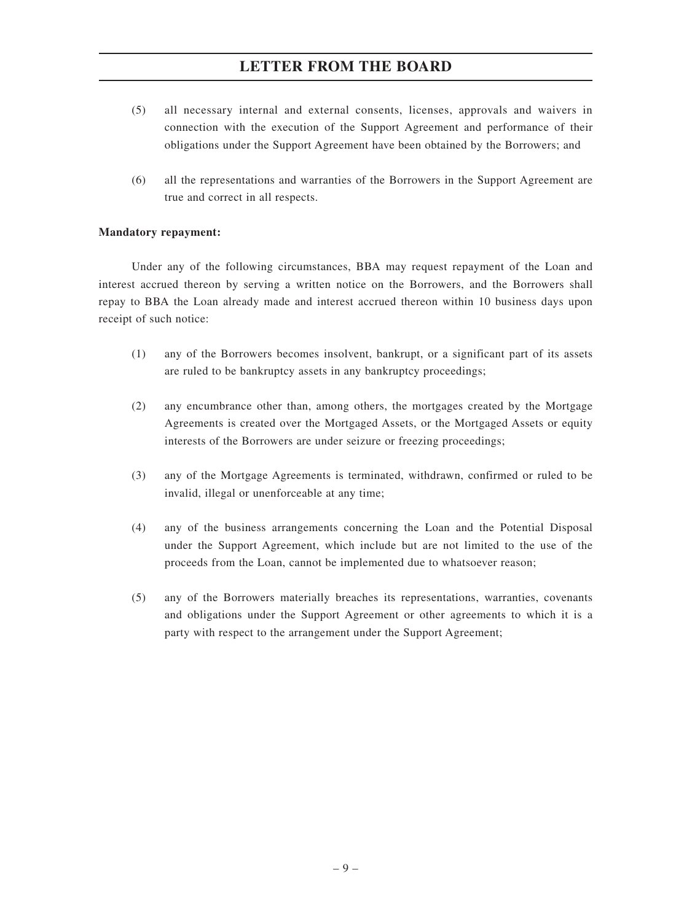(5) all necessary internal and external consents, licenses, approvals and waivers in connection with the execution of the Support Agreement and performance of their obligations under the Support Agreement have been obtained by the Borrowers; and

(6) all the representations and warranties of the Borrowers in the Support Agreement are true and correct in all respects.

**Mandatory repayment:**

Under any of the following circumstances, BBA may request repayment of the Loan and interest accrued thereon by serving a written notice on the Borrowers, and the Borrowers shall repay to BBA the Loan already made and interest accrued thereon within 10 business days upon receipt of such notice:

(1) any of the Borrowers becomes insolvent, bankrupt, or a significant part of its assets are ruled to be bankruptcy assets in any bankruptcy proceedings;

(2) any encumbrance other than, among others, the mortgages created by the Mortgage Agreements is created over the Mortgaged Assets, or the Mortgaged Assets or equity interests of the Borrowers are under seizure or freezing proceedings;

(3) any of the Mortgage Agreements is terminated, withdrawn, confirmed or ruled to be invalid, illegal or unenforceable at any time;

(4) any of the business arrangements concerning the Loan and the Potential Disposal under the Support Agreement, which include but are not limited to the use of the proceeds from the Loan, cannot be implemented due to whatsoever reason;

(5) any of the Borrowers materially breaches its representations, warranties, covenants and obligations under the Support Agreement or other agreements to which it is a party with respect to the arrangement under the Support Agreement;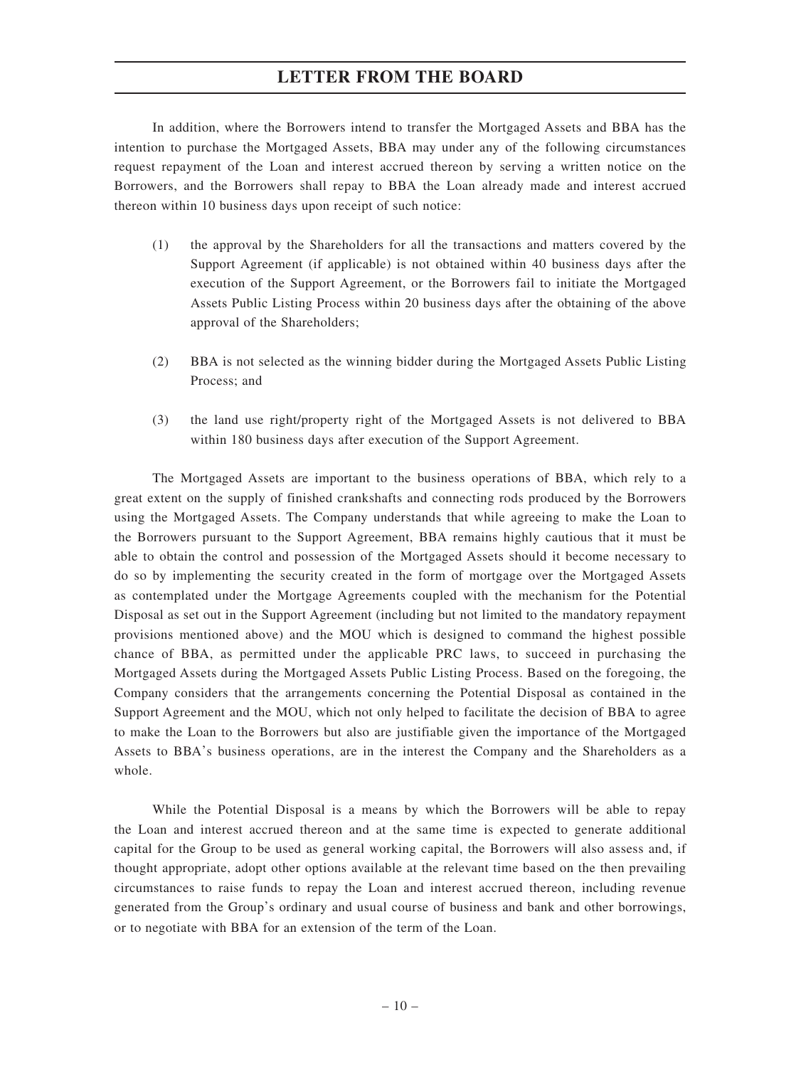In addition, where the Borrowers intend to transfer the Mortgaged Assets and BBA has the intention to purchase the Mortgaged Assets, BBA may under any of the following circumstances request repayment of the Loan and interest accrued thereon by serving a written notice on the Borrowers, and the Borrowers shall repay to BBA the Loan already made and interest accrued thereon within 10 business days upon receipt of such notice:

(1) the approval by the Shareholders for all the transactions and matters covered by the Support Agreement (if applicable) is not obtained within 40 business days after the execution of the Support Agreement, or the Borrowers fail to initiate the Mortgaged Assets Public Listing Process within 20 business days after the obtaining of the above approval of the Shareholders;

(2) BBA is not selected as the winning bidder during the Mortgaged Assets Public Listing Process; and

(3) the land use right/property right of the Mortgaged Assets is not delivered to BBA within 180 business days after execution of the Support Agreement.

The Mortgaged Assets are important to the business operations of BBA, which rely to a great extent on the supply of finished crankshafts and connecting rods produced by the Borrowers using the Mortgaged Assets. The Company understands that while agreeing to make the Loan to the Borrowers pursuant to the Support Agreement, BBA remains highly cautious that it must be able to obtain the control and possession of the Mortgaged Assets should it become necessary to do so by implementing the security created in the form of mortgage over the Mortgaged Assets as contemplated under the Mortgage Agreements coupled with the mechanism for the Potential Disposal as set out in the Support Agreement (including but not limited to the mandatory repayment provisions mentioned above) and the MOU which is designed to command the highest possible chance of BBA, as permitted under the applicable PRC laws, to succeed in purchasing the Mortgaged Assets during the Mortgaged Assets Public Listing Process. Based on the foregoing, the Company considers that the arrangements concerning the Potential Disposal as contained in the Support Agreement and the MOU, which not only helped to facilitate the decision of BBA to agree to make the Loan to the Borrowers but also are justifiable given the importance of the Mortgaged Assets to BBA's business operations, are in the interest the Company and the Shareholders as a whole.

While the Potential Disposal is a means by which the Borrowers will be able to repay the Loan and interest accrued thereon and at the same time is expected to generate additional capital for the Group to be used as general working capital, the Borrowers will also assess and, if thought appropriate, adopt other options available at the relevant time based on the then prevailing circumstances to raise funds to repay the Loan and interest accrued thereon, including revenue generated from the Group's ordinary and usual course of business and bank and other borrowings, or to negotiate with BBA for an extension of the term of the Loan.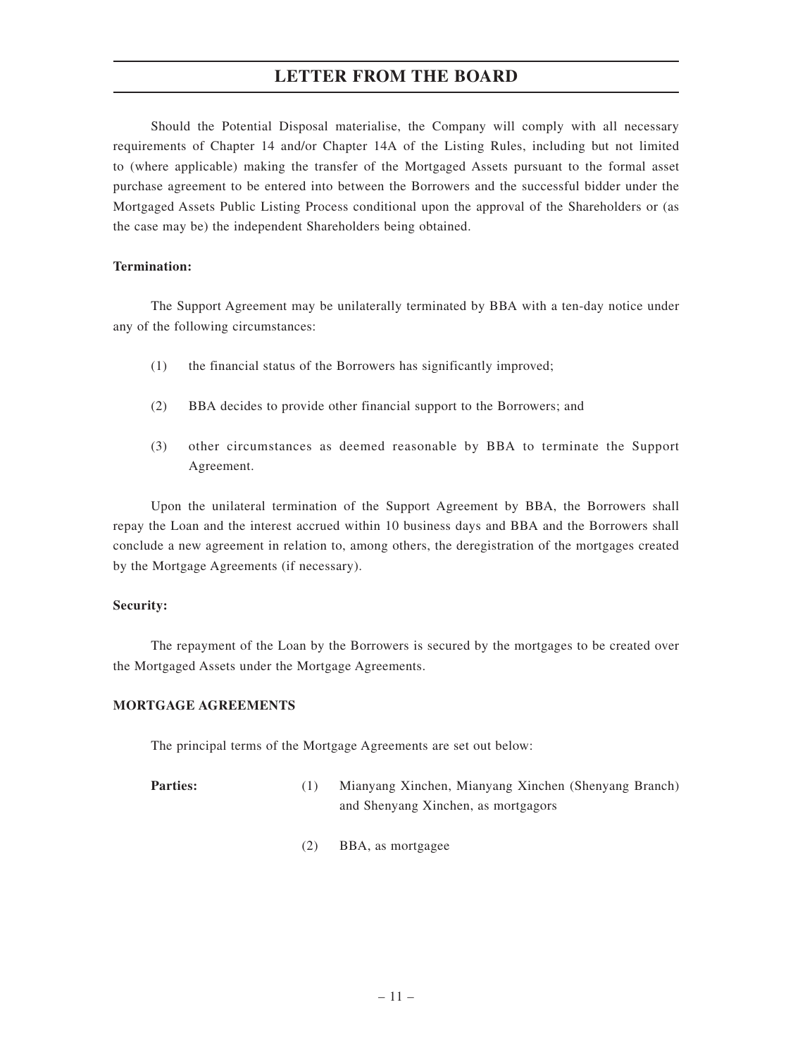Should the Potential Disposal materialise, the Company will comply with all necessary requirements of Chapter 14 and/or Chapter 14A of the Listing Rules, including but not limited to (where applicable) making the transfer of the Mortgaged Assets pursuant to the formal asset purchase agreement to be entered into between the Borrowers and the successful bidder under the Mortgaged Assets Public Listing Process conditional upon the approval of the Shareholders or (as the case may be) the independent Shareholders being obtained.

**Termination:**

The Support Agreement may be unilaterally terminated by BBA with a ten-day notice under any of the following circumstances:

(1) the financial status of the Borrowers has significantly improved;

(2) BBA decides to provide other financial support to the Borrowers; and

(3) other circumstances as deemed reasonable by BBA to terminate the Support Agreement.

Upon the unilateral termination of the Support Agreement by BBA, the Borrowers shall repay the Loan and the interest accrued within 10 business days and BBA and the Borrowers shall conclude a new agreement in relation to, among others, the deregistration of the mortgages created by the Mortgage Agreements (if necessary).

**Security:**

The repayment of the Loan by the Borrowers is secured by the mortgages to be created over the Mortgaged Assets under the Mortgage Agreements.

**MORTGAGE AGREEMENTS**

The principal terms of the Mortgage Agreements are set out below:

**Parties:**

(1) Mianyang Xinchen, Mianyang Xinchen (Shenyang Branch) and Shenyang Xinchen, as mortgagors

(2) BBA, as mortgagee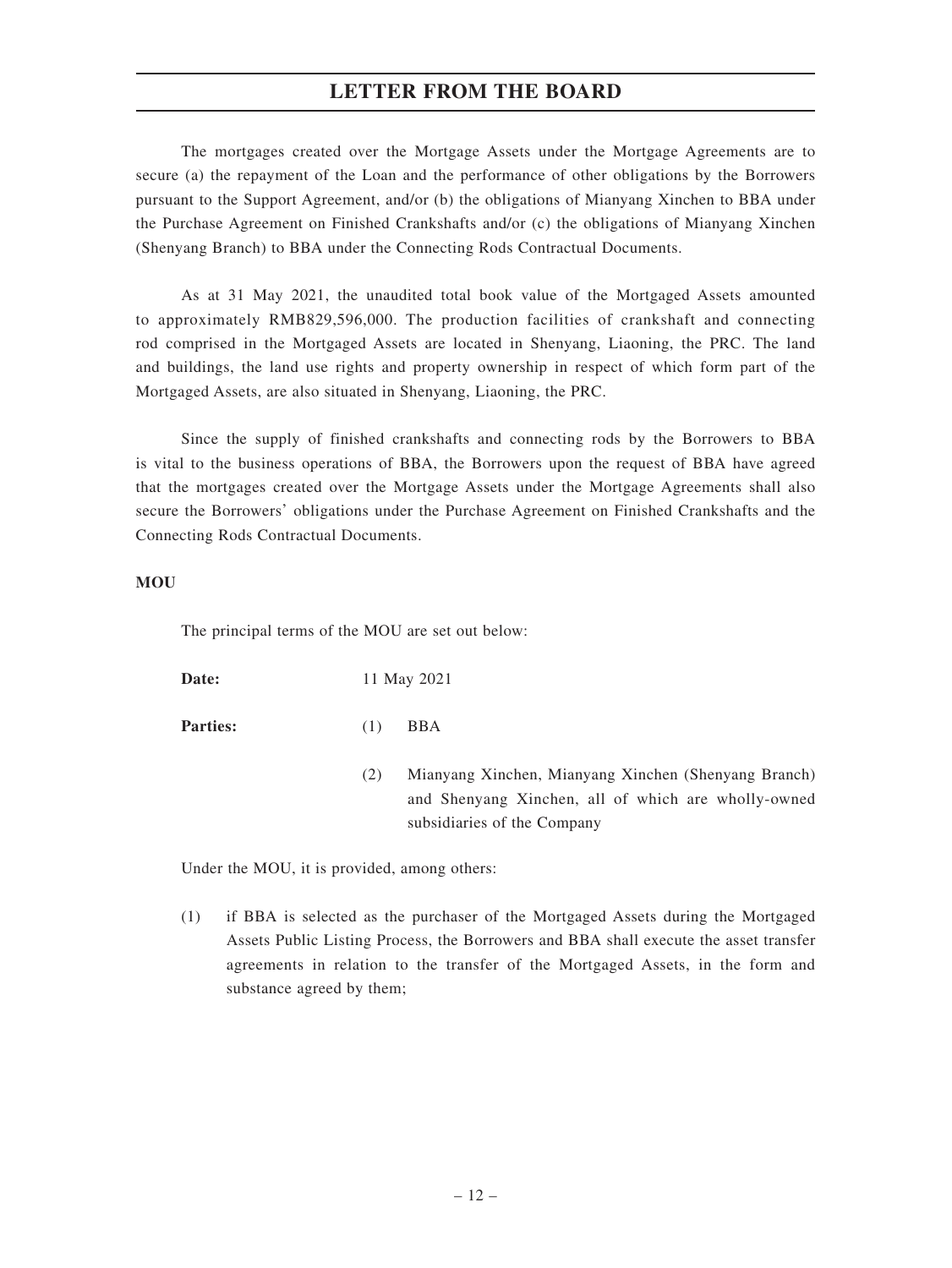The mortgages created over the Mortgage Assets under the Mortgage Agreements are to secure (a) the repayment of the Loan and the performance of other obligations by the Borrowers pursuant to the Support Agreement, and/or (b) the obligations of Mianyang Xinchen to BBA under the Purchase Agreement on Finished Crankshafts and/or (c) the obligations of Mianyang Xinchen (Shenyang Branch) to BBA under the Connecting Rods Contractual Documents.

As at 31 May 2021, the unaudited total book value of the Mortgaged Assets amounted to approximately RMB829,596,000. The production facilities of crankshaft and connecting rod comprised in the Mortgaged Assets are located in Shenyang, Liaoning, the PRC. The land and buildings, the land use rights and property ownership in respect of which form part of the Mortgaged Assets, are also situated in Shenyang, Liaoning, the PRC.

Since the supply of finished crankshafts and connecting rods by the Borrowers to BBA is vital to the business operations of BBA, the Borrowers upon the request of BBA have agreed that the mortgages created over the Mortgage Assets under the Mortgage Agreements shall also secure the Borrowers' obligations under the Purchase Agreement on Finished Crankshafts and the Connecting Rods Contractual Documents.

**MOU**

The principal terms of the MOU are set out below:

**Date:** 11 May 2021

**Parties:**

(1) BBA

(2) Mianyang Xinchen, Mianyang Xinchen (Shenyang Branch) and Shenyang Xinchen, all of which are wholly-owned subsidiaries of the Company

Under the MOU, it is provided, among others:

(1) if BBA is selected as the purchaser of the Mortgaged Assets during the Mortgaged Assets Public Listing Process, the Borrowers and BBA shall execute the asset transfer agreements in relation to the transfer of the Mortgaged Assets, in the form and substance agreed by them;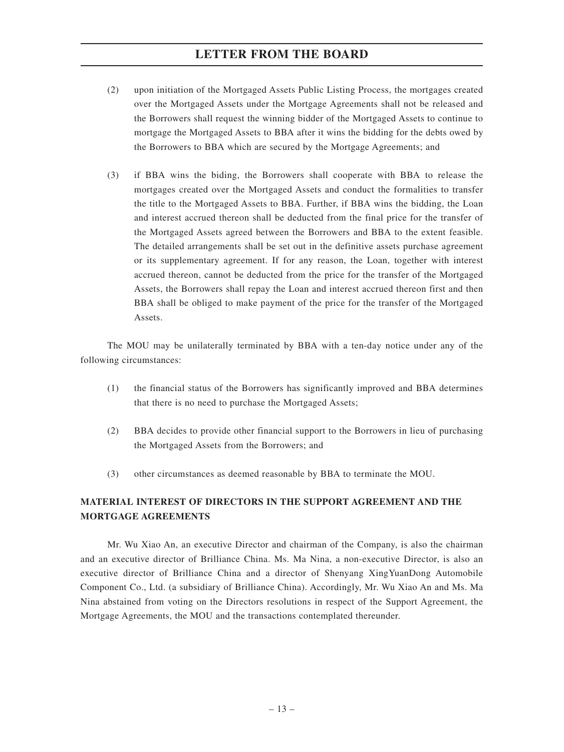(2) upon initiation of the Mortgaged Assets Public Listing Process, the mortgages created over the Mortgaged Assets under the Mortgage Agreements shall not be released and the Borrowers shall request the winning bidder of the Mortgaged Assets to continue to mortgage the Mortgaged Assets to BBA after it wins the bidding for the debts owed by the Borrowers to BBA which are secured by the Mortgage Agreements; and

(3) if BBA wins the biding, the Borrowers shall cooperate with BBA to release the mortgages created over the Mortgaged Assets and conduct the formalities to transfer the title to the Mortgaged Assets to BBA. Further, if BBA wins the bidding, the Loan and interest accrued thereon shall be deducted from the final price for the transfer of the Mortgaged Assets agreed between the Borrowers and BBA to the extent feasible. The detailed arrangements shall be set out in the definitive assets purchase agreement or its supplementary agreement. If for any reason, the Loan, together with interest accrued thereon, cannot be deducted from the price for the transfer of the Mortgaged Assets, the Borrowers shall repay the Loan and interest accrued thereon first and then BBA shall be obliged to make payment of the price for the transfer of the Mortgaged Assets.

The MOU may be unilaterally terminated by BBA with a ten-day notice under any of the following circumstances:

(1) the financial status of the Borrowers has significantly improved and BBA determines that there is no need to purchase the Mortgaged Assets;

(2) BBA decides to provide other financial support to the Borrowers in lieu of purchasing the Mortgaged Assets from the Borrowers; and

(3) other circumstances as deemed reasonable by BBA to terminate the MOU.

## MATERIAL INTEREST OF DIRECTORS IN THE SUPPORT AGREEMENT AND THE MORTGAGE AGREEMENTS

Mr. Wu Xiao An, an executive Director and chairman of the Company, is also the chairman and an executive director of Brilliance China. Ms. Ma Nina, a non-executive Director, is also an executive director of Brilliance China and a director of Shenyang XingYuanDong Automobile Component Co., Ltd. (a subsidiary of Brilliance China). Accordingly, Mr. Wu Xiao An and Ms. Ma Nina abstained from voting on the Directors resolutions in respect of the Support Agreement, the Mortgage Agreements, the MOU and the transactions contemplated thereunder.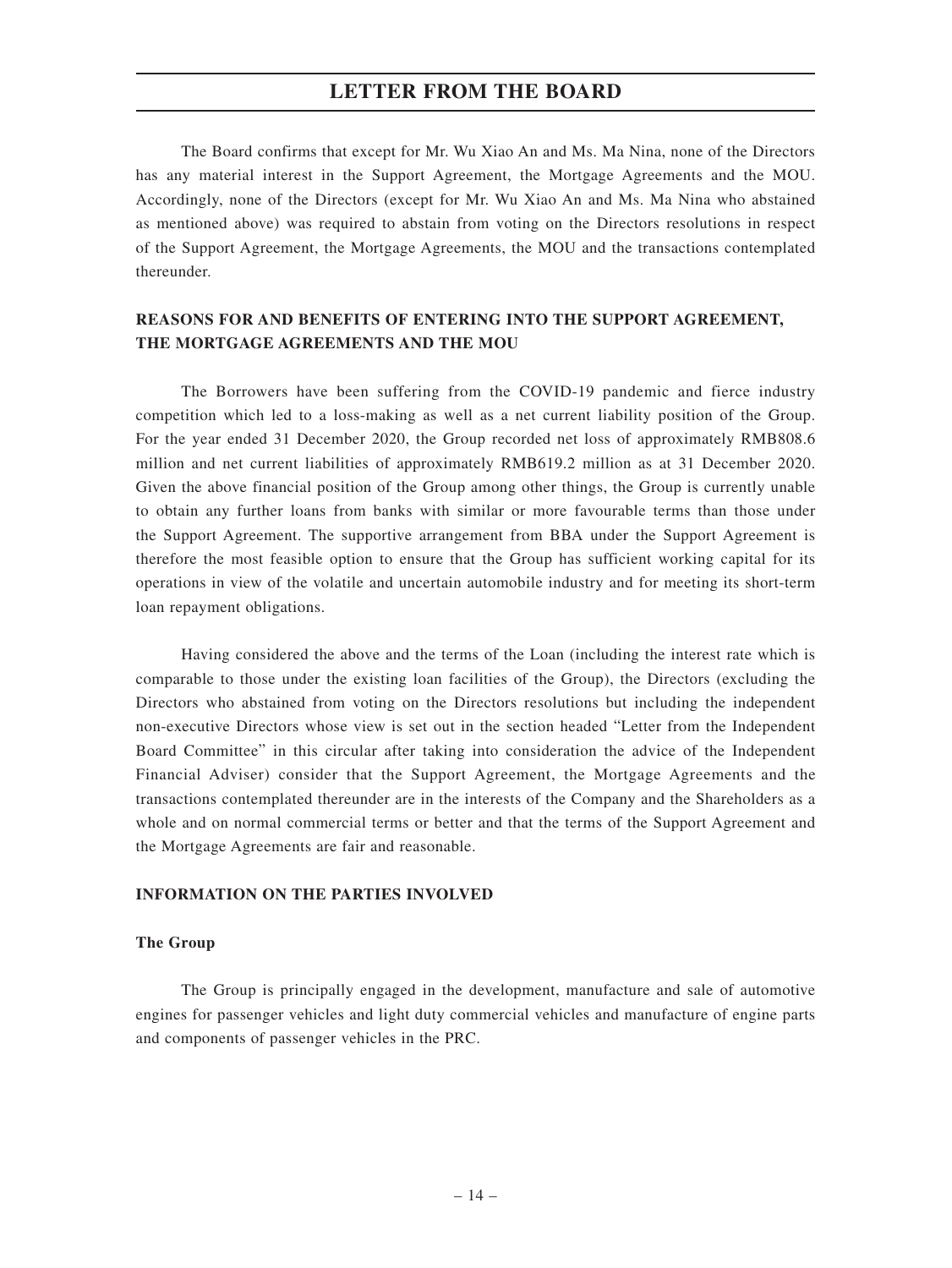The Board confirms that except for Mr. Wu Xiao An and Ms. Ma Nina, none of the Directors has any material interest in the Support Agreement, the Mortgage Agreements and the MOU. Accordingly, none of the Directors (except for Mr. Wu Xiao An and Ms. Ma Nina who abstained as mentioned above) was required to abstain from voting on the Directors resolutions in respect of the Support Agreement, the Mortgage Agreements, the MOU and the transactions contemplated thereunder.

## REASONS FOR AND BENEFITS OF ENTERING INTO THE SUPPORT AGREEMENT, THE MORTGAGE AGREEMENTS AND THE MOU

The Borrowers have been suffering from the COVID-19 pandemic and fierce industry competition which led to a loss-making as well as a net current liability position of the Group. For the year ended 31 December 2020, the Group recorded net loss of approximately RMB808.6 million and net current liabilities of approximately RMB619.2 million as at 31 December 2020. Given the above financial position of the Group among other things, the Group is currently unable to obtain any further loans from banks with similar or more favourable terms than those under the Support Agreement. The supportive arrangement from BBA under the Support Agreement is therefore the most feasible option to ensure that the Group has sufficient working capital for its operations in view of the volatile and uncertain automobile industry and for meeting its short-term loan repayment obligations.

Having considered the above and the terms of the Loan (including the interest rate which is comparable to those under the existing loan facilities of the Group), the Directors (excluding the Directors who abstained from voting on the Directors resolutions but including the independent non-executive Directors whose view is set out in the section headed "Letter from the Independent Board Committee" in this circular after taking into consideration the advice of the Independent Financial Adviser) consider that the Support Agreement, the Mortgage Agreements and the transactions contemplated thereunder are in the interests of the Company and the Shareholders as a whole and on normal commercial terms or better and that the terms of the Support Agreement and the Mortgage Agreements are fair and reasonable.

## INFORMATION ON THE PARTIES INVOLVED

### The Group

The Group is principally engaged in the development, manufacture and sale of automotive engines for passenger vehicles and light duty commercial vehicles and manufacture of engine parts and components of passenger vehicles in the PRC.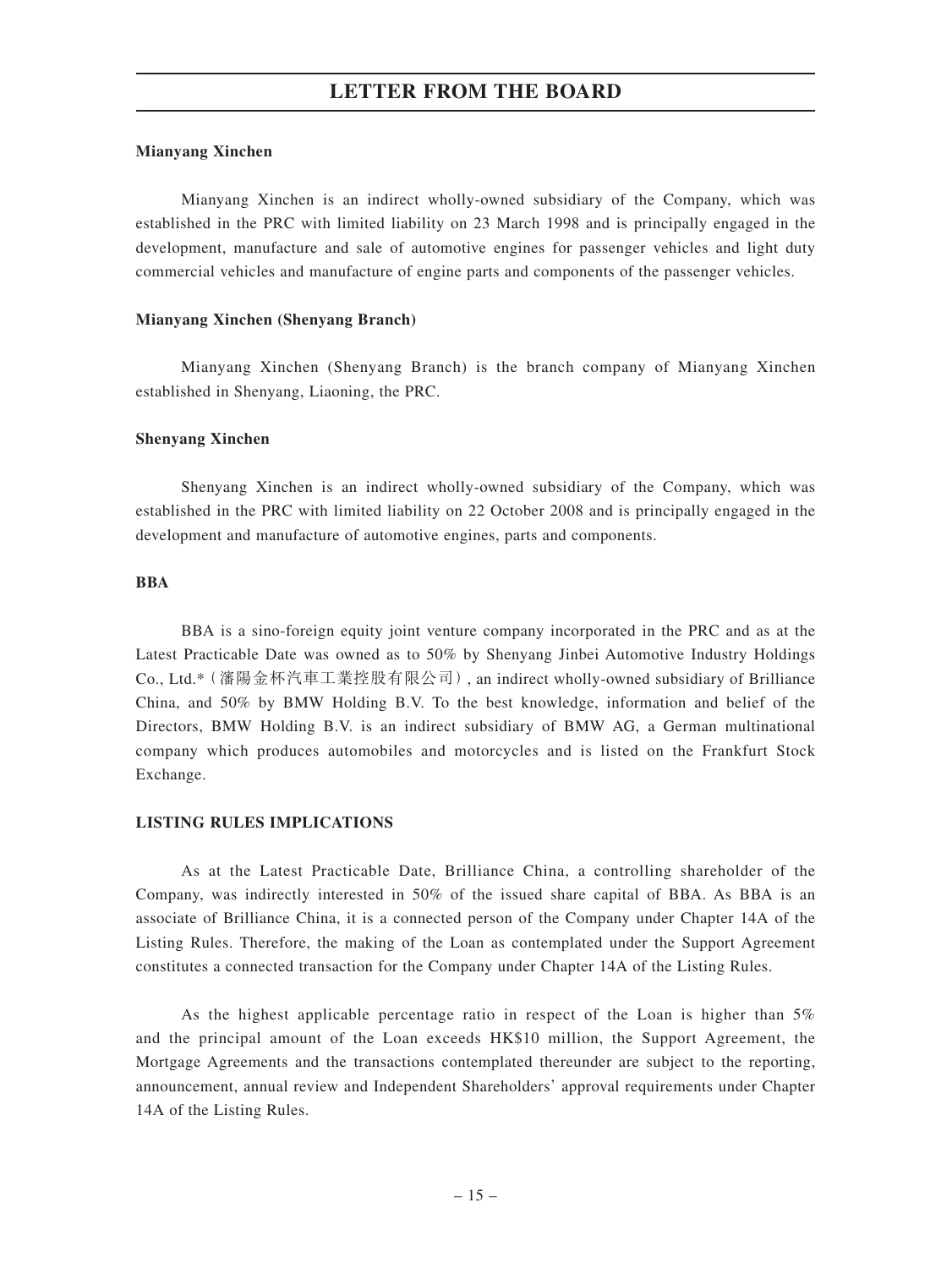**Mianyang Xinchen**

Mianyang Xinchen is an indirect wholly-owned subsidiary of the Company, which was established in the PRC with limited liability on 23 March 1998 and is principally engaged in the development, manufacture and sale of automotive engines for passenger vehicles and light duty commercial vehicles and manufacture of engine parts and components of the passenger vehicles.

**Mianyang Xinchen (Shenyang Branch)**

Mianyang Xinchen (Shenyang Branch) is the branch company of Mianyang Xinchen established in Shenyang, Liaoning, the PRC.

**Shenyang Xinchen**

Shenyang Xinchen is an indirect wholly-owned subsidiary of the Company, which was established in the PRC with limited liability on 22 October 2008 and is principally engaged in the development and manufacture of automotive engines, parts and components.

**BBA**

BBA is a sino-foreign equity joint venture company incorporated in the PRC and as at the Latest Practicable Date was owned as to 50% by Shenyang Jinbei Automotive Industry Holdings Co., Ltd.*（瀋陽金杯汽車工業控股有限公司）, an indirect wholly-owned subsidiary of Brilliance China, and 50% by BMW Holding B.V. To the best knowledge, information and belief of the Directors, BMW Holding B.V. is an indirect subsidiary of BMW AG, a German multinational company which produces automobiles and motorcycles and is listed on the Frankfurt Stock Exchange.

**LISTING RULES IMPLICATIONS**

As at the Latest Practicable Date, Brilliance China, a controlling shareholder of the Company, was indirectly interested in 50% of the issued share capital of BBA. As BBA is an associate of Brilliance China, it is a connected person of the Company under Chapter 14A of the Listing Rules. Therefore, the making of the Loan as contemplated under the Support Agreement constitutes a connected transaction for the Company under Chapter 14A of the Listing Rules.

As the highest applicable percentage ratio in respect of the Loan is higher than 5% and the principal amount of the Loan exceeds HK$10 million, the Support Agreement, the Mortgage Agreements and the transactions contemplated thereunder are subject to the reporting, announcement, annual review and Independent Shareholders' approval requirements under Chapter 14A of the Listing Rules.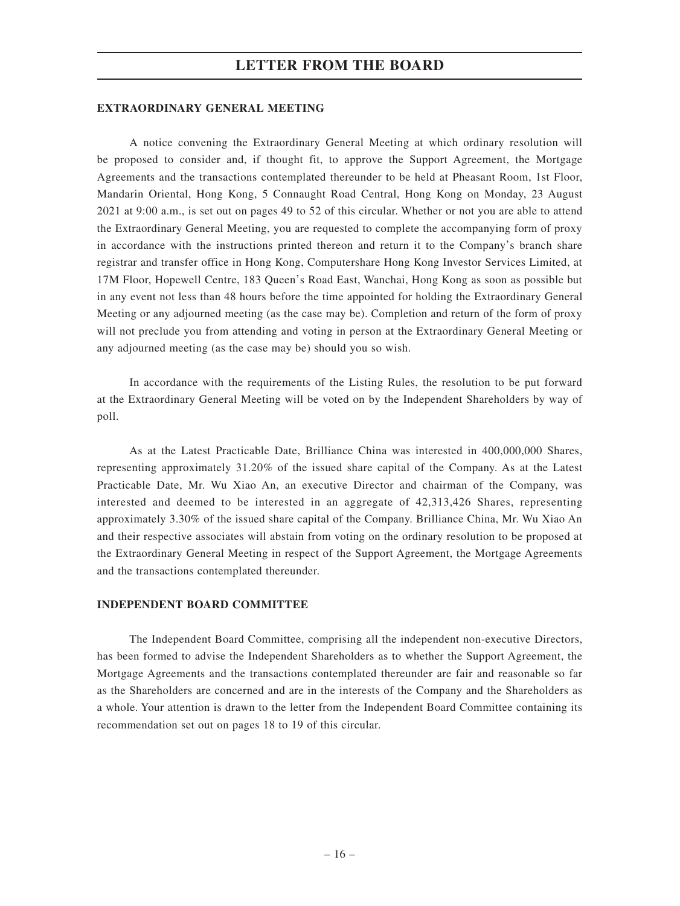## EXTRAORDINARY GENERAL MEETING

A notice convening the Extraordinary General Meeting at which ordinary resolution will be proposed to consider and, if thought fit, to approve the Support Agreement, the Mortgage Agreements and the transactions contemplated thereunder to be held at Pheasant Room, 1st Floor, Mandarin Oriental, Hong Kong, 5 Connaught Road Central, Hong Kong on Monday, 23 August 2021 at 9:00 a.m., is set out on pages 49 to 52 of this circular. Whether or not you are able to attend the Extraordinary General Meeting, you are requested to complete the accompanying form of proxy in accordance with the instructions printed thereon and return it to the Company's branch share registrar and transfer office in Hong Kong, Computershare Hong Kong Investor Services Limited, at 17M Floor, Hopewell Centre, 183 Queen's Road East, Wanchai, Hong Kong as soon as possible but in any event not less than 48 hours before the time appointed for holding the Extraordinary General Meeting or any adjourned meeting (as the case may be). Completion and return of the form of proxy will not preclude you from attending and voting in person at the Extraordinary General Meeting or any adjourned meeting (as the case may be) should you so wish.

In accordance with the requirements of the Listing Rules, the resolution to be put forward at the Extraordinary General Meeting will be voted on by the Independent Shareholders by way of poll.

As at the Latest Practicable Date, Brilliance China was interested in 400,000,000 Shares, representing approximately 31.20% of the issued share capital of the Company. As at the Latest Practicable Date, Mr. Wu Xiao An, an executive Director and chairman of the Company, was interested and deemed to be interested in an aggregate of 42,313,426 Shares, representing approximately 3.30% of the issued share capital of the Company. Brilliance China, Mr. Wu Xiao An and their respective associates will abstain from voting on the ordinary resolution to be proposed at the Extraordinary General Meeting in respect of the Support Agreement, the Mortgage Agreements and the transactions contemplated thereunder.

## INDEPENDENT BOARD COMMITTEE

The Independent Board Committee, comprising all the independent non-executive Directors, has been formed to advise the Independent Shareholders as to whether the Support Agreement, the Mortgage Agreements and the transactions contemplated thereunder are fair and reasonable so far as the Shareholders are concerned and are in the interests of the Company and the Shareholders as a whole. Your attention is drawn to the letter from the Independent Board Committee containing its recommendation set out on pages 18 to 19 of this circular.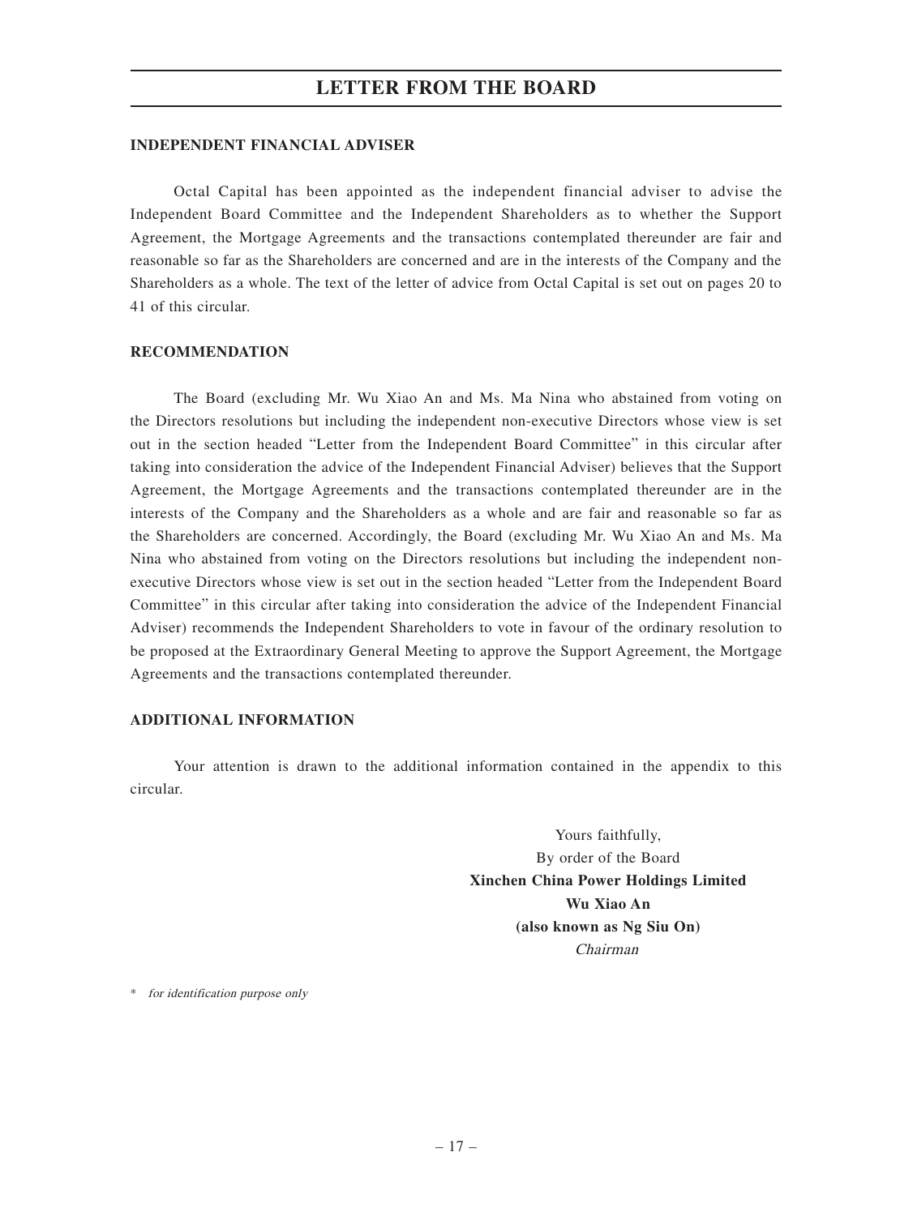## INDEPENDENT FINANCIAL ADVISER

Octal Capital has been appointed as the independent financial adviser to advise the Independent Board Committee and the Independent Shareholders as to whether the Support Agreement, the Mortgage Agreements and the transactions contemplated thereunder are fair and reasonable so far as the Shareholders are concerned and are in the interests of the Company and the Shareholders as a whole. The text of the letter of advice from Octal Capital is set out on pages 20 to 41 of this circular.

## RECOMMENDATION

The Board (excluding Mr. Wu Xiao An and Ms. Ma Nina who abstained from voting on the Directors resolutions but including the independent non-executive Directors whose view is set out in the section headed "Letter from the Independent Board Committee" in this circular after taking into consideration the advice of the Independent Financial Adviser) believes that the Support Agreement, the Mortgage Agreements and the transactions contemplated thereunder are in the interests of the Company and the Shareholders as a whole and are fair and reasonable so far as the Shareholders are concerned. Accordingly, the Board (excluding Mr. Wu Xiao An and Ms. Ma Nina who abstained from voting on the Directors resolutions but including the independent non-executive Directors whose view is set out in the section headed "Letter from the Independent Board Committee" in this circular after taking into consideration the advice of the Independent Financial Adviser) recommends the Independent Shareholders to vote in favour of the ordinary resolution to be proposed at the Extraordinary General Meeting to approve the Support Agreement, the Mortgage Agreements and the transactions contemplated thereunder.

## ADDITIONAL INFORMATION

Your attention is drawn to the additional information contained in the appendix to this circular.

Yours faithfully,
By order of the Board
**Xinchen China Power Holdings Limited**
**Wu Xiao An**
**(also known as Ng Siu On)**
*Chairman*

* *for identification purpose only*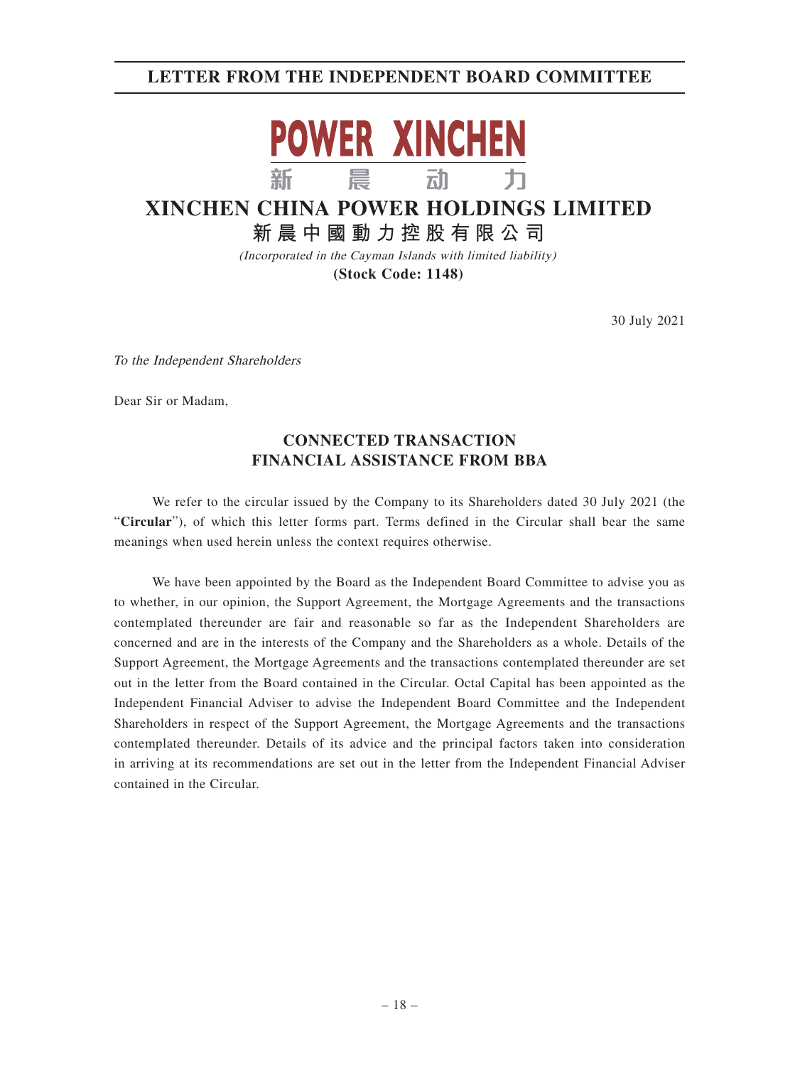# LETTER FROM THE INDEPENDENT BOARD COMMITTEE

POWER XINCHEN

新　晨　动　力

# XINCHEN CHINA POWER HOLDINGS LIMITED

# 新晨中國動力控股有限公司

*(Incorporated in the Cayman Islands with limited liability)*

**(Stock Code: 1148)**

30 July 2021

*To the Independent Shareholders*

Dear Sir or Madam,

## CONNECTED TRANSACTION
## FINANCIAL ASSISTANCE FROM BBA

We refer to the circular issued by the Company to its Shareholders dated 30 July 2021 (the "**Circular**"), of which this letter forms part. Terms defined in the Circular shall bear the same meanings when used herein unless the context requires otherwise.

We have been appointed by the Board as the Independent Board Committee to advise you as to whether, in our opinion, the Support Agreement, the Mortgage Agreements and the transactions contemplated thereunder are fair and reasonable so far as the Independent Shareholders are concerned and are in the interests of the Company and the Shareholders as a whole. Details of the Support Agreement, the Mortgage Agreements and the transactions contemplated thereunder are set out in the letter from the Board contained in the Circular. Octal Capital has been appointed as the Independent Financial Adviser to advise the Independent Board Committee and the Independent Shareholders in respect of the Support Agreement, the Mortgage Agreements and the transactions contemplated thereunder. Details of its advice and the principal factors taken into consideration in arriving at its recommendations are set out in the letter from the Independent Financial Adviser contained in the Circular.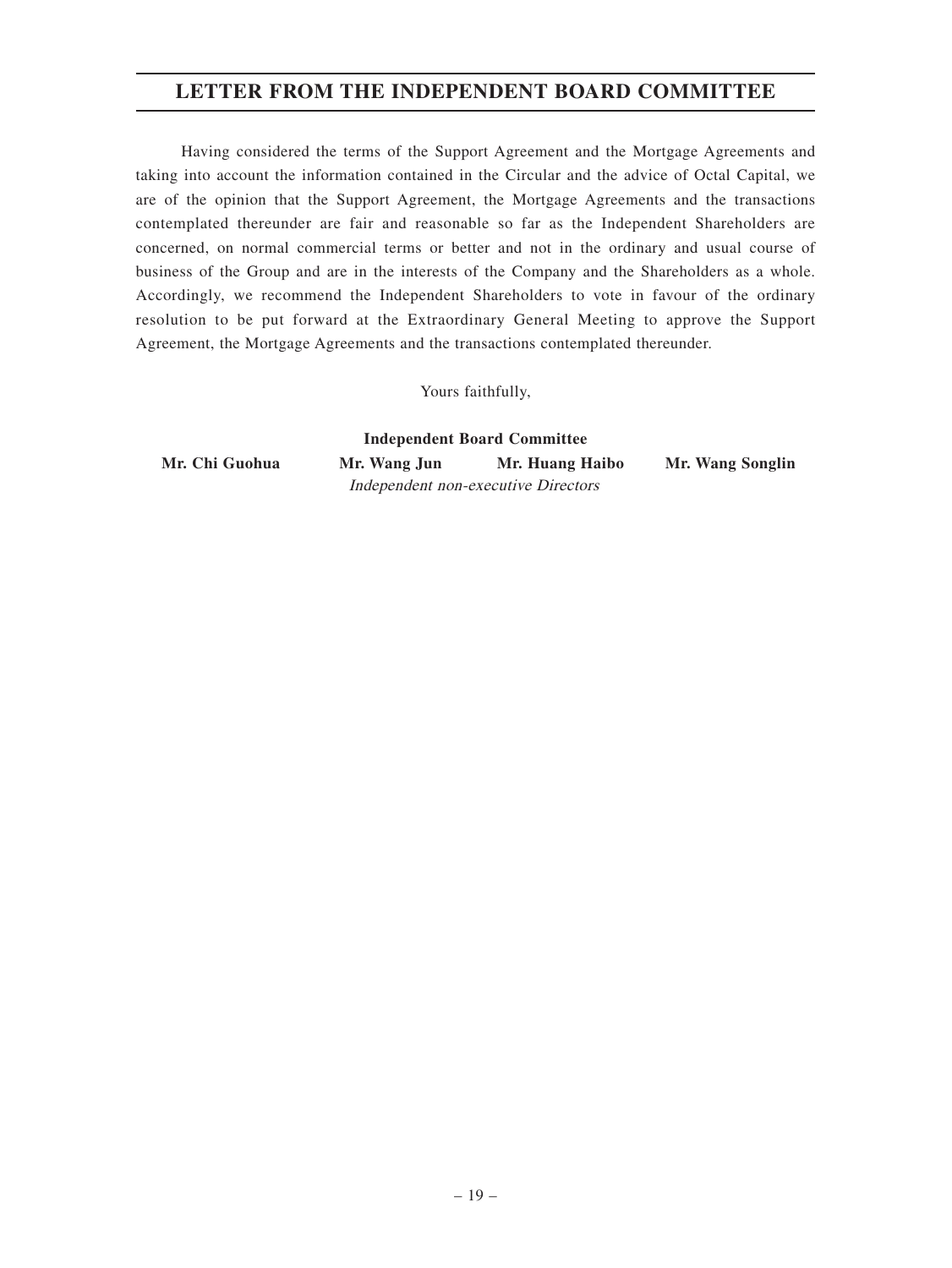# LETTER FROM THE INDEPENDENT BOARD COMMITTEE

Having considered the terms of the Support Agreement and the Mortgage Agreements and taking into account the information contained in the Circular and the advice of Octal Capital, we are of the opinion that the Support Agreement, the Mortgage Agreements and the transactions contemplated thereunder are fair and reasonable so far as the Independent Shareholders are concerned, on normal commercial terms or better and not in the ordinary and usual course of business of the Group and are in the interests of the Company and the Shareholders as a whole. Accordingly, we recommend the Independent Shareholders to vote in favour of the ordinary resolution to be put forward at the Extraordinary General Meeting to approve the Support Agreement, the Mortgage Agreements and the transactions contemplated thereunder.

Yours faithfully,

**Independent Board Committee**

**Mr. Chi Guohua** **Mr. Wang Jun** **Mr. Huang Haibo** **Mr. Wang Songlin**

*Independent non-executive Directors*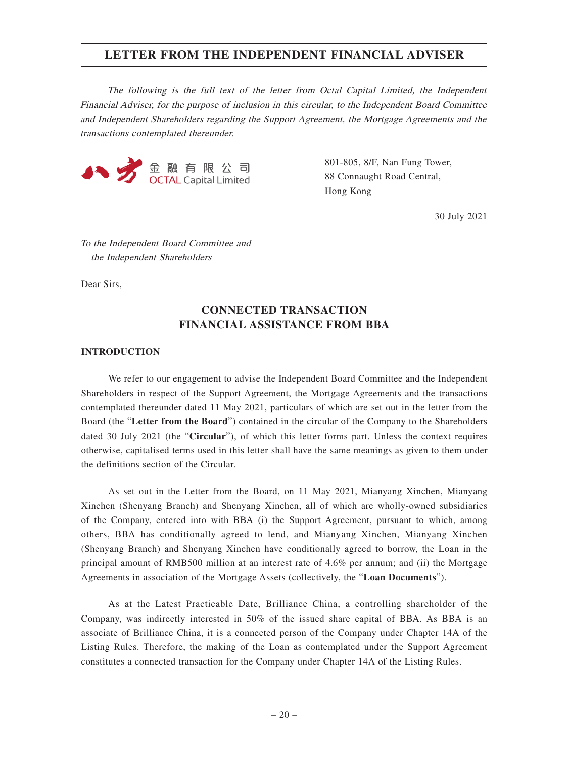# LETTER FROM THE INDEPENDENT FINANCIAL ADVISER

*The following is the full text of the letter from Octal Capital Limited, the Independent Financial Adviser, for the purpose of inclusion in this circular, to the Independent Board Committee and Independent Shareholders regarding the Support Agreement, the Mortgage Agreements and the transactions contemplated thereunder.*

八方金融有限公司
OCTAL Capital Limited

801-805, 8/F, Nan Fung Tower,
88 Connaught Road Central,
Hong Kong

30 July 2021

*To the Independent Board Committee and
the Independent Shareholders*

Dear Sirs,

## CONNECTED TRANSACTION
## FINANCIAL ASSISTANCE FROM BBA

### INTRODUCTION

We refer to our engagement to advise the Independent Board Committee and the Independent Shareholders in respect of the Support Agreement, the Mortgage Agreements and the transactions contemplated thereunder dated 11 May 2021, particulars of which are set out in the letter from the Board (the "**Letter from the Board**") contained in the circular of the Company to the Shareholders dated 30 July 2021 (the "**Circular**"), of which this letter forms part. Unless the context requires otherwise, capitalised terms used in this letter shall have the same meanings as given to them under the definitions section of the Circular.

As set out in the Letter from the Board, on 11 May 2021, Mianyang Xinchen, Mianyang Xinchen (Shenyang Branch) and Shenyang Xinchen, all of which are wholly-owned subsidiaries of the Company, entered into with BBA (i) the Support Agreement, pursuant to which, among others, BBA has conditionally agreed to lend, and Mianyang Xinchen, Mianyang Xinchen (Shenyang Branch) and Shenyang Xinchen have conditionally agreed to borrow, the Loan in the principal amount of RMB500 million at an interest rate of 4.6% per annum; and (ii) the Mortgage Agreements in association of the Mortgage Assets (collectively, the "**Loan Documents**").

As at the Latest Practicable Date, Brilliance China, a controlling shareholder of the Company, was indirectly interested in 50% of the issued share capital of BBA. As BBA is an associate of Brilliance China, it is a connected person of the Company under Chapter 14A of the Listing Rules. Therefore, the making of the Loan as contemplated under the Support Agreement constitutes a connected transaction for the Company under Chapter 14A of the Listing Rules.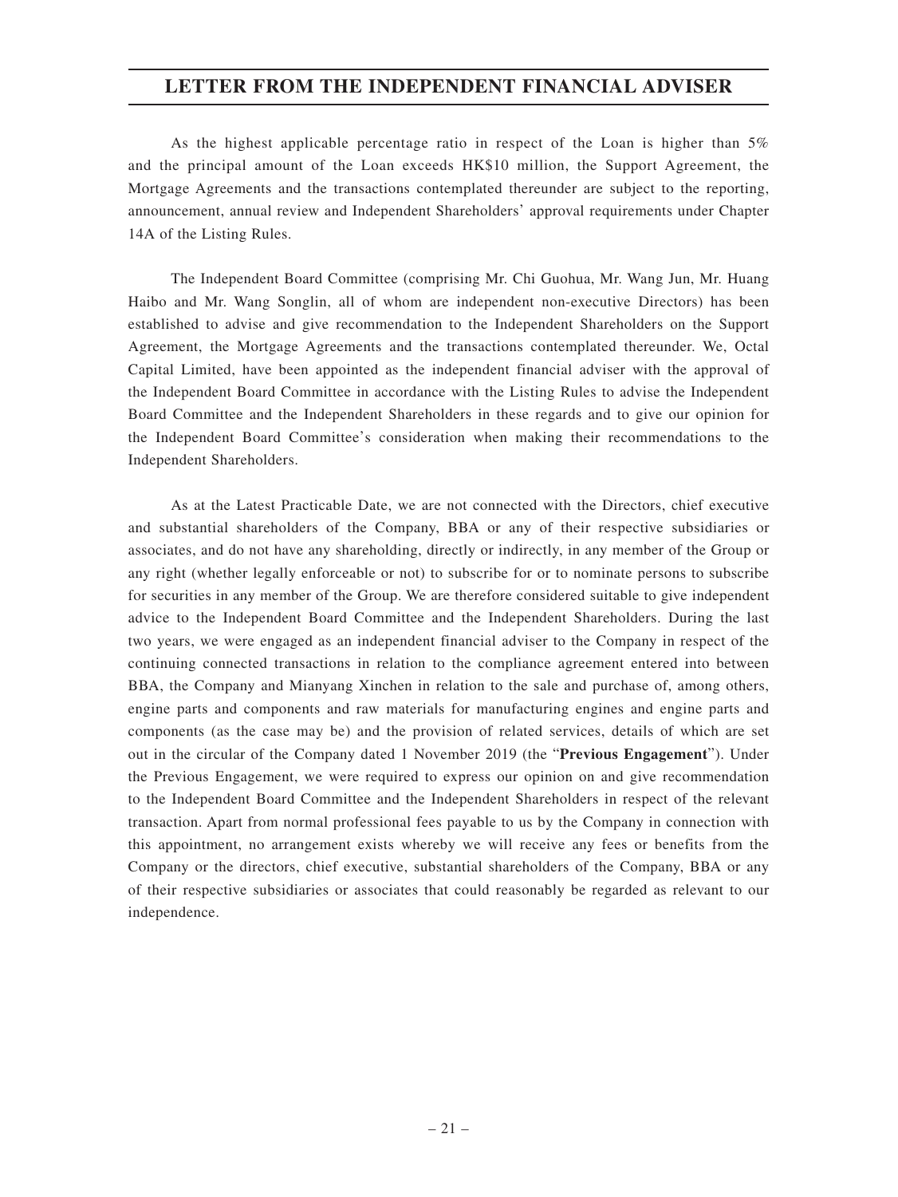As the highest applicable percentage ratio in respect of the Loan is higher than 5% and the principal amount of the Loan exceeds HK$10 million, the Support Agreement, the Mortgage Agreements and the transactions contemplated thereunder are subject to the reporting, announcement, annual review and Independent Shareholders' approval requirements under Chapter 14A of the Listing Rules.

The Independent Board Committee (comprising Mr. Chi Guohua, Mr. Wang Jun, Mr. Huang Haibo and Mr. Wang Songlin, all of whom are independent non-executive Directors) has been established to advise and give recommendation to the Independent Shareholders on the Support Agreement, the Mortgage Agreements and the transactions contemplated thereunder. We, Octal Capital Limited, have been appointed as the independent financial adviser with the approval of the Independent Board Committee in accordance with the Listing Rules to advise the Independent Board Committee and the Independent Shareholders in these regards and to give our opinion for the Independent Board Committee's consideration when making their recommendations to the Independent Shareholders.

As at the Latest Practicable Date, we are not connected with the Directors, chief executive and substantial shareholders of the Company, BBA or any of their respective subsidiaries or associates, and do not have any shareholding, directly or indirectly, in any member of the Group or any right (whether legally enforceable or not) to subscribe for or to nominate persons to subscribe for securities in any member of the Group. We are therefore considered suitable to give independent advice to the Independent Board Committee and the Independent Shareholders. During the last two years, we were engaged as an independent financial adviser to the Company in respect of the continuing connected transactions in relation to the compliance agreement entered into between BBA, the Company and Mianyang Xinchen in relation to the sale and purchase of, among others, engine parts and components and raw materials for manufacturing engines and engine parts and components (as the case may be) and the provision of related services, details of which are set out in the circular of the Company dated 1 November 2019 (the "**Previous Engagement**"). Under the Previous Engagement, we were required to express our opinion on and give recommendation to the Independent Board Committee and the Independent Shareholders in respect of the relevant transaction. Apart from normal professional fees payable to us by the Company in connection with this appointment, no arrangement exists whereby we will receive any fees or benefits from the Company or the directors, chief executive, substantial shareholders of the Company, BBA or any of their respective subsidiaries or associates that could reasonably be regarded as relevant to our independence.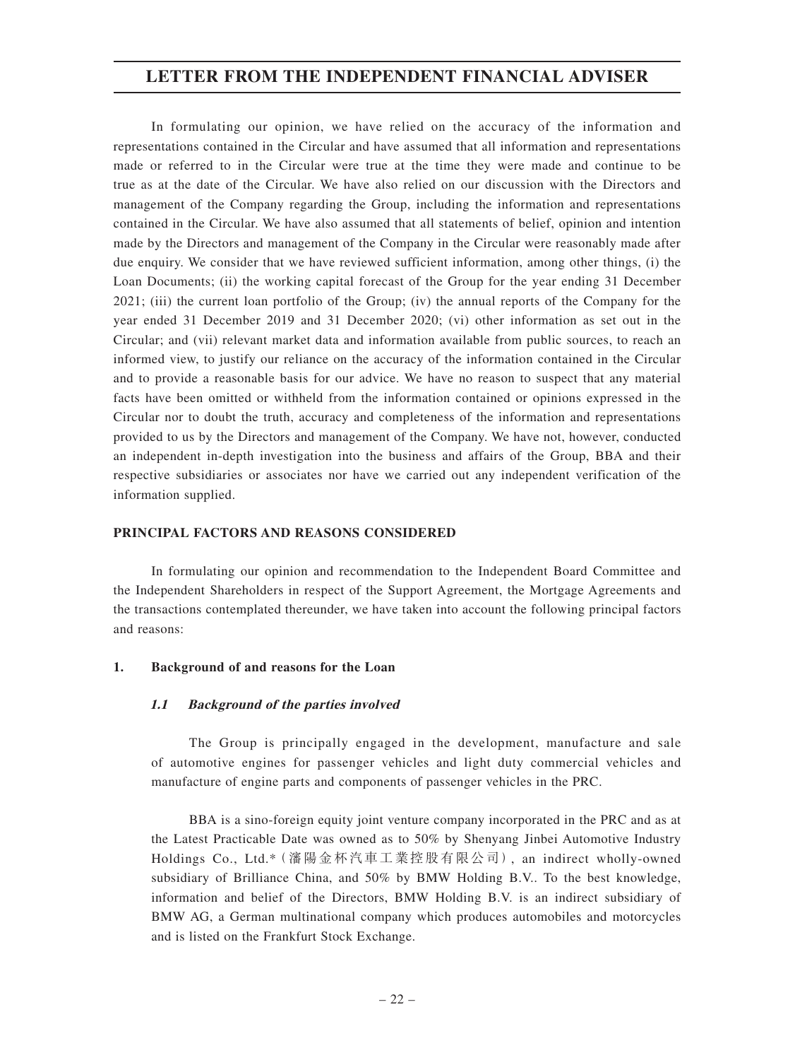In formulating our opinion, we have relied on the accuracy of the information and representations contained in the Circular and have assumed that all information and representations made or referred to in the Circular were true at the time they were made and continue to be true as at the date of the Circular. We have also relied on our discussion with the Directors and management of the Company regarding the Group, including the information and representations contained in the Circular. We have also assumed that all statements of belief, opinion and intention made by the Directors and management of the Company in the Circular were reasonably made after due enquiry. We consider that we have reviewed sufficient information, among other things, (i) the Loan Documents; (ii) the working capital forecast of the Group for the year ending 31 December 2021; (iii) the current loan portfolio of the Group; (iv) the annual reports of the Company for the year ended 31 December 2019 and 31 December 2020; (vi) other information as set out in the Circular; and (vii) relevant market data and information available from public sources, to reach an informed view, to justify our reliance on the accuracy of the information contained in the Circular and to provide a reasonable basis for our advice. We have no reason to suspect that any material facts have been omitted or withheld from the information contained or opinions expressed in the Circular nor to doubt the truth, accuracy and completeness of the information and representations provided to us by the Directors and management of the Company. We have not, however, conducted an independent in-depth investigation into the business and affairs of the Group, BBA and their respective subsidiaries or associates nor have we carried out any independent verification of the information supplied.

## PRINCIPAL FACTORS AND REASONS CONSIDERED

In formulating our opinion and recommendation to the Independent Board Committee and the Independent Shareholders in respect of the Support Agreement, the Mortgage Agreements and the transactions contemplated thereunder, we have taken into account the following principal factors and reasons:

### 1. Background of and reasons for the Loan

#### *1.1 Background of the parties involved*

The Group is principally engaged in the development, manufacture and sale of automotive engines for passenger vehicles and light duty commercial vehicles and manufacture of engine parts and components of passenger vehicles in the PRC.

BBA is a sino-foreign equity joint venture company incorporated in the PRC and as at the Latest Practicable Date was owned as to 50% by Shenyang Jinbei Automotive Industry Holdings Co., Ltd.*(瀋陽金杯汽車工業控股有限公司), an indirect wholly-owned subsidiary of Brilliance China, and 50% by BMW Holding B.V.. To the best knowledge, information and belief of the Directors, BMW Holding B.V. is an indirect subsidiary of BMW AG, a German multinational company which produces automobiles and motorcycles and is listed on the Frankfurt Stock Exchange.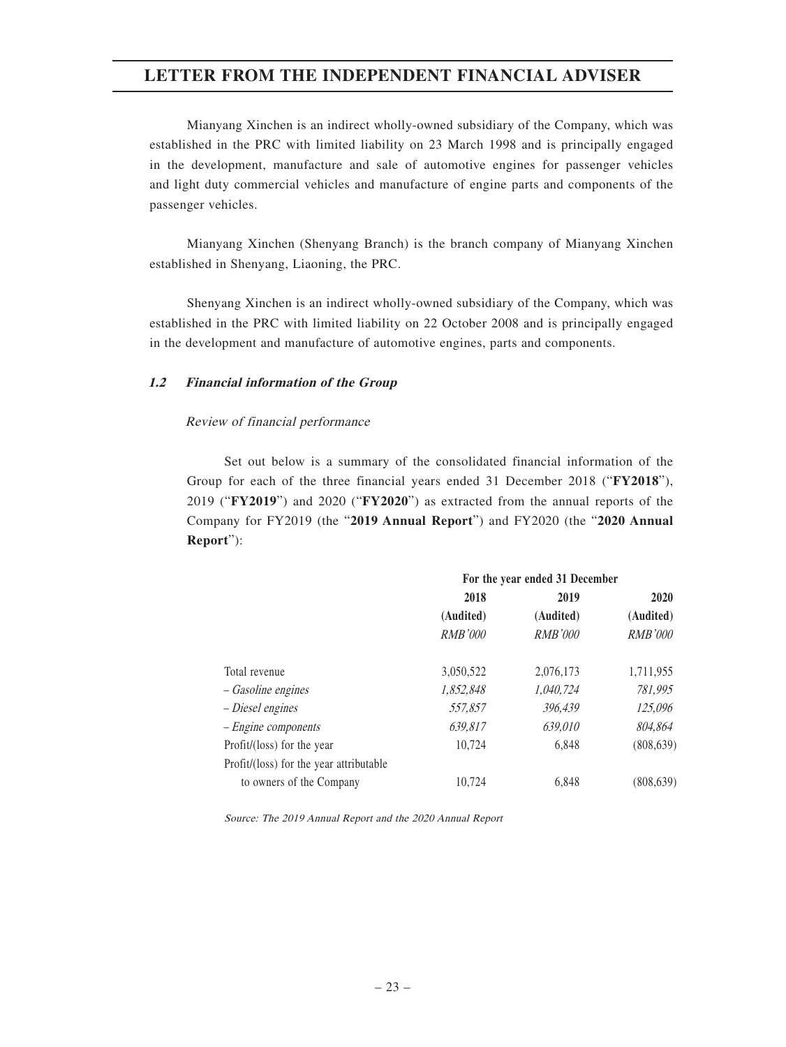Mianyang Xinchen is an indirect wholly-owned subsidiary of the Company, which was established in the PRC with limited liability on 23 March 1998 and is principally engaged in the development, manufacture and sale of automotive engines for passenger vehicles and light duty commercial vehicles and manufacture of engine parts and components of the passenger vehicles.

Mianyang Xinchen (Shenyang Branch) is the branch company of Mianyang Xinchen established in Shenyang, Liaoning, the PRC.

Shenyang Xinchen is an indirect wholly-owned subsidiary of the Company, which was established in the PRC with limited liability on 22 October 2008 and is principally engaged in the development and manufacture of automotive engines, parts and components.

### *1.2 Financial information of the Group*

*Review of financial performance*

Set out below is a summary of the consolidated financial information of the Group for each of the three financial years ended 31 December 2018 ("**FY2018**"), 2019 ("**FY2019**") and 2020 ("**FY2020**") as extracted from the annual reports of the Company for FY2019 (the "**2019 Annual Report**") and FY2020 (the "**2020 Annual Report**"):

| | For the year ended 31 December | | |
|---|---|---|---|
| | **2018** | **2019** | **2020** |
| | **(Audited)** | **(Audited)** | **(Audited)** |
| | *RMB'000* | *RMB'000* | *RMB'000* |
| Total revenue | 3,050,522 | 2,076,173 | 1,711,955 |
| *– Gasoline engines* | *1,852,848* | *1,040,724* | *781,995* |
| *– Diesel engines* | *557,857* | *396,439* | *125,096* |
| *– Engine components* | *639,817* | *639,010* | *804,864* |
| Profit/(loss) for the year | 10,724 | 6,848 | (808,639) |
| Profit/(loss) for the year attributable to owners of the Company | 10,724 | 6,848 | (808,639) |

*Source: The 2019 Annual Report and the 2020 Annual Report*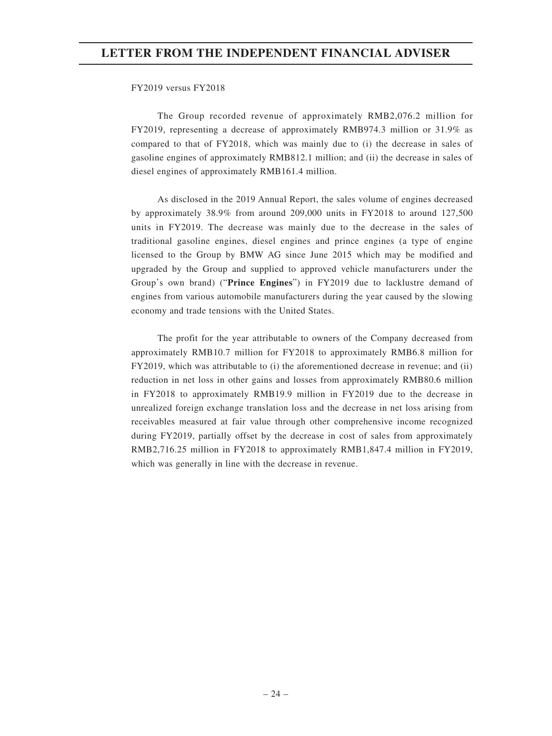FY2019 versus FY2018

The Group recorded revenue of approximately RMB2,076.2 million for FY2019, representing a decrease of approximately RMB974.3 million or 31.9% as compared to that of FY2018, which was mainly due to (i) the decrease in sales of gasoline engines of approximately RMB812.1 million; and (ii) the decrease in sales of diesel engines of approximately RMB161.4 million.

As disclosed in the 2019 Annual Report, the sales volume of engines decreased by approximately 38.9% from around 209,000 units in FY2018 to around 127,500 units in FY2019. The decrease was mainly due to the decrease in the sales of traditional gasoline engines, diesel engines and prince engines (a type of engine licensed to the Group by BMW AG since June 2015 which may be modified and upgraded by the Group and supplied to approved vehicle manufacturers under the Group's own brand) ("**Prince Engines**") in FY2019 due to lacklustre demand of engines from various automobile manufacturers during the year caused by the slowing economy and trade tensions with the United States.

The profit for the year attributable to owners of the Company decreased from approximately RMB10.7 million for FY2018 to approximately RMB6.8 million for FY2019, which was attributable to (i) the aforementioned decrease in revenue; and (ii) reduction in net loss in other gains and losses from approximately RMB80.6 million in FY2018 to approximately RMB19.9 million in FY2019 due to the decrease in unrealized foreign exchange translation loss and the decrease in net loss arising from receivables measured at fair value through other comprehensive income recognized during FY2019, partially offset by the decrease in cost of sales from approximately RMB2,716.25 million in FY2018 to approximately RMB1,847.4 million in FY2019, which was generally in line with the decrease in revenue.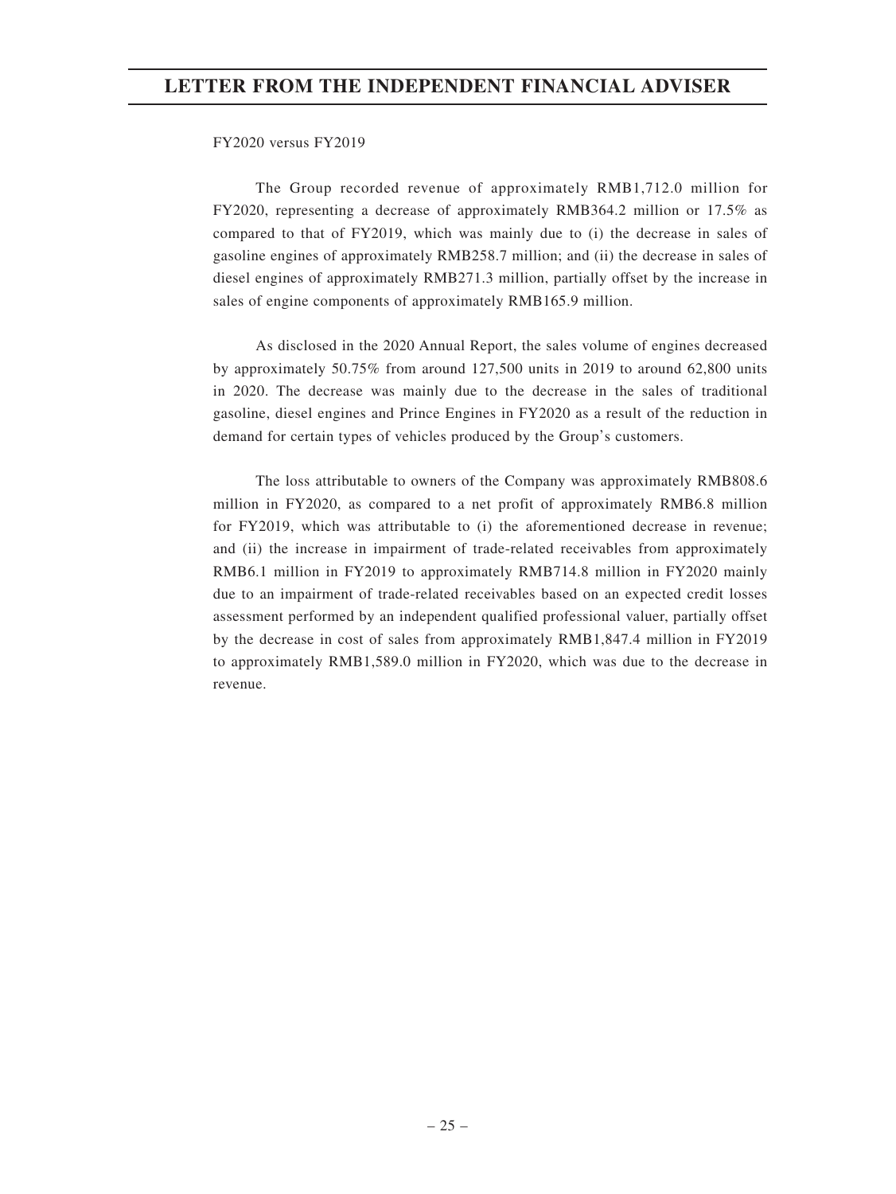FY2020 versus FY2019

The Group recorded revenue of approximately RMB1,712.0 million for FY2020, representing a decrease of approximately RMB364.2 million or 17.5% as compared to that of FY2019, which was mainly due to (i) the decrease in sales of gasoline engines of approximately RMB258.7 million; and (ii) the decrease in sales of diesel engines of approximately RMB271.3 million, partially offset by the increase in sales of engine components of approximately RMB165.9 million.

As disclosed in the 2020 Annual Report, the sales volume of engines decreased by approximately 50.75% from around 127,500 units in 2019 to around 62,800 units in 2020. The decrease was mainly due to the decrease in the sales of traditional gasoline, diesel engines and Prince Engines in FY2020 as a result of the reduction in demand for certain types of vehicles produced by the Group's customers.

The loss attributable to owners of the Company was approximately RMB808.6 million in FY2020, as compared to a net profit of approximately RMB6.8 million for FY2019, which was attributable to (i) the aforementioned decrease in revenue; and (ii) the increase in impairment of trade-related receivables from approximately RMB6.1 million in FY2019 to approximately RMB714.8 million in FY2020 mainly due to an impairment of trade-related receivables based on an expected credit losses assessment performed by an independent qualified professional valuer, partially offset by the decrease in cost of sales from approximately RMB1,847.4 million in FY2019 to approximately RMB1,589.0 million in FY2020, which was due to the decrease in revenue.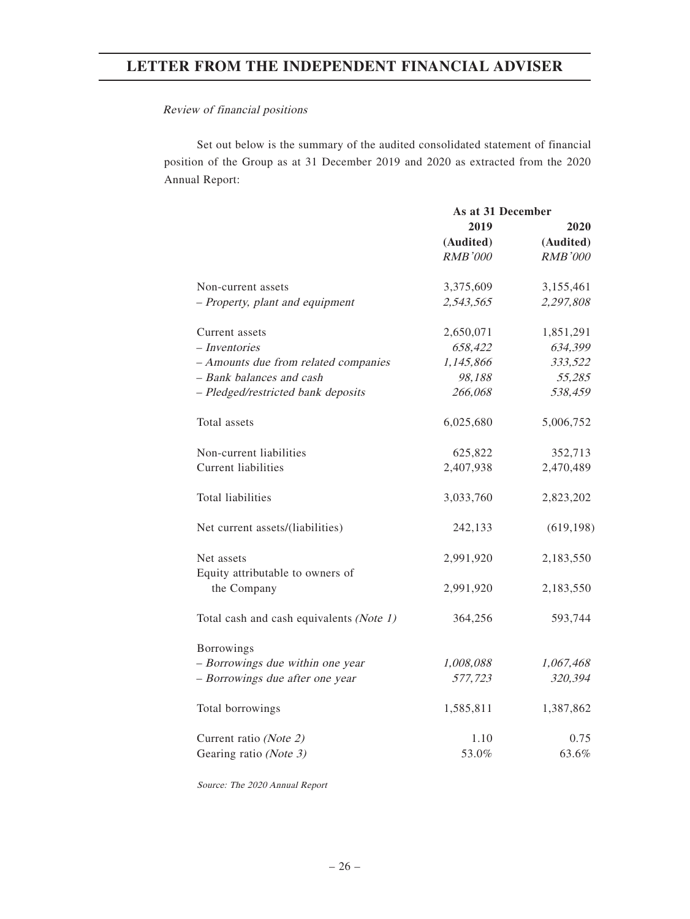# LETTER FROM THE INDEPENDENT FINANCIAL ADVISER

*Review of financial positions*

Set out below is the summary of the audited consolidated statement of financial position of the Group as at 31 December 2019 and 2020 as extracted from the 2020 Annual Report:

| | As at 31 December | |
|---|---|---|
| | 2019 | 2020 |
| | (Audited) | (Audited) |
| | *RMB'000* | *RMB'000* |
| Non-current assets | 3,375,609 | 3,155,461 |
| *– Property, plant and equipment* | *2,543,565* | *2,297,808* |
| Current assets | 2,650,071 | 1,851,291 |
| *– Inventories* | *658,422* | *634,399* |
| *– Amounts due from related companies* | *1,145,866* | *333,522* |
| *– Bank balances and cash* | *98,188* | *55,285* |
| *– Pledged/restricted bank deposits* | *266,068* | *538,459* |
| Total assets | 6,025,680 | 5,006,752 |
| Non-current liabilities | 625,822 | 352,713 |
| Current liabilities | 2,407,938 | 2,470,489 |
| Total liabilities | 3,033,760 | 2,823,202 |
| Net current assets/(liabilities) | 242,133 | (619,198) |
| Net assets | 2,991,920 | 2,183,550 |
| Equity attributable to owners of the Company | 2,991,920 | 2,183,550 |
| Total cash and cash equivalents *(Note 1)* | 364,256 | 593,744 |
| Borrowings | | |
| *– Borrowings due within one year* | *1,008,088* | *1,067,468* |
| *– Borrowings due after one year* | *577,723* | *320,394* |
| Total borrowings | 1,585,811 | 1,387,862 |
| Current ratio *(Note 2)* | 1.10 | 0.75 |
| Gearing ratio *(Note 3)* | 53.0% | 63.6% |

*Source: The 2020 Annual Report*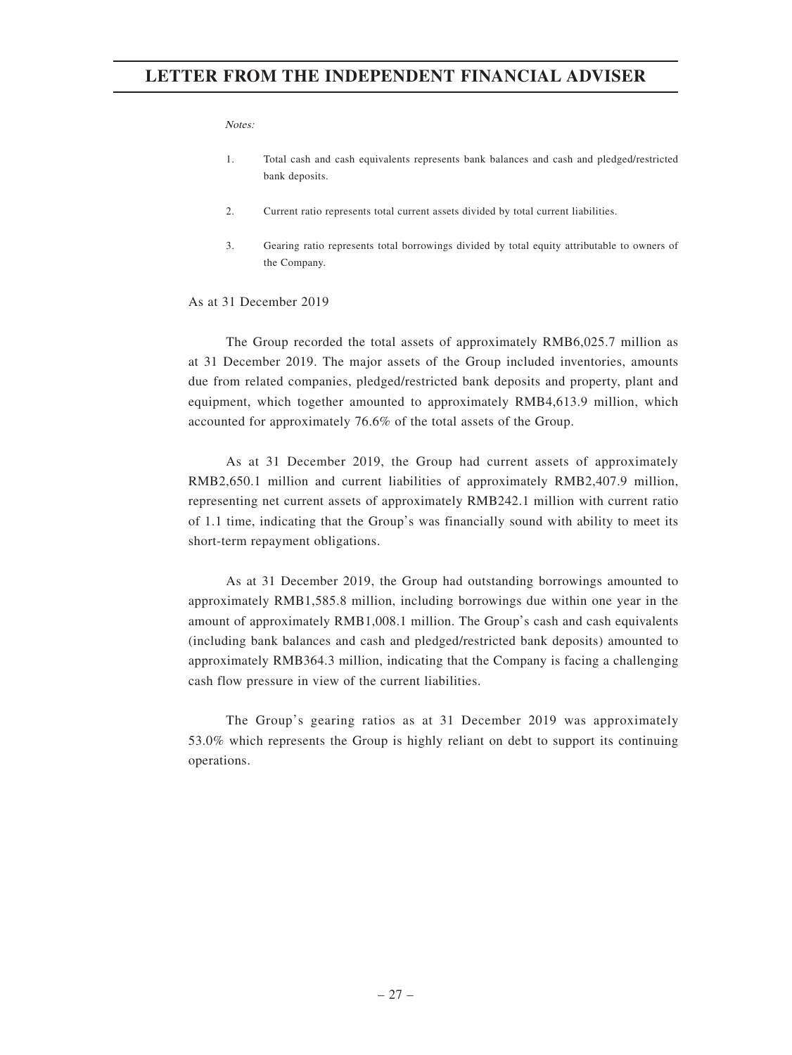*Notes:*

1. Total cash and cash equivalents represents bank balances and cash and pledged/restricted bank deposits.

2. Current ratio represents total current assets divided by total current liabilities.

3. Gearing ratio represents total borrowings divided by total equity attributable to owners of the Company.

As at 31 December 2019

The Group recorded the total assets of approximately RMB6,025.7 million as at 31 December 2019. The major assets of the Group included inventories, amounts due from related companies, pledged/restricted bank deposits and property, plant and equipment, which together amounted to approximately RMB4,613.9 million, which accounted for approximately 76.6% of the total assets of the Group.

As at 31 December 2019, the Group had current assets of approximately RMB2,650.1 million and current liabilities of approximately RMB2,407.9 million, representing net current assets of approximately RMB242.1 million with current ratio of 1.1 time, indicating that the Group's was financially sound with ability to meet its short-term repayment obligations.

As at 31 December 2019, the Group had outstanding borrowings amounted to approximately RMB1,585.8 million, including borrowings due within one year in the amount of approximately RMB1,008.1 million. The Group's cash and cash equivalents (including bank balances and cash and pledged/restricted bank deposits) amounted to approximately RMB364.3 million, indicating that the Company is facing a challenging cash flow pressure in view of the current liabilities.

The Group's gearing ratios as at 31 December 2019 was approximately 53.0% which represents the Group is highly reliant on debt to support its continuing operations.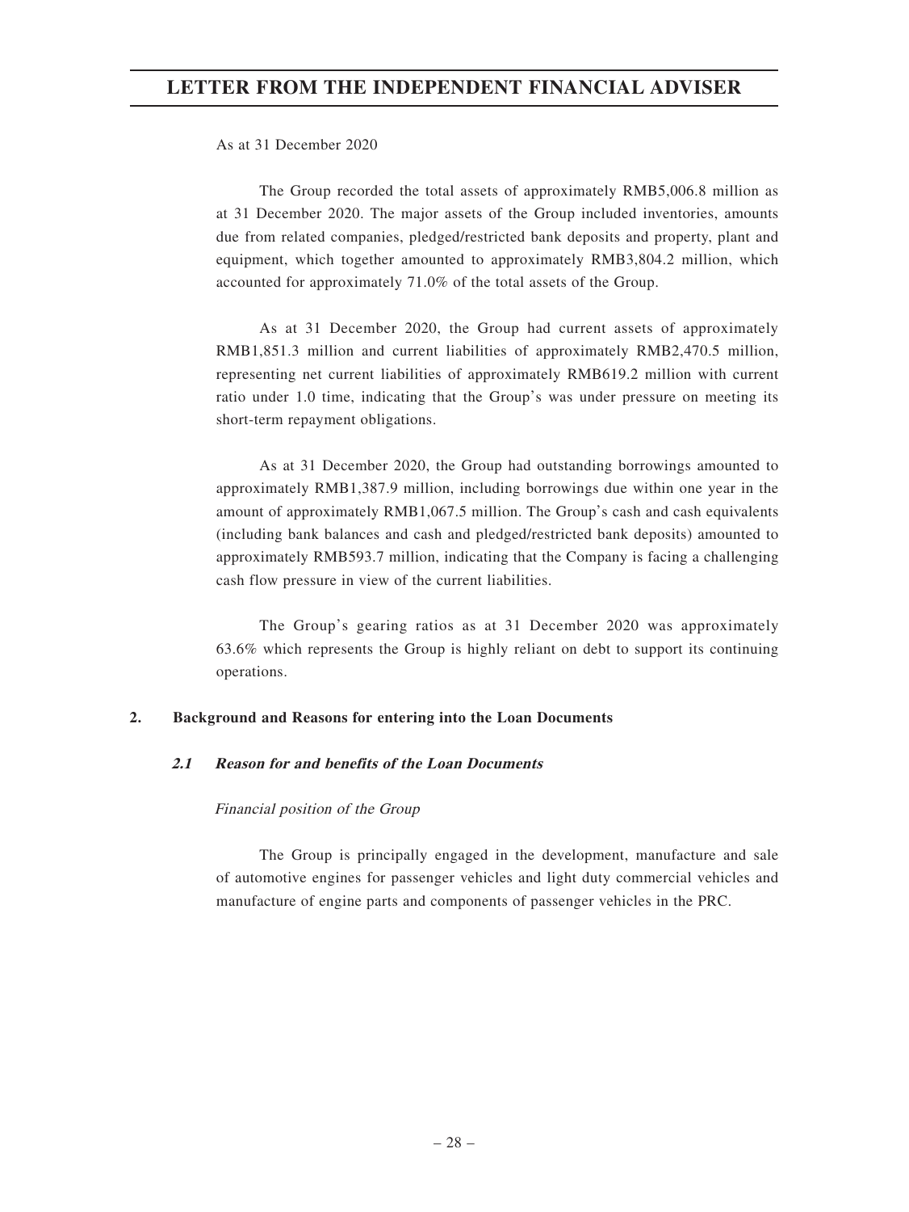As at 31 December 2020

The Group recorded the total assets of approximately RMB5,006.8 million as at 31 December 2020. The major assets of the Group included inventories, amounts due from related companies, pledged/restricted bank deposits and property, plant and equipment, which together amounted to approximately RMB3,804.2 million, which accounted for approximately 71.0% of the total assets of the Group.

As at 31 December 2020, the Group had current assets of approximately RMB1,851.3 million and current liabilities of approximately RMB2,470.5 million, representing net current liabilities of approximately RMB619.2 million with current ratio under 1.0 time, indicating that the Group's was under pressure on meeting its short-term repayment obligations.

As at 31 December 2020, the Group had outstanding borrowings amounted to approximately RMB1,387.9 million, including borrowings due within one year in the amount of approximately RMB1,067.5 million. The Group's cash and cash equivalents (including bank balances and cash and pledged/restricted bank deposits) amounted to approximately RMB593.7 million, indicating that the Company is facing a challenging cash flow pressure in view of the current liabilities.

The Group's gearing ratios as at 31 December 2020 was approximately 63.6% which represents the Group is highly reliant on debt to support its continuing operations.

## 2. Background and Reasons for entering into the Loan Documents

### *2.1 Reason for and benefits of the Loan Documents*

*Financial position of the Group*

The Group is principally engaged in the development, manufacture and sale of automotive engines for passenger vehicles and light duty commercial vehicles and manufacture of engine parts and components of passenger vehicles in the PRC.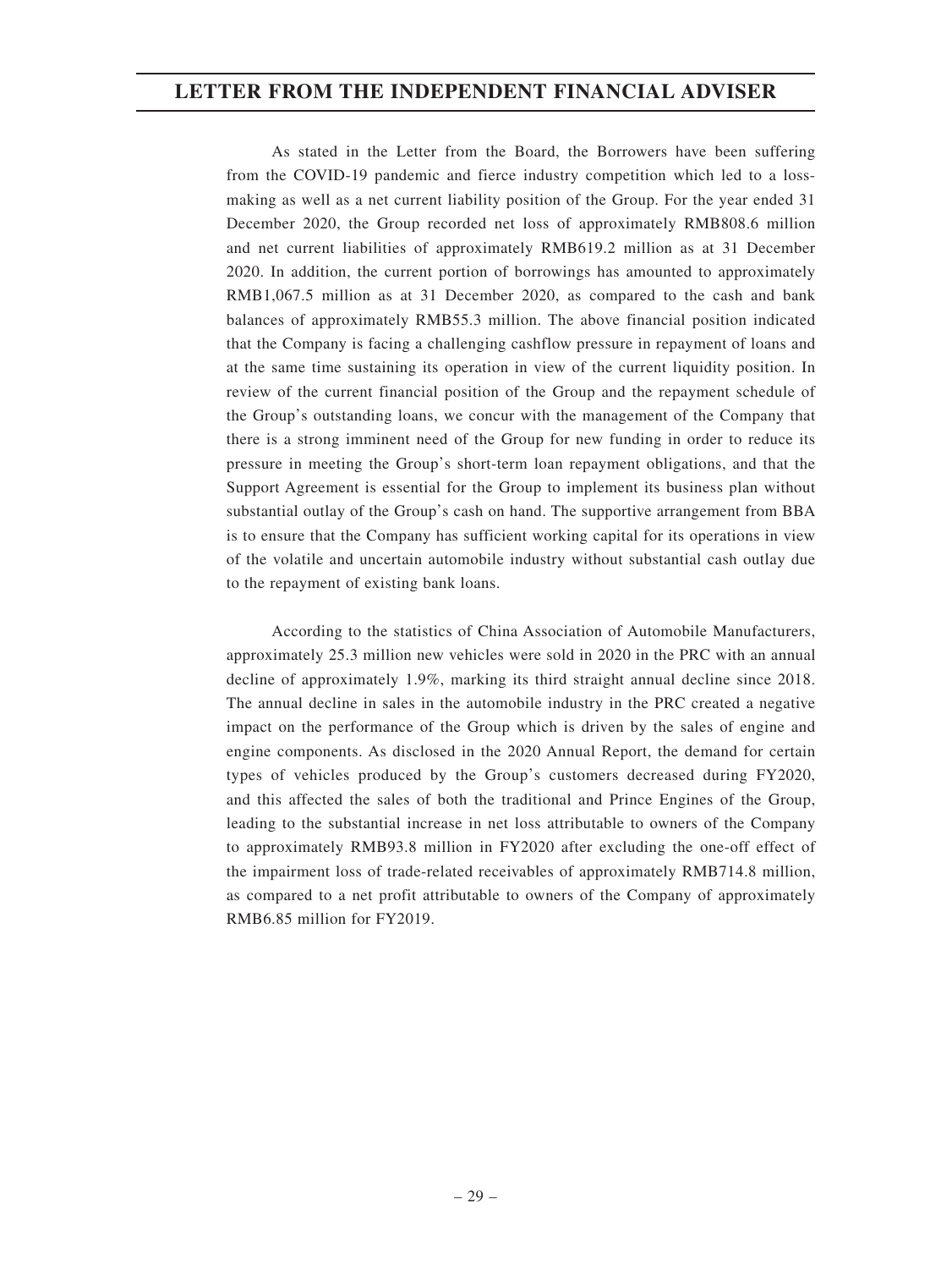As stated in the Letter from the Board, the Borrowers have been suffering from the COVID-19 pandemic and fierce industry competition which led to a loss-making as well as a net current liability position of the Group. For the year ended 31 December 2020, the Group recorded net loss of approximately RMB808.6 million and net current liabilities of approximately RMB619.2 million as at 31 December 2020. In addition, the current portion of borrowings has amounted to approximately RMB1,067.5 million as at 31 December 2020, as compared to the cash and bank balances of approximately RMB55.3 million. The above financial position indicated that the Company is facing a challenging cashflow pressure in repayment of loans and at the same time sustaining its operation in view of the current liquidity position. In review of the current financial position of the Group and the repayment schedule of the Group's outstanding loans, we concur with the management of the Company that there is a strong imminent need of the Group for new funding in order to reduce its pressure in meeting the Group's short-term loan repayment obligations, and that the Support Agreement is essential for the Group to implement its business plan without substantial outlay of the Group's cash on hand. The supportive arrangement from BBA is to ensure that the Company has sufficient working capital for its operations in view of the volatile and uncertain automobile industry without substantial cash outlay due to the repayment of existing bank loans.

According to the statistics of China Association of Automobile Manufacturers, approximately 25.3 million new vehicles were sold in 2020 in the PRC with an annual decline of approximately 1.9%, marking its third straight annual decline since 2018. The annual decline in sales in the automobile industry in the PRC created a negative impact on the performance of the Group which is driven by the sales of engine and engine components. As disclosed in the 2020 Annual Report, the demand for certain types of vehicles produced by the Group's customers decreased during FY2020, and this affected the sales of both the traditional and Prince Engines of the Group, leading to the substantial increase in net loss attributable to owners of the Company to approximately RMB93.8 million in FY2020 after excluding the one-off effect of the impairment loss of trade-related receivables of approximately RMB714.8 million, as compared to a net profit attributable to owners of the Company of approximately RMB6.85 million for FY2019.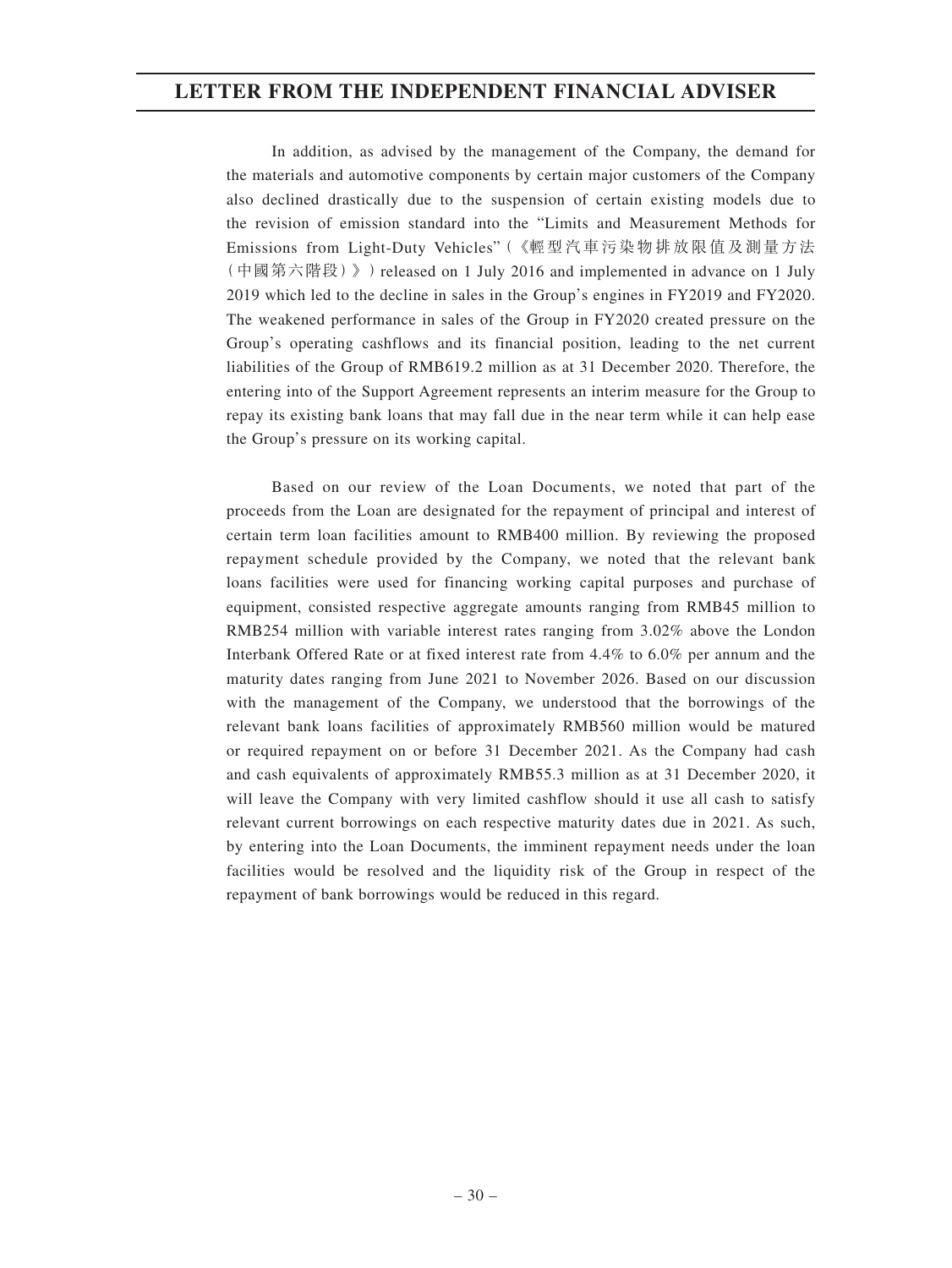In addition, as advised by the management of the Company, the demand for the materials and automotive components by certain major customers of the Company also declined drastically due to the suspension of certain existing models due to the revision of emission standard into the "Limits and Measurement Methods for Emissions from Light-Duty Vehicles"(《輕型汽車污染物排放限值及測量方法(中國第六階段)》) released on 1 July 2016 and implemented in advance on 1 July 2019 which led to the decline in sales in the Group's engines in FY2019 and FY2020. The weakened performance in sales of the Group in FY2020 created pressure on the Group's operating cashflows and its financial position, leading to the net current liabilities of the Group of RMB619.2 million as at 31 December 2020. Therefore, the entering into of the Support Agreement represents an interim measure for the Group to repay its existing bank loans that may fall due in the near term while it can help ease the Group's pressure on its working capital.

Based on our review of the Loan Documents, we noted that part of the proceeds from the Loan are designated for the repayment of principal and interest of certain term loan facilities amount to RMB400 million. By reviewing the proposed repayment schedule provided by the Company, we noted that the relevant bank loans facilities were used for financing working capital purposes and purchase of equipment, consisted respective aggregate amounts ranging from RMB45 million to RMB254 million with variable interest rates ranging from 3.02% above the London Interbank Offered Rate or at fixed interest rate from 4.4% to 6.0% per annum and the maturity dates ranging from June 2021 to November 2026. Based on our discussion with the management of the Company, we understood that the borrowings of the relevant bank loans facilities of approximately RMB560 million would be matured or required repayment on or before 31 December 2021. As the Company had cash and cash equivalents of approximately RMB55.3 million as at 31 December 2020, it will leave the Company with very limited cashflow should it use all cash to satisfy relevant current borrowings on each respective maturity dates due in 2021. As such, by entering into the Loan Documents, the imminent repayment needs under the loan facilities would be resolved and the liquidity risk of the Group in respect of the repayment of bank borrowings would be reduced in this regard.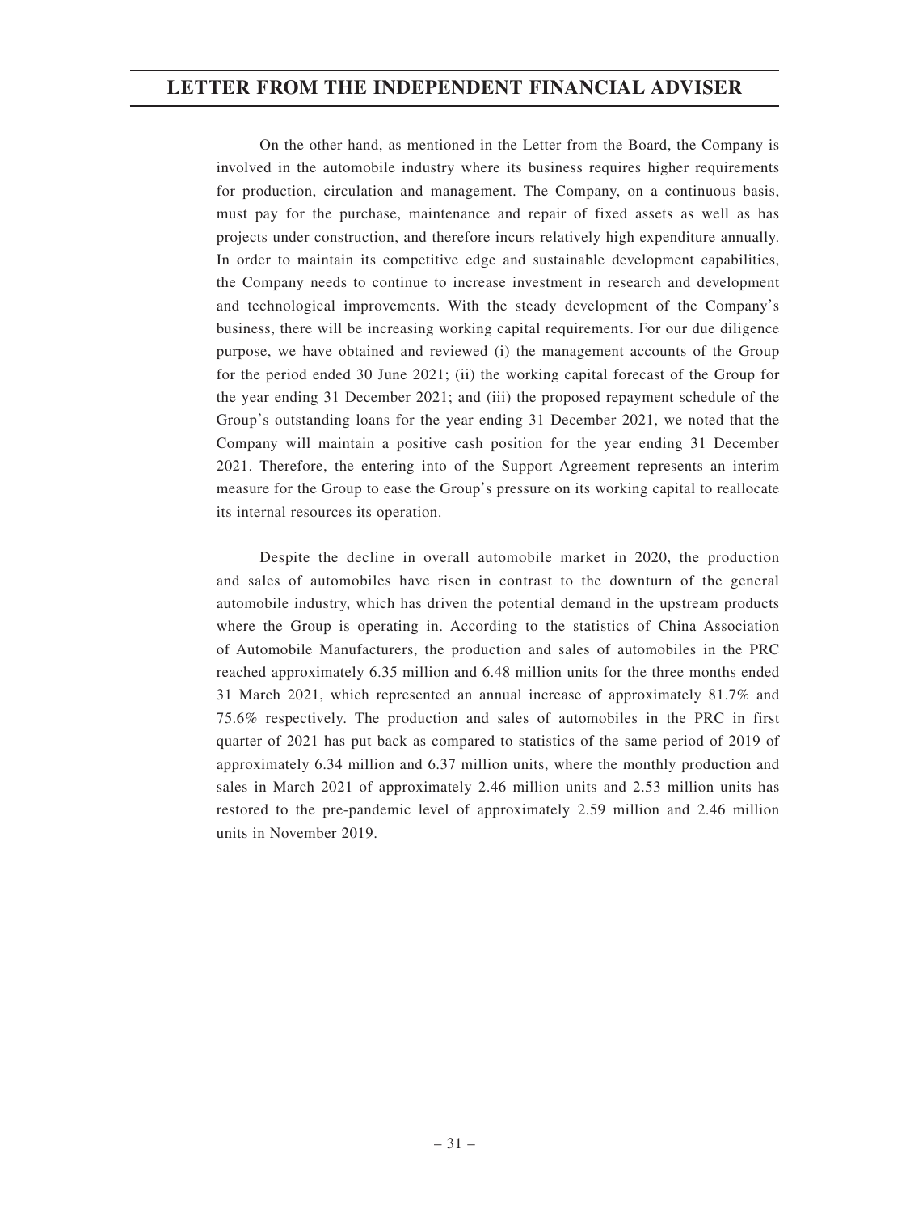On the other hand, as mentioned in the Letter from the Board, the Company is involved in the automobile industry where its business requires higher requirements for production, circulation and management. The Company, on a continuous basis, must pay for the purchase, maintenance and repair of fixed assets as well as has projects under construction, and therefore incurs relatively high expenditure annually. In order to maintain its competitive edge and sustainable development capabilities, the Company needs to continue to increase investment in research and development and technological improvements. With the steady development of the Company's business, there will be increasing working capital requirements. For our due diligence purpose, we have obtained and reviewed (i) the management accounts of the Group for the period ended 30 June 2021; (ii) the working capital forecast of the Group for the year ending 31 December 2021; and (iii) the proposed repayment schedule of the Group's outstanding loans for the year ending 31 December 2021, we noted that the Company will maintain a positive cash position for the year ending 31 December 2021. Therefore, the entering into of the Support Agreement represents an interim measure for the Group to ease the Group's pressure on its working capital to reallocate its internal resources its operation.

Despite the decline in overall automobile market in 2020, the production and sales of automobiles have risen in contrast to the downturn of the general automobile industry, which has driven the potential demand in the upstream products where the Group is operating in. According to the statistics of China Association of Automobile Manufacturers, the production and sales of automobiles in the PRC reached approximately 6.35 million and 6.48 million units for the three months ended 31 March 2021, which represented an annual increase of approximately 81.7% and 75.6% respectively. The production and sales of automobiles in the PRC in first quarter of 2021 has put back as compared to statistics of the same period of 2019 of approximately 6.34 million and 6.37 million units, where the monthly production and sales in March 2021 of approximately 2.46 million units and 2.53 million units has restored to the pre-pandemic level of approximately 2.59 million and 2.46 million units in November 2019.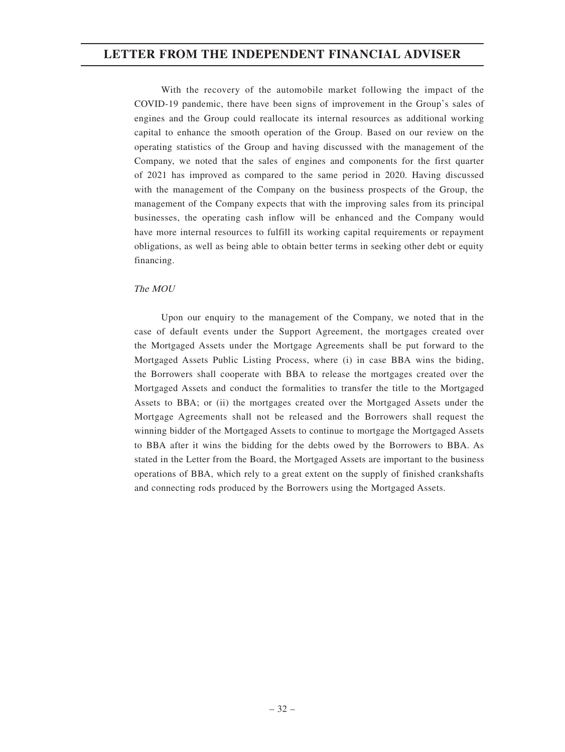With the recovery of the automobile market following the impact of the COVID-19 pandemic, there have been signs of improvement in the Group's sales of engines and the Group could reallocate its internal resources as additional working capital to enhance the smooth operation of the Group. Based on our review on the operating statistics of the Group and having discussed with the management of the Company, we noted that the sales of engines and components for the first quarter of 2021 has improved as compared to the same period in 2020. Having discussed with the management of the Company on the business prospects of the Group, the management of the Company expects that with the improving sales from its principal businesses, the operating cash inflow will be enhanced and the Company would have more internal resources to fulfill its working capital requirements or repayment obligations, as well as being able to obtain better terms in seeking other debt or equity financing.

*The MOU*

Upon our enquiry to the management of the Company, we noted that in the case of default events under the Support Agreement, the mortgages created over the Mortgaged Assets under the Mortgage Agreements shall be put forward to the Mortgaged Assets Public Listing Process, where (i) in case BBA wins the biding, the Borrowers shall cooperate with BBA to release the mortgages created over the Mortgaged Assets and conduct the formalities to transfer the title to the Mortgaged Assets to BBA; or (ii) the mortgages created over the Mortgaged Assets under the Mortgage Agreements shall not be released and the Borrowers shall request the winning bidder of the Mortgaged Assets to continue to mortgage the Mortgaged Assets to BBA after it wins the bidding for the debts owed by the Borrowers to BBA. As stated in the Letter from the Board, the Mortgaged Assets are important to the business operations of BBA, which rely to a great extent on the supply of finished crankshafts and connecting rods produced by the Borrowers using the Mortgaged Assets.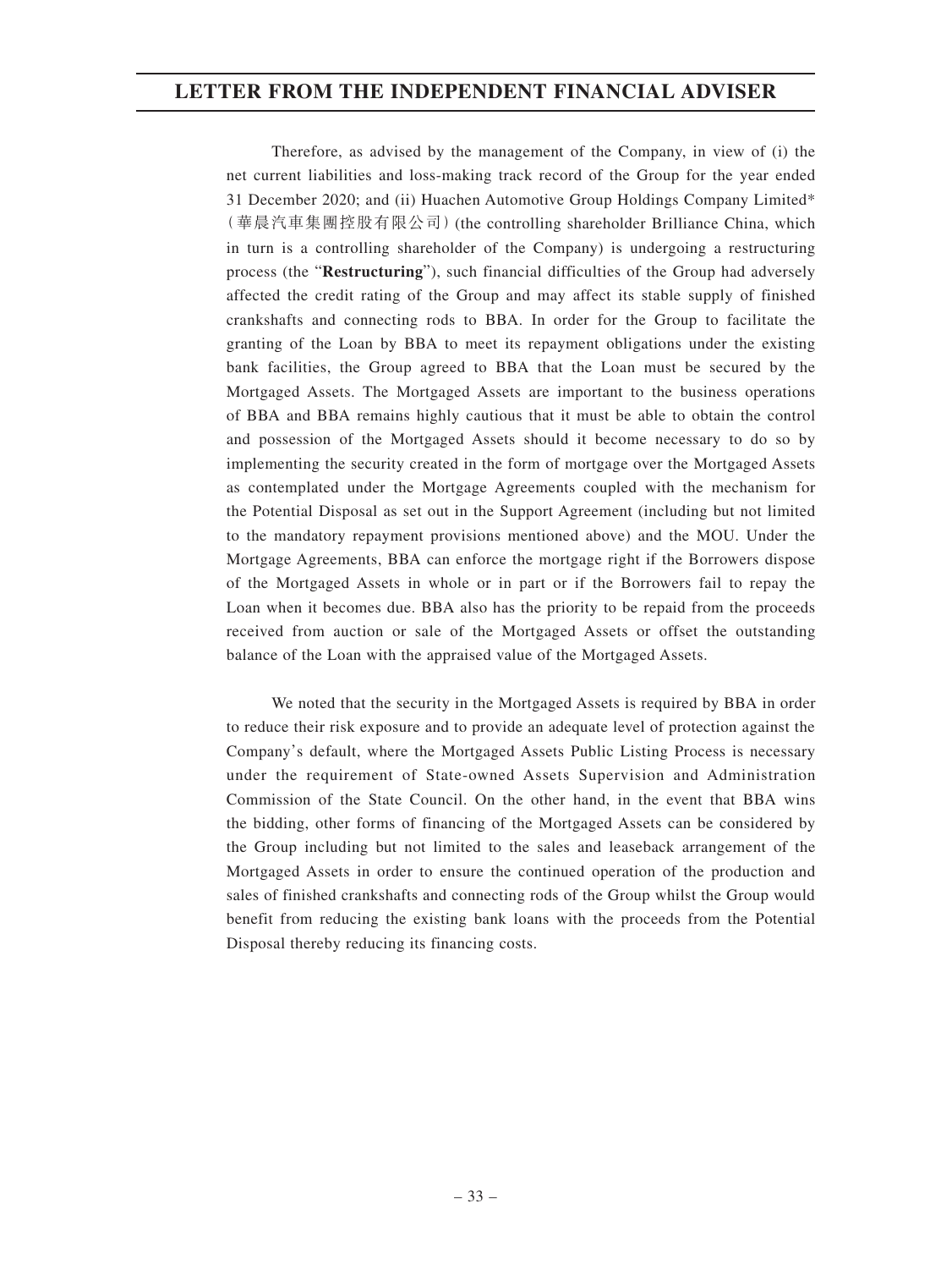Therefore, as advised by the management of the Company, in view of (i) the net current liabilities and loss-making track record of the Group for the year ended 31 December 2020; and (ii) Huachen Automotive Group Holdings Company Limited* (華晨汽車集團控股有限公司) (the controlling shareholder Brilliance China, which in turn is a controlling shareholder of the Company) is undergoing a restructuring process (the "**Restructuring**"), such financial difficulties of the Group had adversely affected the credit rating of the Group and may affect its stable supply of finished crankshafts and connecting rods to BBA. In order for the Group to facilitate the granting of the Loan by BBA to meet its repayment obligations under the existing bank facilities, the Group agreed to BBA that the Loan must be secured by the Mortgaged Assets. The Mortgaged Assets are important to the business operations of BBA and BBA remains highly cautious that it must be able to obtain the control and possession of the Mortgaged Assets should it become necessary to do so by implementing the security created in the form of mortgage over the Mortgaged Assets as contemplated under the Mortgage Agreements coupled with the mechanism for the Potential Disposal as set out in the Support Agreement (including but not limited to the mandatory repayment provisions mentioned above) and the MOU. Under the Mortgage Agreements, BBA can enforce the mortgage right if the Borrowers dispose of the Mortgaged Assets in whole or in part or if the Borrowers fail to repay the Loan when it becomes due. BBA also has the priority to be repaid from the proceeds received from auction or sale of the Mortgaged Assets or offset the outstanding balance of the Loan with the appraised value of the Mortgaged Assets.

We noted that the security in the Mortgaged Assets is required by BBA in order to reduce their risk exposure and to provide an adequate level of protection against the Company's default, where the Mortgaged Assets Public Listing Process is necessary under the requirement of State-owned Assets Supervision and Administration Commission of the State Council. On the other hand, in the event that BBA wins the bidding, other forms of financing of the Mortgaged Assets can be considered by the Group including but not limited to the sales and leaseback arrangement of the Mortgaged Assets in order to ensure the continued operation of the production and sales of finished crankshafts and connecting rods of the Group whilst the Group would benefit from reducing the existing bank loans with the proceeds from the Potential Disposal thereby reducing its financing costs.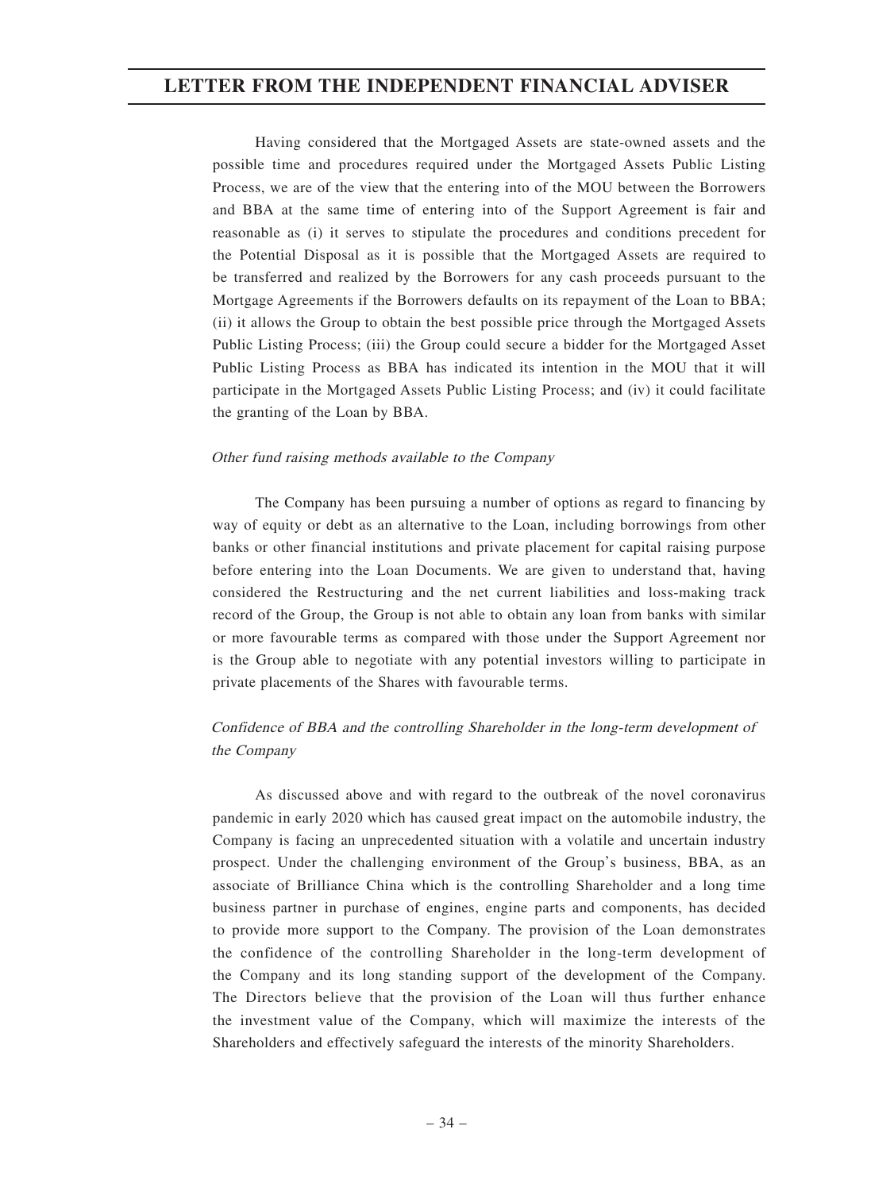Having considered that the Mortgaged Assets are state-owned assets and the possible time and procedures required under the Mortgaged Assets Public Listing Process, we are of the view that the entering into of the MOU between the Borrowers and BBA at the same time of entering into of the Support Agreement is fair and reasonable as (i) it serves to stipulate the procedures and conditions precedent for the Potential Disposal as it is possible that the Mortgaged Assets are required to be transferred and realized by the Borrowers for any cash proceeds pursuant to the Mortgage Agreements if the Borrowers defaults on its repayment of the Loan to BBA; (ii) it allows the Group to obtain the best possible price through the Mortgaged Assets Public Listing Process; (iii) the Group could secure a bidder for the Mortgaged Asset Public Listing Process as BBA has indicated its intention in the MOU that it will participate in the Mortgaged Assets Public Listing Process; and (iv) it could facilitate the granting of the Loan by BBA.

*Other fund raising methods available to the Company*

The Company has been pursuing a number of options as regard to financing by way of equity or debt as an alternative to the Loan, including borrowings from other banks or other financial institutions and private placement for capital raising purpose before entering into the Loan Documents. We are given to understand that, having considered the Restructuring and the net current liabilities and loss-making track record of the Group, the Group is not able to obtain any loan from banks with similar or more favourable terms as compared with those under the Support Agreement nor is the Group able to negotiate with any potential investors willing to participate in private placements of the Shares with favourable terms.

*Confidence of BBA and the controlling Shareholder in the long-term development of the Company*

As discussed above and with regard to the outbreak of the novel coronavirus pandemic in early 2020 which has caused great impact on the automobile industry, the Company is facing an unprecedented situation with a volatile and uncertain industry prospect. Under the challenging environment of the Group's business, BBA, as an associate of Brilliance China which is the controlling Shareholder and a long time business partner in purchase of engines, engine parts and components, has decided to provide more support to the Company. The provision of the Loan demonstrates the confidence of the controlling Shareholder in the long-term development of the Company and its long standing support of the development of the Company. The Directors believe that the provision of the Loan will thus further enhance the investment value of the Company, which will maximize the interests of the Shareholders and effectively safeguard the interests of the minority Shareholders.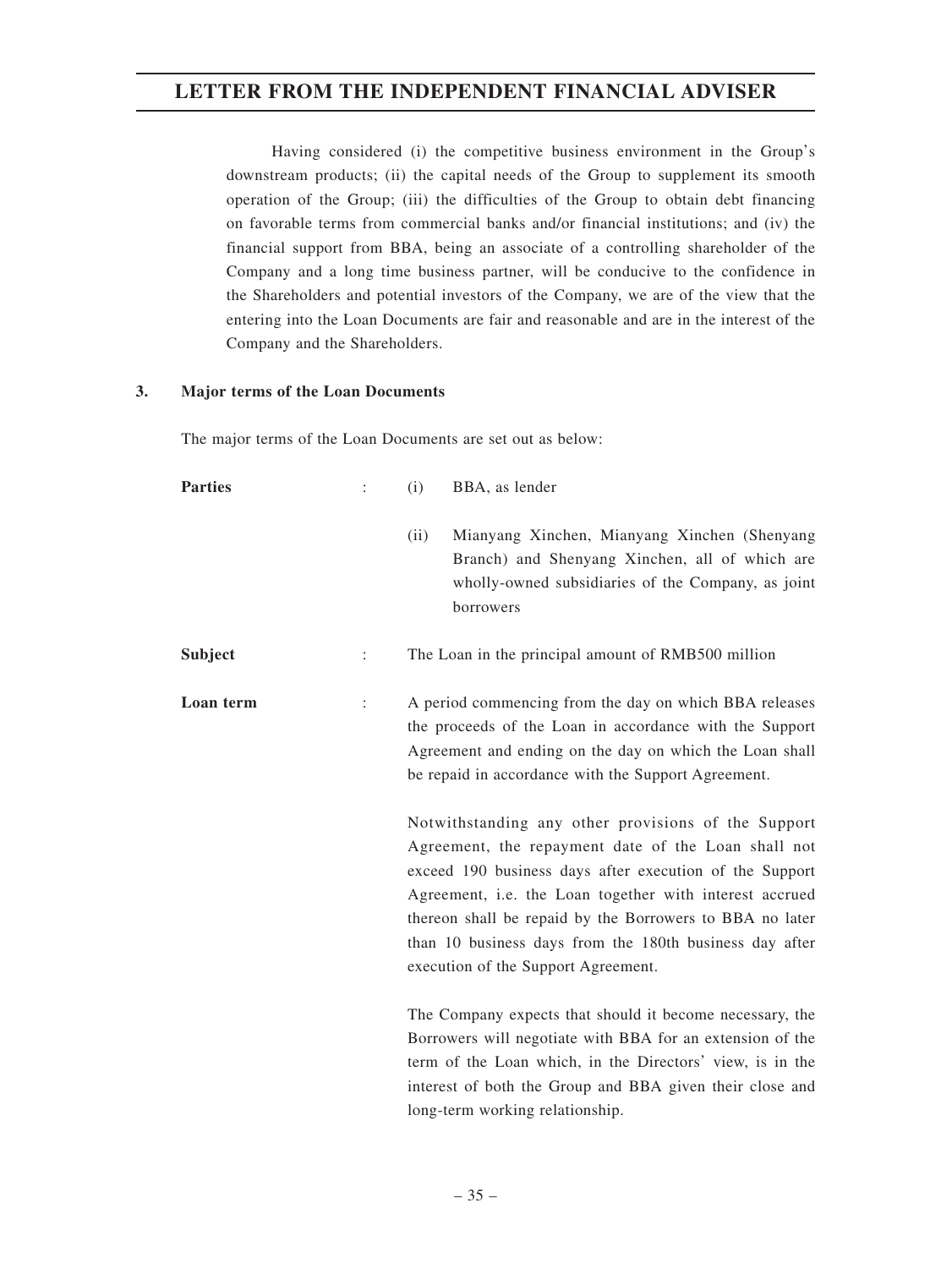Having considered (i) the competitive business environment in the Group's downstream products; (ii) the capital needs of the Group to supplement its smooth operation of the Group; (iii) the difficulties of the Group to obtain debt financing on favorable terms from commercial banks and/or financial institutions; and (iv) the financial support from BBA, being an associate of a controlling shareholder of the Company and a long time business partner, will be conducive to the confidence in the Shareholders and potential investors of the Company, we are of the view that the entering into the Loan Documents are fair and reasonable and are in the interest of the Company and the Shareholders.

**3. Major terms of the Loan Documents**

The major terms of the Loan Documents are set out as below:

**Parties** : (i) BBA, as lender

(ii) Mianyang Xinchen, Mianyang Xinchen (Shenyang Branch) and Shenyang Xinchen, all of which are wholly-owned subsidiaries of the Company, as joint borrowers

**Subject** : The Loan in the principal amount of RMB500 million

**Loan term** : A period commencing from the day on which BBA releases the proceeds of the Loan in accordance with the Support Agreement and ending on the day on which the Loan shall be repaid in accordance with the Support Agreement.

Notwithstanding any other provisions of the Support Agreement, the repayment date of the Loan shall not exceed 190 business days after execution of the Support Agreement, i.e. the Loan together with interest accrued thereon shall be repaid by the Borrowers to BBA no later than 10 business days from the 180th business day after execution of the Support Agreement.

The Company expects that should it become necessary, the Borrowers will negotiate with BBA for an extension of the term of the Loan which, in the Directors' view, is in the interest of both the Group and BBA given their close and long-term working relationship.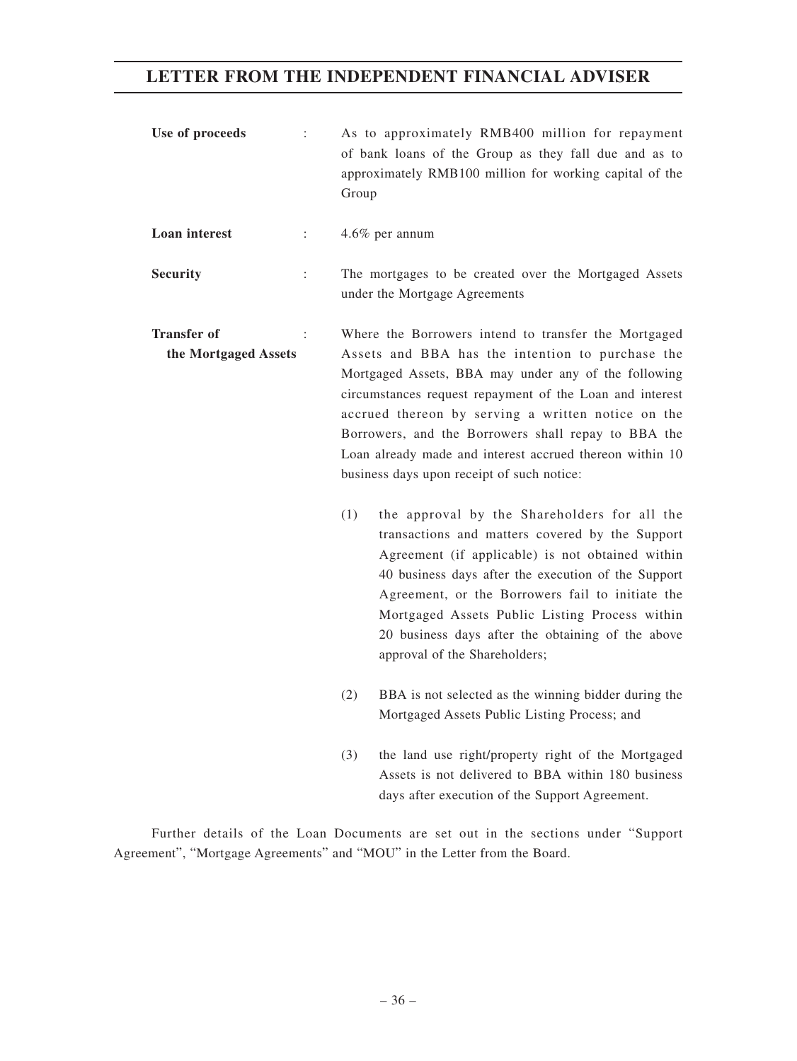| | | |
|---|---|---|
| **Use of proceeds** | : | As to approximately RMB400 million for repayment of bank loans of the Group as they fall due and as to approximately RMB100 million for working capital of the Group |
| **Loan interest** | : | 4.6% per annum |
| **Security** | : | The mortgages to be created over the Mortgaged Assets under the Mortgage Agreements |
| **Transfer of the Mortgaged Assets** | : | Where the Borrowers intend to transfer the Mortgaged Assets and BBA has the intention to purchase the Mortgaged Assets, BBA may under any of the following circumstances request repayment of the Loan and interest accrued thereon by serving a written notice on the Borrowers, and the Borrowers shall repay to BBA the Loan already made and interest accrued thereon within 10 business days upon receipt of such notice:<br><br>(1) the approval by the Shareholders for all the transactions and matters covered by the Support Agreement (if applicable) is not obtained within 40 business days after the execution of the Support Agreement, or the Borrowers fail to initiate the Mortgaged Assets Public Listing Process within 20 business days after the obtaining of the above approval of the Shareholders;<br><br>(2) BBA is not selected as the winning bidder during the Mortgaged Assets Public Listing Process; and<br><br>(3) the land use right/property right of the Mortgaged Assets is not delivered to BBA within 180 business days after execution of the Support Agreement. |

Further details of the Loan Documents are set out in the sections under "Support Agreement", "Mortgage Agreements" and "MOU" in the Letter from the Board.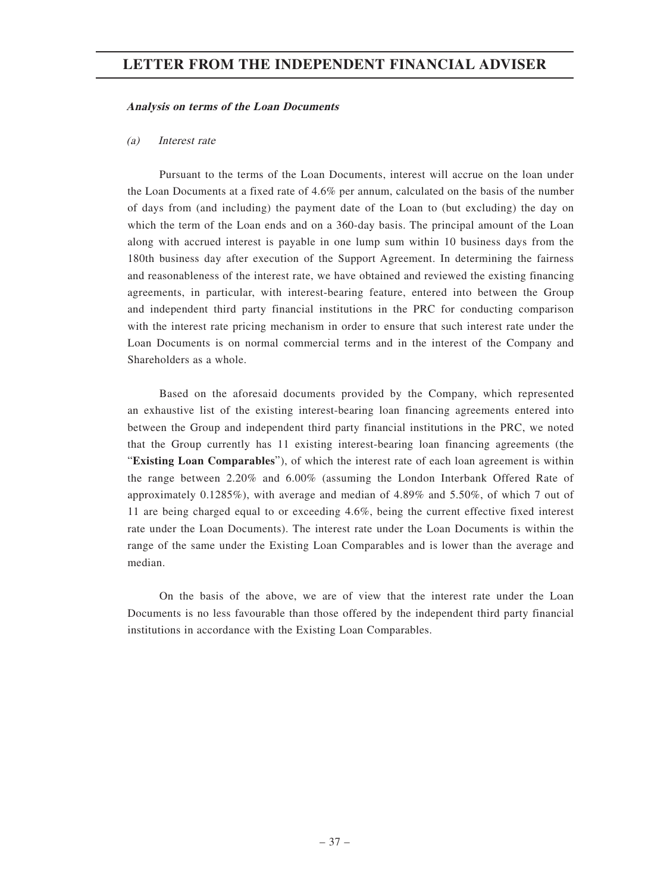***Analysis on terms of the Loan Documents***

*(a) Interest rate*

Pursuant to the terms of the Loan Documents, interest will accrue on the loan under the Loan Documents at a fixed rate of 4.6% per annum, calculated on the basis of the number of days from (and including) the payment date of the Loan to (but excluding) the day on which the term of the Loan ends and on a 360-day basis. The principal amount of the Loan along with accrued interest is payable in one lump sum within 10 business days from the 180th business day after execution of the Support Agreement. In determining the fairness and reasonableness of the interest rate, we have obtained and reviewed the existing financing agreements, in particular, with interest-bearing feature, entered into between the Group and independent third party financial institutions in the PRC for conducting comparison with the interest rate pricing mechanism in order to ensure that such interest rate under the Loan Documents is on normal commercial terms and in the interest of the Company and Shareholders as a whole.

Based on the aforesaid documents provided by the Company, which represented an exhaustive list of the existing interest-bearing loan financing agreements entered into between the Group and independent third party financial institutions in the PRC, we noted that the Group currently has 11 existing interest-bearing loan financing agreements (the "**Existing Loan Comparables**"), of which the interest rate of each loan agreement is within the range between 2.20% and 6.00% (assuming the London Interbank Offered Rate of approximately 0.1285%), with average and median of 4.89% and 5.50%, of which 7 out of 11 are being charged equal to or exceeding 4.6%, being the current effective fixed interest rate under the Loan Documents). The interest rate under the Loan Documents is within the range of the same under the Existing Loan Comparables and is lower than the average and median.

On the basis of the above, we are of view that the interest rate under the Loan Documents is no less favourable than those offered by the independent third party financial institutions in accordance with the Existing Loan Comparables.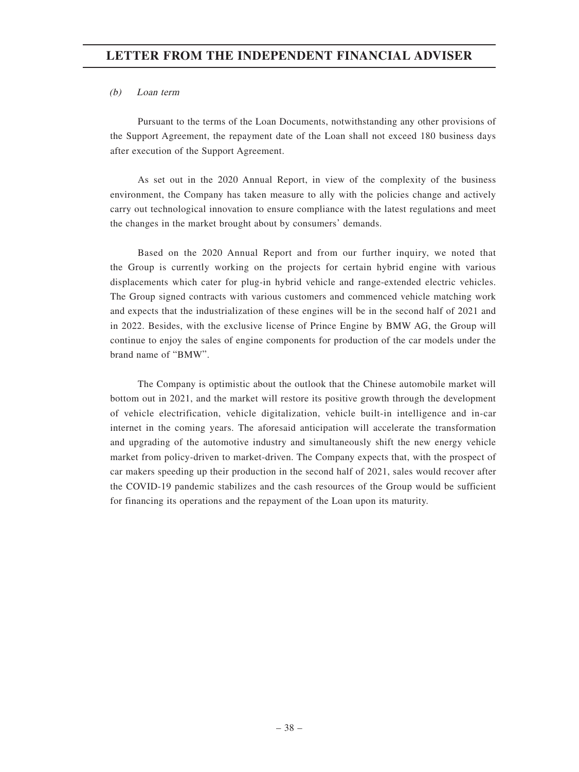*(b) Loan term*

Pursuant to the terms of the Loan Documents, notwithstanding any other provisions of the Support Agreement, the repayment date of the Loan shall not exceed 180 business days after execution of the Support Agreement.

As set out in the 2020 Annual Report, in view of the complexity of the business environment, the Company has taken measure to ally with the policies change and actively carry out technological innovation to ensure compliance with the latest regulations and meet the changes in the market brought about by consumers' demands.

Based on the 2020 Annual Report and from our further inquiry, we noted that the Group is currently working on the projects for certain hybrid engine with various displacements which cater for plug-in hybrid vehicle and range-extended electric vehicles. The Group signed contracts with various customers and commenced vehicle matching work and expects that the industrialization of these engines will be in the second half of 2021 and in 2022. Besides, with the exclusive license of Prince Engine by BMW AG, the Group will continue to enjoy the sales of engine components for production of the car models under the brand name of "BMW".

The Company is optimistic about the outlook that the Chinese automobile market will bottom out in 2021, and the market will restore its positive growth through the development of vehicle electrification, vehicle digitalization, vehicle built-in intelligence and in-car internet in the coming years. The aforesaid anticipation will accelerate the transformation and upgrading of the automotive industry and simultaneously shift the new energy vehicle market from policy-driven to market-driven. The Company expects that, with the prospect of car makers speeding up their production in the second half of 2021, sales would recover after the COVID-19 pandemic stabilizes and the cash resources of the Group would be sufficient for financing its operations and the repayment of the Loan upon its maturity.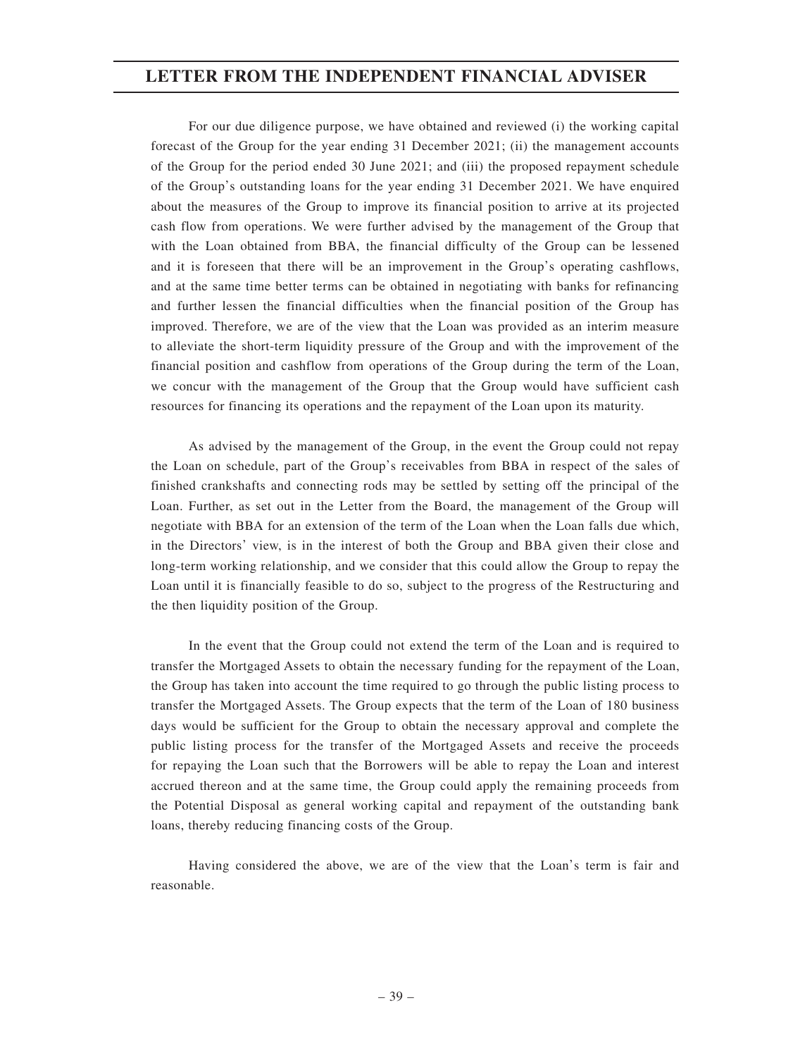For our due diligence purpose, we have obtained and reviewed (i) the working capital forecast of the Group for the year ending 31 December 2021; (ii) the management accounts of the Group for the period ended 30 June 2021; and (iii) the proposed repayment schedule of the Group's outstanding loans for the year ending 31 December 2021. We have enquired about the measures of the Group to improve its financial position to arrive at its projected cash flow from operations. We were further advised by the management of the Group that with the Loan obtained from BBA, the financial difficulty of the Group can be lessened and it is foreseen that there will be an improvement in the Group's operating cashflows, and at the same time better terms can be obtained in negotiating with banks for refinancing and further lessen the financial difficulties when the financial position of the Group has improved. Therefore, we are of the view that the Loan was provided as an interim measure to alleviate the short-term liquidity pressure of the Group and with the improvement of the financial position and cashflow from operations of the Group during the term of the Loan, we concur with the management of the Group that the Group would have sufficient cash resources for financing its operations and the repayment of the Loan upon its maturity.

As advised by the management of the Group, in the event the Group could not repay the Loan on schedule, part of the Group's receivables from BBA in respect of the sales of finished crankshafts and connecting rods may be settled by setting off the principal of the Loan. Further, as set out in the Letter from the Board, the management of the Group will negotiate with BBA for an extension of the term of the Loan when the Loan falls due which, in the Directors' view, is in the interest of both the Group and BBA given their close and long-term working relationship, and we consider that this could allow the Group to repay the Loan until it is financially feasible to do so, subject to the progress of the Restructuring and the then liquidity position of the Group.

In the event that the Group could not extend the term of the Loan and is required to transfer the Mortgaged Assets to obtain the necessary funding for the repayment of the Loan, the Group has taken into account the time required to go through the public listing process to transfer the Mortgaged Assets. The Group expects that the term of the Loan of 180 business days would be sufficient for the Group to obtain the necessary approval and complete the public listing process for the transfer of the Mortgaged Assets and receive the proceeds for repaying the Loan such that the Borrowers will be able to repay the Loan and interest accrued thereon and at the same time, the Group could apply the remaining proceeds from the Potential Disposal as general working capital and repayment of the outstanding bank loans, thereby reducing financing costs of the Group.

Having considered the above, we are of the view that the Loan's term is fair and reasonable.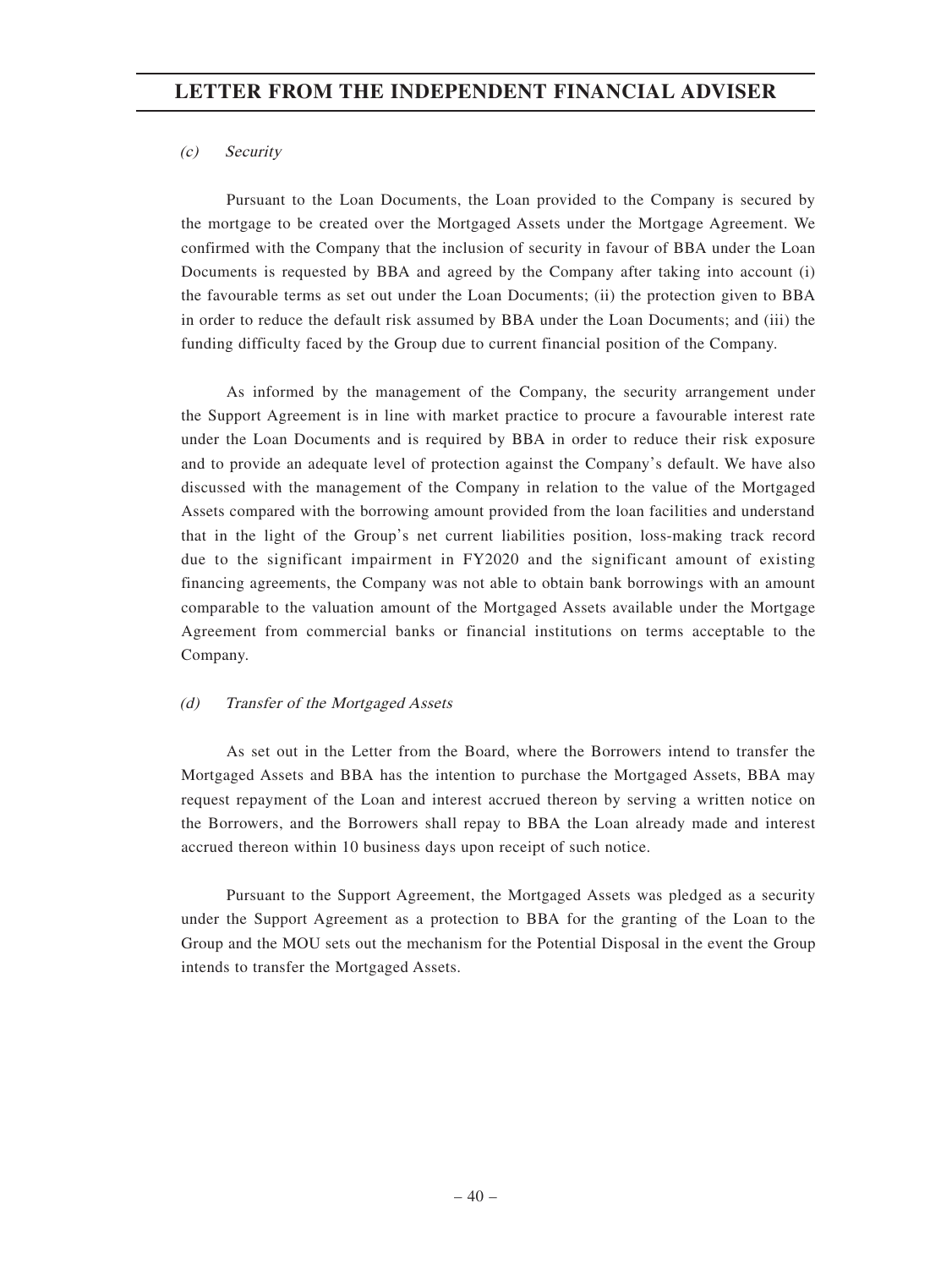*(c) Security*

Pursuant to the Loan Documents, the Loan provided to the Company is secured by the mortgage to be created over the Mortgaged Assets under the Mortgage Agreement. We confirmed with the Company that the inclusion of security in favour of BBA under the Loan Documents is requested by BBA and agreed by the Company after taking into account (i) the favourable terms as set out under the Loan Documents; (ii) the protection given to BBA in order to reduce the default risk assumed by BBA under the Loan Documents; and (iii) the funding difficulty faced by the Group due to current financial position of the Company.

As informed by the management of the Company, the security arrangement under the Support Agreement is in line with market practice to procure a favourable interest rate under the Loan Documents and is required by BBA in order to reduce their risk exposure and to provide an adequate level of protection against the Company's default. We have also discussed with the management of the Company in relation to the value of the Mortgaged Assets compared with the borrowing amount provided from the loan facilities and understand that in the light of the Group's net current liabilities position, loss-making track record due to the significant impairment in FY2020 and the significant amount of existing financing agreements, the Company was not able to obtain bank borrowings with an amount comparable to the valuation amount of the Mortgaged Assets available under the Mortgage Agreement from commercial banks or financial institutions on terms acceptable to the Company.

*(d) Transfer of the Mortgaged Assets*

As set out in the Letter from the Board, where the Borrowers intend to transfer the Mortgaged Assets and BBA has the intention to purchase the Mortgaged Assets, BBA may request repayment of the Loan and interest accrued thereon by serving a written notice on the Borrowers, and the Borrowers shall repay to BBA the Loan already made and interest accrued thereon within 10 business days upon receipt of such notice.

Pursuant to the Support Agreement, the Mortgaged Assets was pledged as a security under the Support Agreement as a protection to BBA for the granting of the Loan to the Group and the MOU sets out the mechanism for the Potential Disposal in the event the Group intends to transfer the Mortgaged Assets.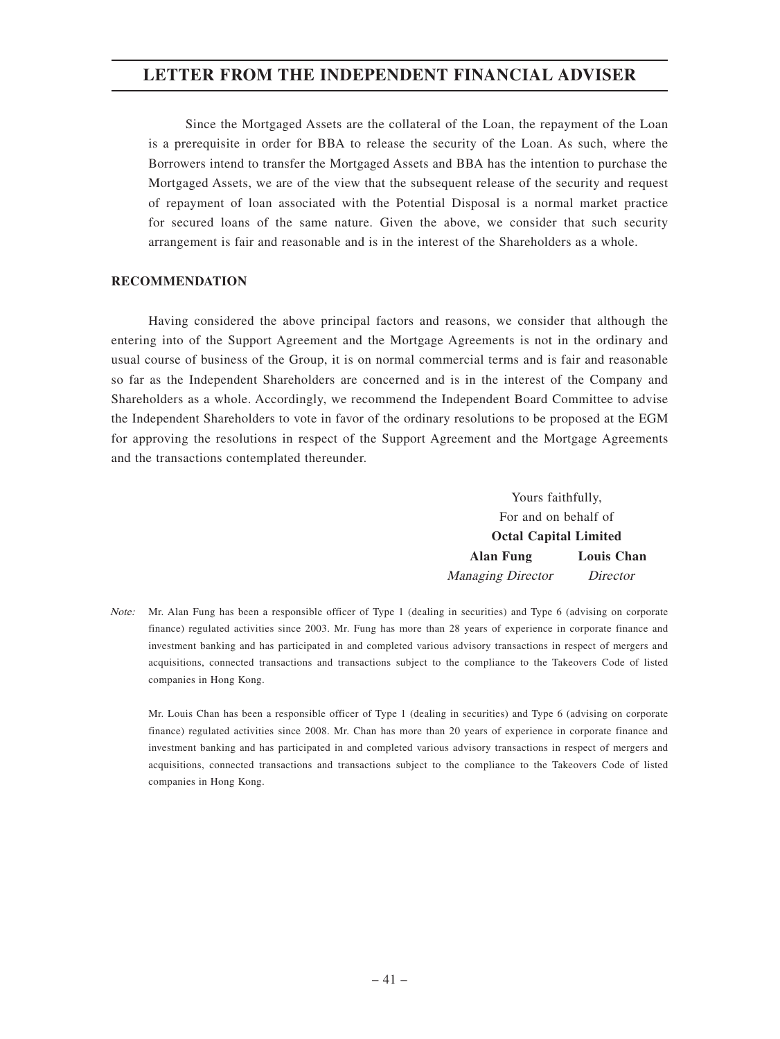Since the Mortgaged Assets are the collateral of the Loan, the repayment of the Loan is a prerequisite in order for BBA to release the security of the Loan. As such, where the Borrowers intend to transfer the Mortgaged Assets and BBA has the intention to purchase the Mortgaged Assets, we are of the view that the subsequent release of the security and request of repayment of loan associated with the Potential Disposal is a normal market practice for secured loans of the same nature. Given the above, we consider that such security arrangement is fair and reasonable and is in the interest of the Shareholders as a whole.

**RECOMMENDATION**

Having considered the above principal factors and reasons, we consider that although the entering into of the Support Agreement and the Mortgage Agreements is not in the ordinary and usual course of business of the Group, it is on normal commercial terms and is fair and reasonable so far as the Independent Shareholders are concerned and is in the interest of the Company and Shareholders as a whole. Accordingly, we recommend the Independent Board Committee to advise the Independent Shareholders to vote in favor of the ordinary resolutions to be proposed at the EGM for approving the resolutions in respect of the Support Agreement and the Mortgage Agreements and the transactions contemplated thereunder.

Yours faithfully,
For and on behalf of
**Octal Capital Limited**

**Alan Fung** — *Managing Director*
**Louis Chan** — *Director*

*Note:* Mr. Alan Fung has been a responsible officer of Type 1 (dealing in securities) and Type 6 (advising on corporate finance) regulated activities since 2003. Mr. Fung has more than 28 years of experience in corporate finance and investment banking and has participated in and completed various advisory transactions in respect of mergers and acquisitions, connected transactions and transactions subject to the compliance to the Takeovers Code of listed companies in Hong Kong.

Mr. Louis Chan has been a responsible officer of Type 1 (dealing in securities) and Type 6 (advising on corporate finance) regulated activities since 2008. Mr. Chan has more than 20 years of experience in corporate finance and investment banking and has participated in and completed various advisory transactions in respect of mergers and acquisitions, connected transactions and transactions subject to the compliance to the Takeovers Code of listed companies in Hong Kong.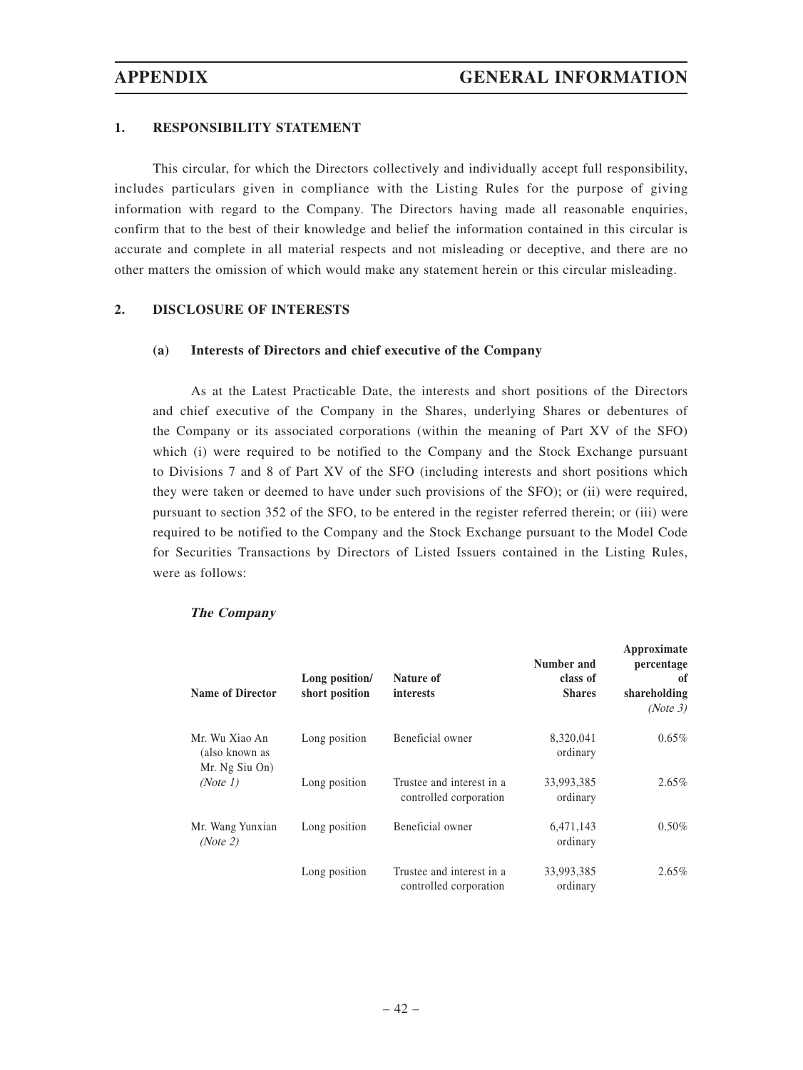## 1. RESPONSIBILITY STATEMENT

This circular, for which the Directors collectively and individually accept full responsibility, includes particulars given in compliance with the Listing Rules for the purpose of giving information with regard to the Company. The Directors having made all reasonable enquiries, confirm that to the best of their knowledge and belief the information contained in this circular is accurate and complete in all material respects and not misleading or deceptive, and there are no other matters the omission of which would make any statement herein or this circular misleading.

## 2. DISCLOSURE OF INTERESTS

### (a) Interests of Directors and chief executive of the Company

As at the Latest Practicable Date, the interests and short positions of the Directors and chief executive of the Company in the Shares, underlying Shares or debentures of the Company or its associated corporations (within the meaning of Part XV of the SFO) which (i) were required to be notified to the Company and the Stock Exchange pursuant to Divisions 7 and 8 of Part XV of the SFO (including interests and short positions which they were taken or deemed to have under such provisions of the SFO); or (ii) were required, pursuant to section 352 of the SFO, to be entered in the register referred therein; or (iii) were required to be notified to the Company and the Stock Exchange pursuant to the Model Code for Securities Transactions by Directors of Listed Issuers contained in the Listing Rules, were as follows:

***The Company***

| Name of Director | Long position/ short position | Nature of interests | Number and class of Shares | Approximate percentage of shareholding *(Note 3)* |
|---|---|---|---|---|
| Mr. Wu Xiao An (also known as Mr. Ng Siu On) *(Note 1)* | Long position | Beneficial owner | 8,320,041 ordinary | 0.65% |
| | Long position | Trustee and interest in a controlled corporation | 33,993,385 ordinary | 2.65% |
| Mr. Wang Yunxian *(Note 2)* | Long position | Beneficial owner | 6,471,143 ordinary | 0.50% |
| | Long position | Trustee and interest in a controlled corporation | 33,993,385 ordinary | 2.65% |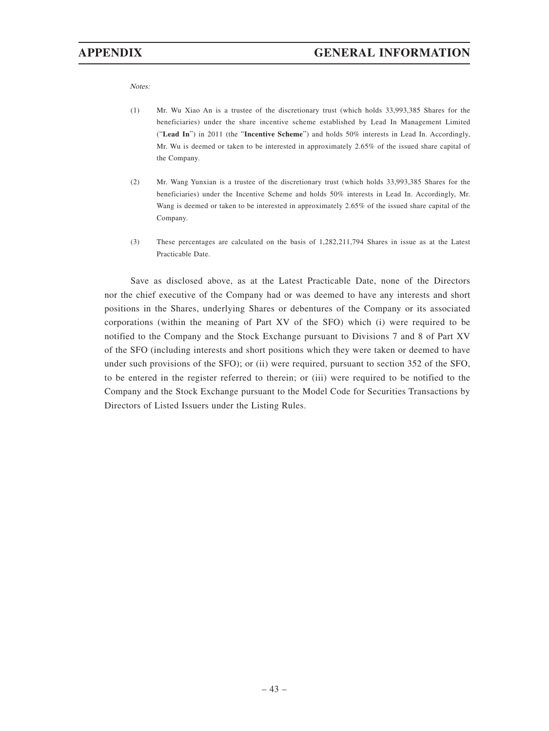*Notes:*

(1) Mr. Wu Xiao An is a trustee of the discretionary trust (which holds 33,993,385 Shares for the beneficiaries) under the share incentive scheme established by Lead In Management Limited ("**Lead In**") in 2011 (the "**Incentive Scheme**") and holds 50% interests in Lead In. Accordingly, Mr. Wu is deemed or taken to be interested in approximately 2.65% of the issued share capital of the Company.

(2) Mr. Wang Yunxian is a trustee of the discretionary trust (which holds 33,993,385 Shares for the beneficiaries) under the Incentive Scheme and holds 50% interests in Lead In. Accordingly, Mr. Wang is deemed or taken to be interested in approximately 2.65% of the issued share capital of the Company.

(3) These percentages are calculated on the basis of 1,282,211,794 Shares in issue as at the Latest Practicable Date.

Save as disclosed above, as at the Latest Practicable Date, none of the Directors nor the chief executive of the Company had or was deemed to have any interests and short positions in the Shares, underlying Shares or debentures of the Company or its associated corporations (within the meaning of Part XV of the SFO) which (i) were required to be notified to the Company and the Stock Exchange pursuant to Divisions 7 and 8 of Part XV of the SFO (including interests and short positions which they were taken or deemed to have under such provisions of the SFO); or (ii) were required, pursuant to section 352 of the SFO, to be entered in the register referred to therein; or (iii) were required to be notified to the Company and the Stock Exchange pursuant to the Model Code for Securities Transactions by Directors of Listed Issuers under the Listing Rules.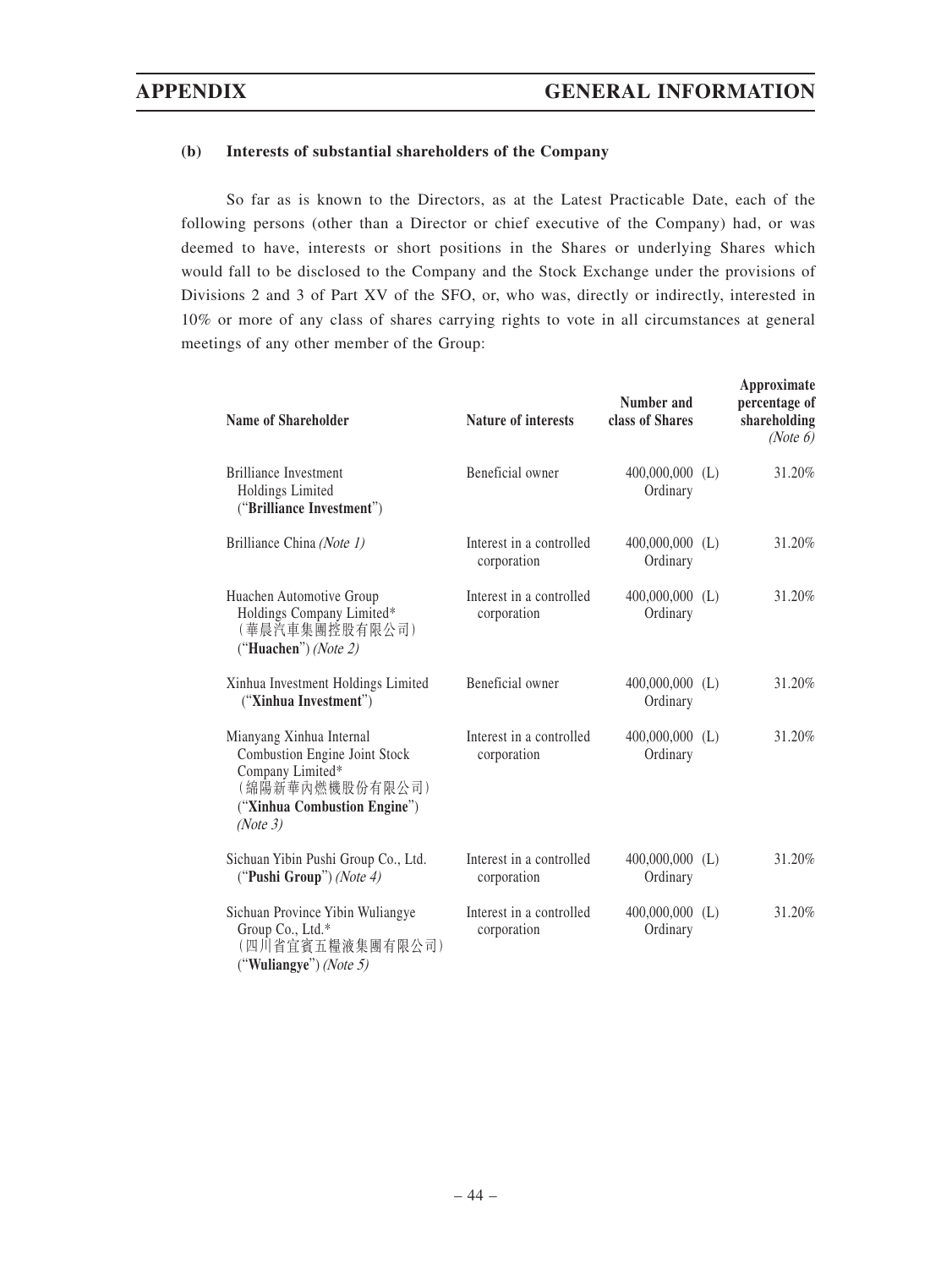#### (b) Interests of substantial shareholders of the Company

So far as is known to the Directors, as at the Latest Practicable Date, each of the following persons (other than a Director or chief executive of the Company) had, or was deemed to have, interests or short positions in the Shares or underlying Shares which would fall to be disclosed to the Company and the Stock Exchange under the provisions of Divisions 2 and 3 of Part XV of the SFO, or, who was, directly or indirectly, interested in 10% or more of any class of shares carrying rights to vote in all circumstances at general meetings of any other member of the Group:

| Name of Shareholder | Nature of interests | Number and class of Shares | Approximate percentage of shareholding *(Note 6)* |
|---|---|---|---|
| Brilliance Investment Holdings Limited ("**Brilliance Investment**") | Beneficial owner | 400,000,000 (L) Ordinary | 31.20% |
| Brilliance China *(Note 1)* | Interest in a controlled corporation | 400,000,000 (L) Ordinary | 31.20% |
| Huachen Automotive Group Holdings Company Limited* (華晨汽車集團控股有限公司) ("**Huachen**") *(Note 2)* | Interest in a controlled corporation | 400,000,000 (L) Ordinary | 31.20% |
| Xinhua Investment Holdings Limited ("**Xinhua Investment**") | Beneficial owner | 400,000,000 (L) Ordinary | 31.20% |
| Mianyang Xinhua Internal Combustion Engine Joint Stock Company Limited* (綿陽新華內燃機股份有限公司) ("**Xinhua Combustion Engine**") *(Note 3)* | Interest in a controlled corporation | 400,000,000 (L) Ordinary | 31.20% |
| Sichuan Yibin Pushi Group Co., Ltd. ("**Pushi Group**") *(Note 4)* | Interest in a controlled corporation | 400,000,000 (L) Ordinary | 31.20% |
| Sichuan Province Yibin Wuliangye Group Co., Ltd.* (四川省宜賓五糧液集團有限公司) ("**Wuliangye**") *(Note 5)* | Interest in a controlled corporation | 400,000,000 (L) Ordinary | 31.20% |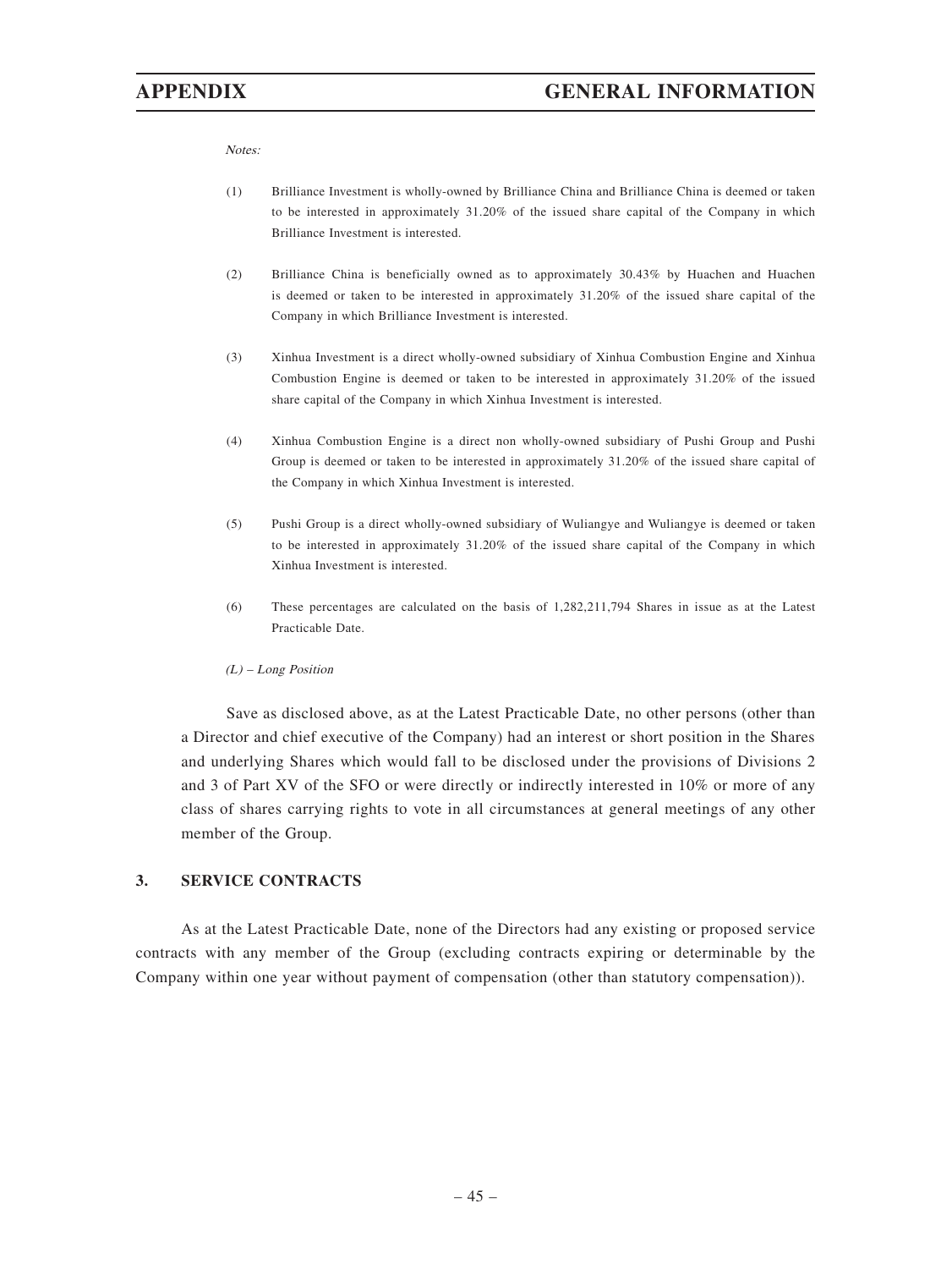*Notes:*

(1) Brilliance Investment is wholly-owned by Brilliance China and Brilliance China is deemed or taken to be interested in approximately 31.20% of the issued share capital of the Company in which Brilliance Investment is interested.

(2) Brilliance China is beneficially owned as to approximately 30.43% by Huachen and Huachen is deemed or taken to be interested in approximately 31.20% of the issued share capital of the Company in which Brilliance Investment is interested.

(3) Xinhua Investment is a direct wholly-owned subsidiary of Xinhua Combustion Engine and Xinhua Combustion Engine is deemed or taken to be interested in approximately 31.20% of the issued share capital of the Company in which Xinhua Investment is interested.

(4) Xinhua Combustion Engine is a direct non wholly-owned subsidiary of Pushi Group and Pushi Group is deemed or taken to be interested in approximately 31.20% of the issued share capital of the Company in which Xinhua Investment is interested.

(5) Pushi Group is a direct wholly-owned subsidiary of Wuliangye and Wuliangye is deemed or taken to be interested in approximately 31.20% of the issued share capital of the Company in which Xinhua Investment is interested.

(6) These percentages are calculated on the basis of 1,282,211,794 Shares in issue as at the Latest Practicable Date.

*(L) – Long Position*

Save as disclosed above, as at the Latest Practicable Date, no other persons (other than a Director and chief executive of the Company) had an interest or short position in the Shares and underlying Shares which would fall to be disclosed under the provisions of Divisions 2 and 3 of Part XV of the SFO or were directly or indirectly interested in 10% or more of any class of shares carrying rights to vote in all circumstances at general meetings of any other member of the Group.

## 3. SERVICE CONTRACTS

As at the Latest Practicable Date, none of the Directors had any existing or proposed service contracts with any member of the Group (excluding contracts expiring or determinable by the Company within one year without payment of compensation (other than statutory compensation)).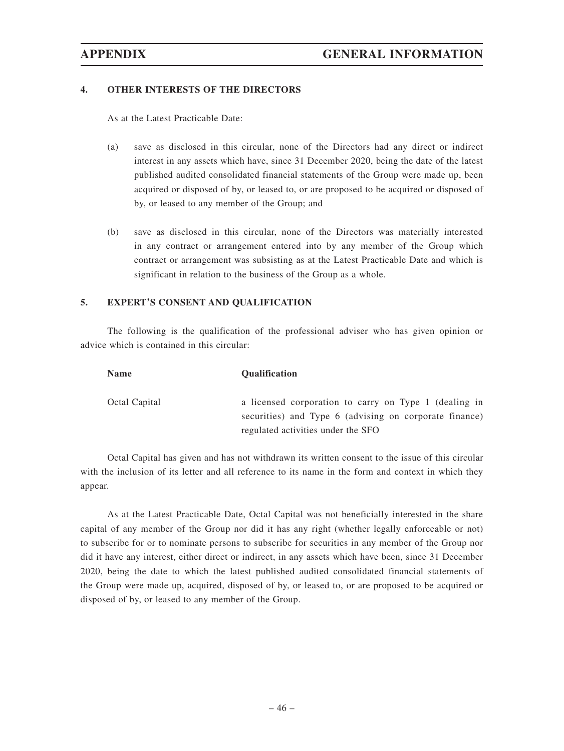## 4. OTHER INTERESTS OF THE DIRECTORS

As at the Latest Practicable Date:

(a) save as disclosed in this circular, none of the Directors had any direct or indirect interest in any assets which have, since 31 December 2020, being the date of the latest published audited consolidated financial statements of the Group were made up, been acquired or disposed of by, or leased to, or are proposed to be acquired or disposed of by, or leased to any member of the Group; and

(b) save as disclosed in this circular, none of the Directors was materially interested in any contract or arrangement entered into by any member of the Group which contract or arrangement was subsisting as at the Latest Practicable Date and which is significant in relation to the business of the Group as a whole.

## 5. EXPERT'S CONSENT AND QUALIFICATION

The following is the qualification of the professional adviser who has given opinion or advice which is contained in this circular:

| Name | Qualification |
| --- | --- |
| Octal Capital | a licensed corporation to carry on Type 1 (dealing in securities) and Type 6 (advising on corporate finance) regulated activities under the SFO |

Octal Capital has given and has not withdrawn its written consent to the issue of this circular with the inclusion of its letter and all reference to its name in the form and context in which they appear.

As at the Latest Practicable Date, Octal Capital was not beneficially interested in the share capital of any member of the Group nor did it has any right (whether legally enforceable or not) to subscribe for or to nominate persons to subscribe for securities in any member of the Group nor did it have any interest, either direct or indirect, in any assets which have been, since 31 December 2020, being the date to which the latest published audited consolidated financial statements of the Group were made up, acquired, disposed of by, or leased to, or are proposed to be acquired or disposed of by, or leased to any member of the Group.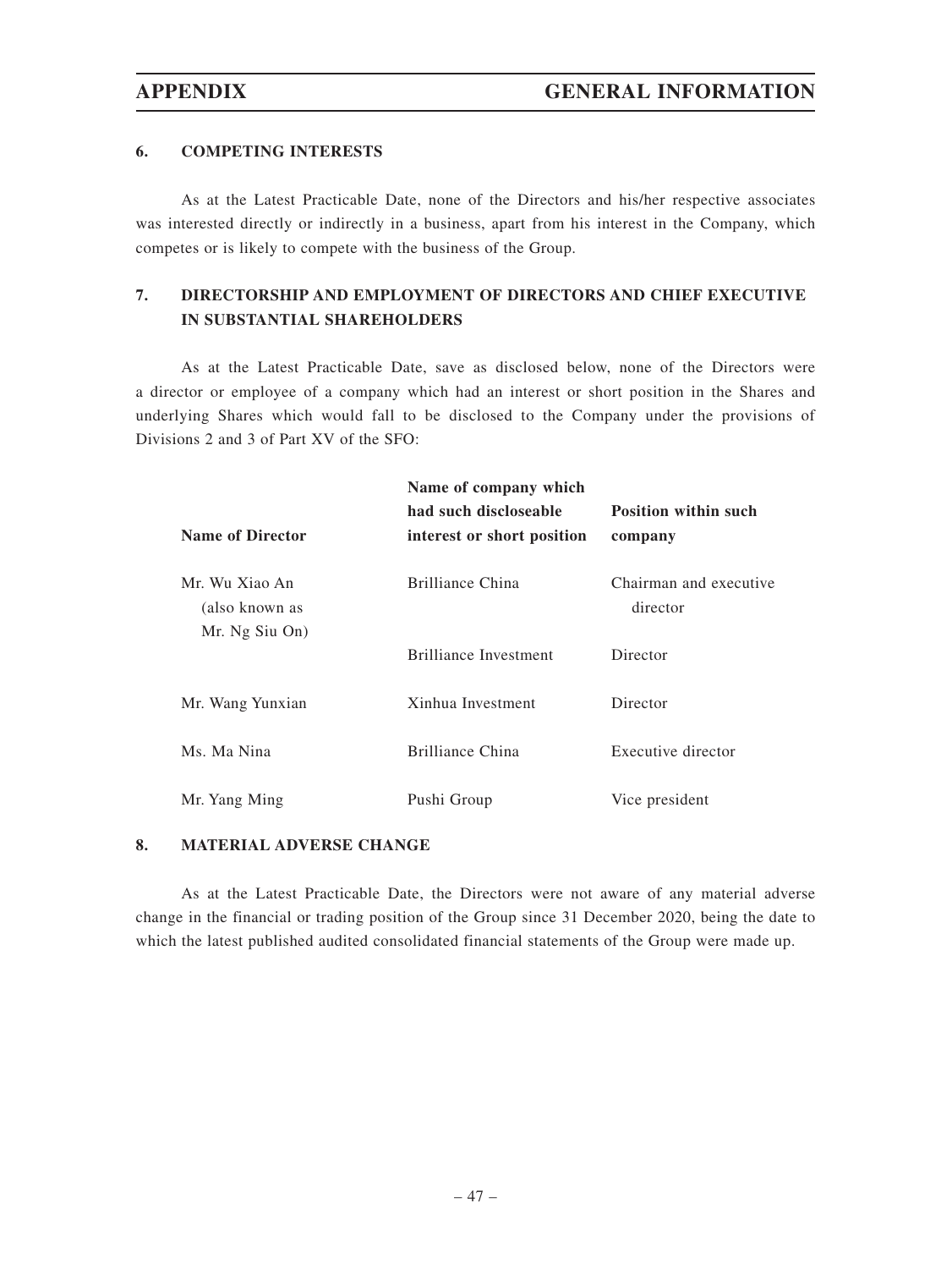## 6. COMPETING INTERESTS

As at the Latest Practicable Date, none of the Directors and his/her respective associates was interested directly or indirectly in a business, apart from his interest in the Company, which competes or is likely to compete with the business of the Group.

## 7. DIRECTORSHIP AND EMPLOYMENT OF DIRECTORS AND CHIEF EXECUTIVE IN SUBSTANTIAL SHAREHOLDERS

As at the Latest Practicable Date, save as disclosed below, none of the Directors were a director or employee of a company which had an interest or short position in the Shares and underlying Shares which would fall to be disclosed to the Company under the provisions of Divisions 2 and 3 of Part XV of the SFO:

| Name of Director | Name of company which had such discloseable interest or short position | Position within such company |
|---|---|---|
| Mr. Wu Xiao An (also known as Mr. Ng Siu On) | Brilliance China | Chairman and executive director |
| | Brilliance Investment | Director |
| Mr. Wang Yunxian | Xinhua Investment | Director |
| Ms. Ma Nina | Brilliance China | Executive director |
| Mr. Yang Ming | Pushi Group | Vice president |

## 8. MATERIAL ADVERSE CHANGE

As at the Latest Practicable Date, the Directors were not aware of any material adverse change in the financial or trading position of the Group since 31 December 2020, being the date to which the latest published audited consolidated financial statements of the Group were made up.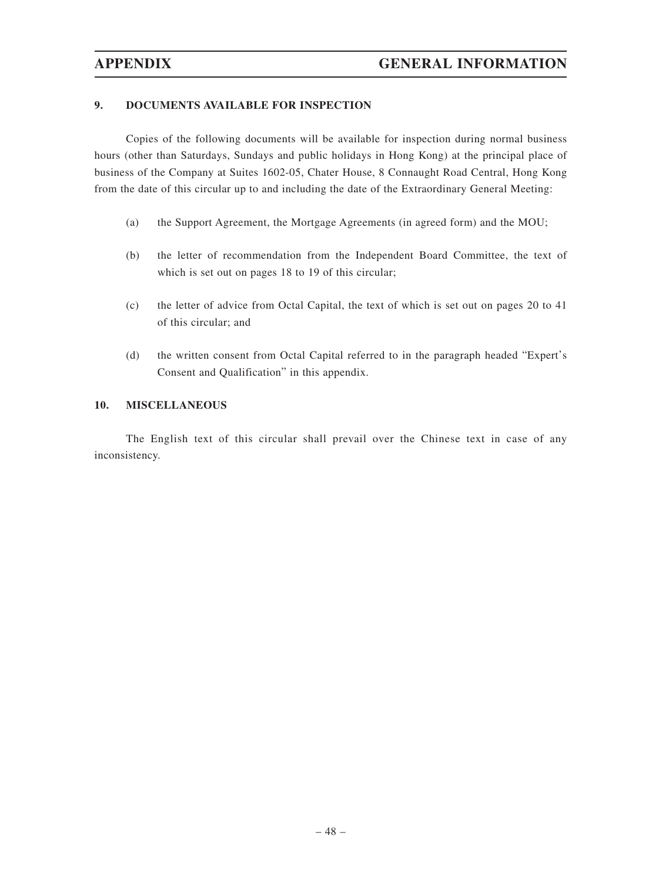## 9. DOCUMENTS AVAILABLE FOR INSPECTION

Copies of the following documents will be available for inspection during normal business hours (other than Saturdays, Sundays and public holidays in Hong Kong) at the principal place of business of the Company at Suites 1602-05, Chater House, 8 Connaught Road Central, Hong Kong from the date of this circular up to and including the date of the Extraordinary General Meeting:

(a) the Support Agreement, the Mortgage Agreements (in agreed form) and the MOU;

(b) the letter of recommendation from the Independent Board Committee, the text of which is set out on pages 18 to 19 of this circular;

(c) the letter of advice from Octal Capital, the text of which is set out on pages 20 to 41 of this circular; and

(d) the written consent from Octal Capital referred to in the paragraph headed "Expert's Consent and Qualification" in this appendix.

## 10. MISCELLANEOUS

The English text of this circular shall prevail over the Chinese text in case of any inconsistency.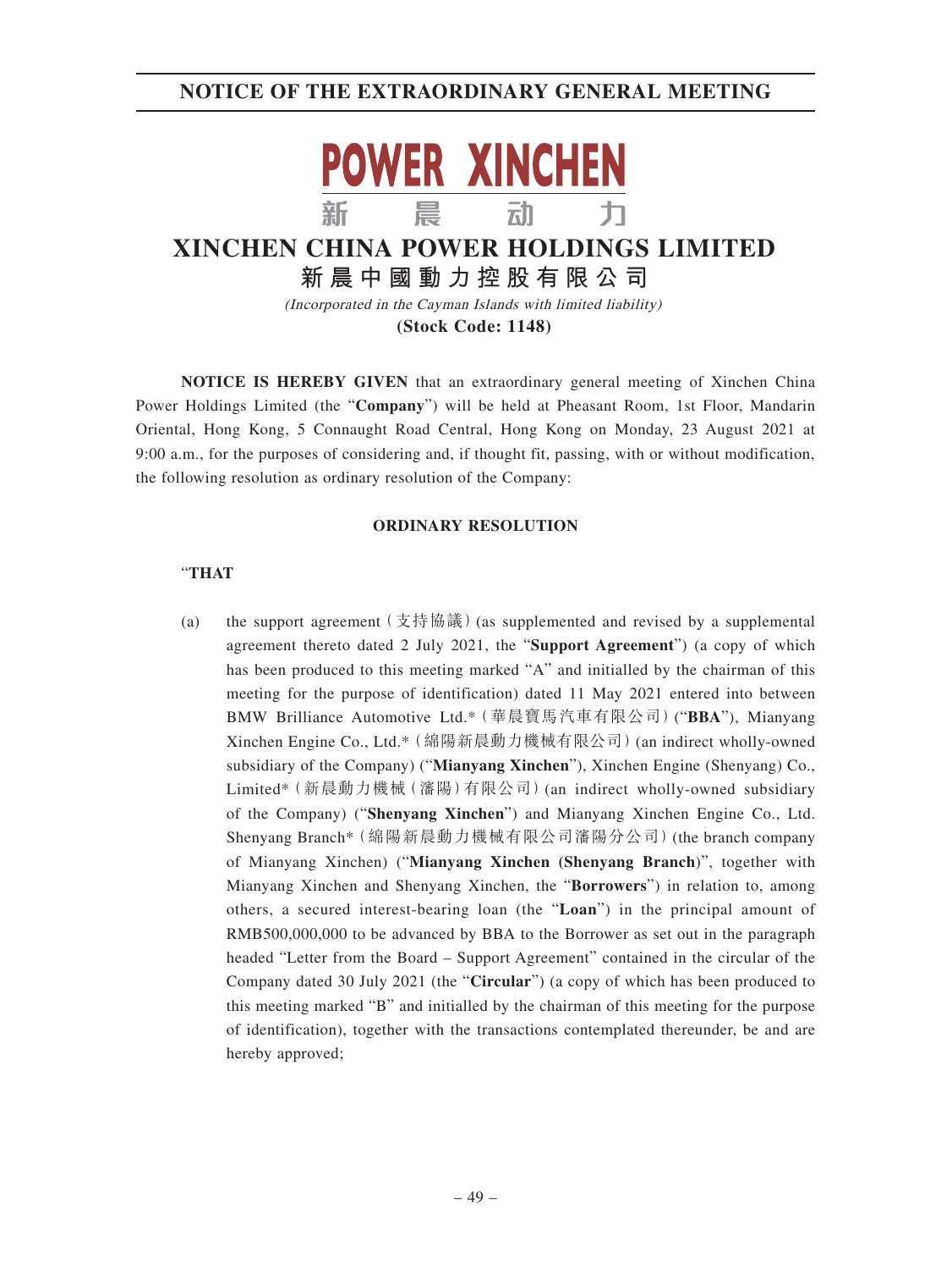# NOTICE OF THE EXTRAORDINARY GENERAL MEETING

POWER XINCHEN
新 晨 动 力

## XINCHEN CHINA POWER HOLDINGS LIMITED
## 新晨中國動力控股有限公司

*(Incorporated in the Cayman Islands with limited liability)*

**(Stock Code: 1148)**

**NOTICE IS HEREBY GIVEN** that an extraordinary general meeting of Xinchen China Power Holdings Limited (the "**Company**") will be held at Pheasant Room, 1st Floor, Mandarin Oriental, Hong Kong, 5 Connaught Road Central, Hong Kong on Monday, 23 August 2021 at 9:00 a.m., for the purposes of considering and, if thought fit, passing, with or without modification, the following resolution as ordinary resolution of the Company:

**ORDINARY RESOLUTION**

"**THAT**

(a) the support agreement（支持協議）(as supplemented and revised by a supplemental agreement thereto dated 2 July 2021, the "**Support Agreement**") (a copy of which has been produced to this meeting marked "A" and initialled by the chairman of this meeting for the purpose of identification) dated 11 May 2021 entered into between BMW Brilliance Automotive Ltd.*（華晨寶馬汽車有限公司）("**BBA**"), Mianyang Xinchen Engine Co., Ltd.*（綿陽新晨動力機械有限公司）(an indirect wholly-owned subsidiary of the Company) ("**Mianyang Xinchen**"), Xinchen Engine (Shenyang) Co., Limited*（新晨動力機械（瀋陽）有限公司）(an indirect wholly-owned subsidiary of the Company) ("**Shenyang Xinchen**") and Mianyang Xinchen Engine Co., Ltd. Shenyang Branch*（綿陽新晨動力機械有限公司瀋陽分公司）(the branch company of Mianyang Xinchen) ("**Mianyang Xinchen (Shenyang Branch)**", together with Mianyang Xinchen and Shenyang Xinchen, the "**Borrowers**") in relation to, among others, a secured interest-bearing loan (the "**Loan**") in the principal amount of RMB500,000,000 to be advanced by BBA to the Borrower as set out in the paragraph headed "Letter from the Board – Support Agreement" contained in the circular of the Company dated 30 July 2021 (the "**Circular**") (a copy of which has been produced to this meeting marked "B" and initialled by the chairman of this meeting for the purpose of identification), together with the transactions contemplated thereunder, be and are hereby approved;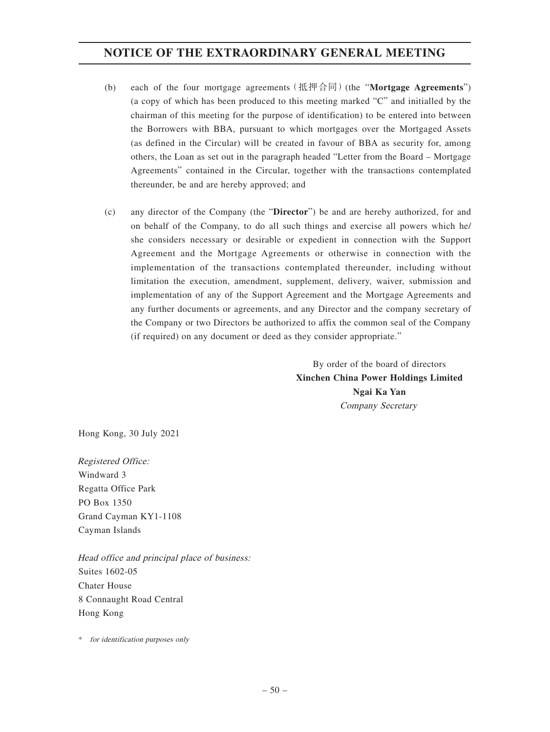(b) each of the four mortgage agreements（抵押合同）(the "**Mortgage Agreements**") (a copy of which has been produced to this meeting marked "C" and initialled by the chairman of this meeting for the purpose of identification) to be entered into between the Borrowers with BBA, pursuant to which mortgages over the Mortgaged Assets (as defined in the Circular) will be created in favour of BBA as security for, among others, the Loan as set out in the paragraph headed "Letter from the Board – Mortgage Agreements" contained in the Circular, together with the transactions contemplated thereunder, be and are hereby approved; and

(c) any director of the Company (the "**Director**") be and are hereby authorized, for and on behalf of the Company, to do all such things and exercise all powers which he/she considers necessary or desirable or expedient in connection with the Support Agreement and the Mortgage Agreements or otherwise in connection with the implementation of the transactions contemplated thereunder, including without limitation the execution, amendment, supplement, delivery, waiver, submission and implementation of any of the Support Agreement and the Mortgage Agreements and any further documents or agreements, and any Director and the company secretary of the Company or two Directors be authorized to affix the common seal of the Company (if required) on any document or deed as they consider appropriate."

By order of the board of directors
**Xinchen China Power Holdings Limited**
**Ngai Ka Yan**
*Company Secretary*

Hong Kong, 30 July 2021

*Registered Office:*
Windward 3
Regatta Office Park
PO Box 1350
Grand Cayman KY1-1108
Cayman Islands

*Head office and principal place of business:*
Suites 1602-05
Chater House
8 Connaught Road Central
Hong Kong

\* *for identification purposes only*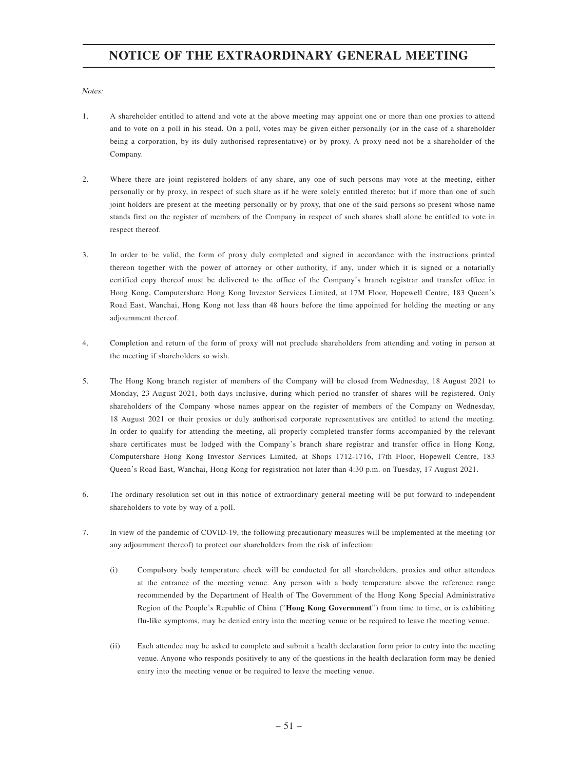# NOTICE OF THE EXTRAORDINARY GENERAL MEETING

*Notes:*

1. A shareholder entitled to attend and vote at the above meeting may appoint one or more than one proxies to attend and to vote on a poll in his stead. On a poll, votes may be given either personally (or in the case of a shareholder being a corporation, by its duly authorised representative) or by proxy. A proxy need not be a shareholder of the Company.

2. Where there are joint registered holders of any share, any one of such persons may vote at the meeting, either personally or by proxy, in respect of such share as if he were solely entitled thereto; but if more than one of such joint holders are present at the meeting personally or by proxy, that one of the said persons so present whose name stands first on the register of members of the Company in respect of such shares shall alone be entitled to vote in respect thereof.

3. In order to be valid, the form of proxy duly completed and signed in accordance with the instructions printed thereon together with the power of attorney or other authority, if any, under which it is signed or a notarially certified copy thereof must be delivered to the office of the Company's branch registrar and transfer office in Hong Kong, Computershare Hong Kong Investor Services Limited, at 17M Floor, Hopewell Centre, 183 Queen's Road East, Wanchai, Hong Kong not less than 48 hours before the time appointed for holding the meeting or any adjournment thereof.

4. Completion and return of the form of proxy will not preclude shareholders from attending and voting in person at the meeting if shareholders so wish.

5. The Hong Kong branch register of members of the Company will be closed from Wednesday, 18 August 2021 to Monday, 23 August 2021, both days inclusive, during which period no transfer of shares will be registered. Only shareholders of the Company whose names appear on the register of members of the Company on Wednesday, 18 August 2021 or their proxies or duly authorised corporate representatives are entitled to attend the meeting. In order to qualify for attending the meeting, all properly completed transfer forms accompanied by the relevant share certificates must be lodged with the Company's branch share registrar and transfer office in Hong Kong, Computershare Hong Kong Investor Services Limited, at Shops 1712-1716, 17th Floor, Hopewell Centre, 183 Queen's Road East, Wanchai, Hong Kong for registration not later than 4:30 p.m. on Tuesday, 17 August 2021.

6. The ordinary resolution set out in this notice of extraordinary general meeting will be put forward to independent shareholders to vote by way of a poll.

7. In view of the pandemic of COVID-19, the following precautionary measures will be implemented at the meeting (or any adjournment thereof) to protect our shareholders from the risk of infection:

   (i) Compulsory body temperature check will be conducted for all shareholders, proxies and other attendees at the entrance of the meeting venue. Any person with a body temperature above the reference range recommended by the Department of Health of The Government of the Hong Kong Special Administrative Region of the People's Republic of China ("**Hong Kong Government**") from time to time, or is exhibiting flu-like symptoms, may be denied entry into the meeting venue or be required to leave the meeting venue.

   (ii) Each attendee may be asked to complete and submit a health declaration form prior to entry into the meeting venue. Anyone who responds positively to any of the questions in the health declaration form may be denied entry into the meeting venue or be required to leave the meeting venue.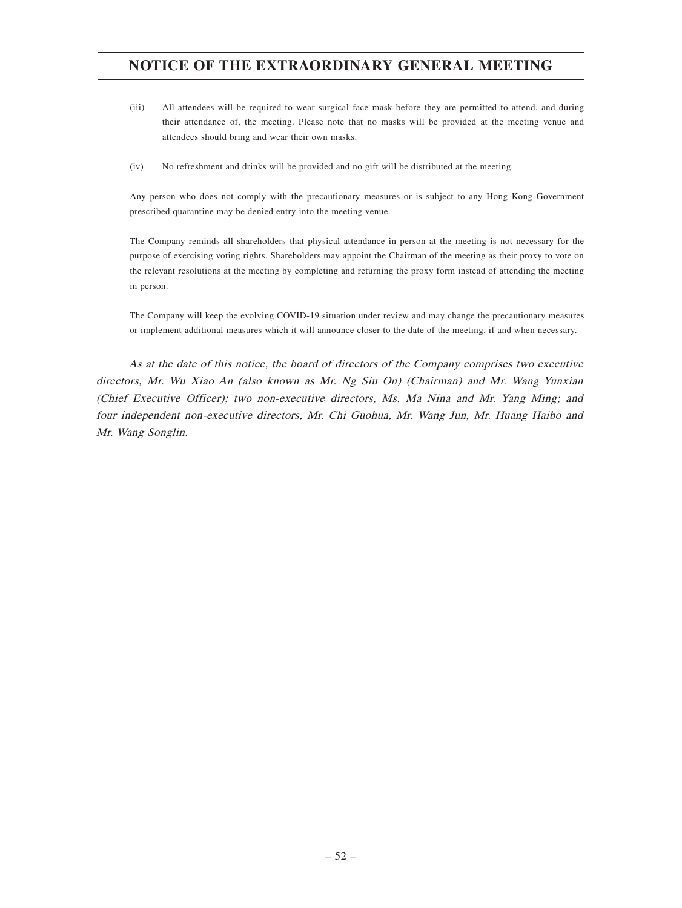(iii) All attendees will be required to wear surgical face mask before they are permitted to attend, and during their attendance of, the meeting. Please note that no masks will be provided at the meeting venue and attendees should bring and wear their own masks.

(iv) No refreshment and drinks will be provided and no gift will be distributed at the meeting.

Any person who does not comply with the precautionary measures or is subject to any Hong Kong Government prescribed quarantine may be denied entry into the meeting venue.

The Company reminds all shareholders that physical attendance in person at the meeting is not necessary for the purpose of exercising voting rights. Shareholders may appoint the Chairman of the meeting as their proxy to vote on the relevant resolutions at the meeting by completing and returning the proxy form instead of attending the meeting in person.

The Company will keep the evolving COVID-19 situation under review and may change the precautionary measures or implement additional measures which it will announce closer to the date of the meeting, if and when necessary.

*As at the date of this notice, the board of directors of the Company comprises two executive directors, Mr. Wu Xiao An (also known as Mr. Ng Siu On) (Chairman) and Mr. Wang Yunxian (Chief Executive Officer); two non-executive directors, Ms. Ma Nina and Mr. Yang Ming; and four independent non-executive directors, Mr. Chi Guohua, Mr. Wang Jun, Mr. Huang Haibo and Mr. Wang Songlin.*